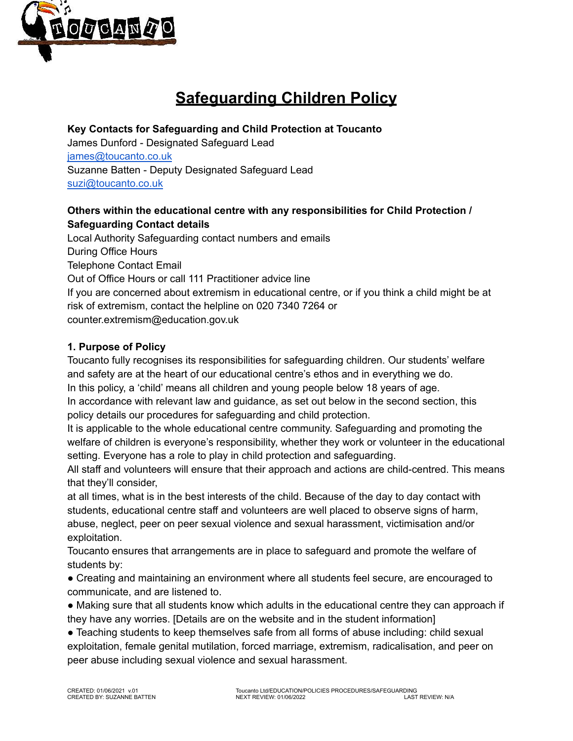# Safeguarding Children Policy

**Key Contacts for Safeguarding and Child Protection at Toucanto**
James Dunford - Designated Safeguard Lead
james@toucanto.co.uk
Suzanne Batten - Deputy Designated Safeguard Lead
suzi@toucanto.co.uk

**Others within the educational centre with any responsibilities for Child Protection / Safeguarding Contact details**
Local Authority Safeguarding contact numbers and emails
During Office Hours
Telephone Contact Email
Out of Office Hours or call 111 Practitioner advice line
If you are concerned about extremism in educational centre, or if you think a child might be at risk of extremism, contact the helpline on 020 7340 7264 or counter.extremism@education.gov.uk

**1. Purpose of Policy**
Toucanto fully recognises its responsibilities for safeguarding children. Our students' welfare and safety are at the heart of our educational centre's ethos and in everything we do.
In this policy, a 'child' means all children and young people below 18 years of age.
In accordance with relevant law and guidance, as set out below in the second section, this policy details our procedures for safeguarding and child protection.
It is applicable to the whole educational centre community. Safeguarding and promoting the welfare of children is everyone's responsibility, whether they work or volunteer in the educational setting. Everyone has a role to play in child protection and safeguarding.
All staff and volunteers will ensure that their approach and actions are child-centred. This means that they'll consider,
at all times, what is in the best interests of the child. Because of the day to day contact with students, educational centre staff and volunteers are well placed to observe signs of harm, abuse, neglect, peer on peer sexual violence and sexual harassment, victimisation and/or exploitation.
Toucanto ensures that arrangements are in place to safeguard and promote the welfare of students by:

- Creating and maintaining an environment where all students feel secure, are encouraged to communicate, and are listened to.
- Making sure that all students know which adults in the educational centre they can approach if they have any worries. [Details are on the website and in the student information]
- Teaching students to keep themselves safe from all forms of abuse including: child sexual exploitation, female genital mutilation, forced marriage, extremism, radicalisation, and peer on peer abuse including sexual violence and sexual harassment.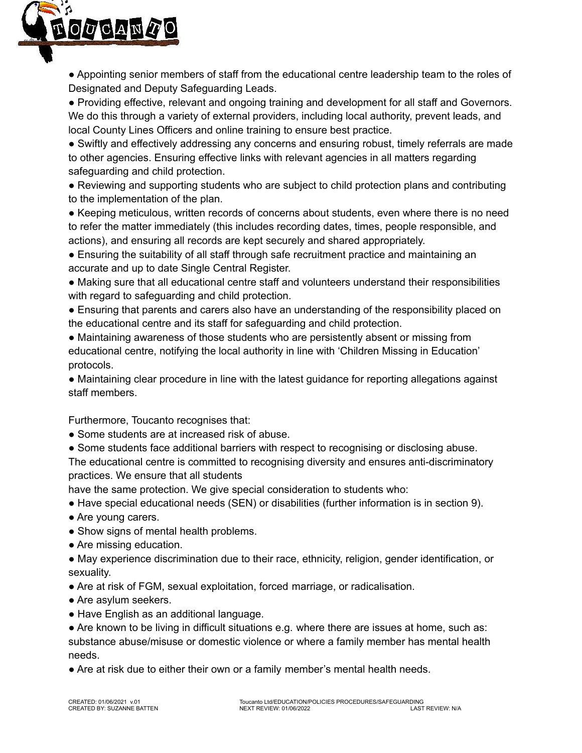- Appointing senior members of staff from the educational centre leadership team to the roles of Designated and Deputy Safeguarding Leads.
- Providing effective, relevant and ongoing training and development for all staff and Governors. We do this through a variety of external providers, including local authority, prevent leads, and local County Lines Officers and online training to ensure best practice.
- Swiftly and effectively addressing any concerns and ensuring robust, timely referrals are made to other agencies. Ensuring effective links with relevant agencies in all matters regarding safeguarding and child protection.
- Reviewing and supporting students who are subject to child protection plans and contributing to the implementation of the plan.
- Keeping meticulous, written records of concerns about students, even where there is no need to refer the matter immediately (this includes recording dates, times, people responsible, and actions), and ensuring all records are kept securely and shared appropriately.
- Ensuring the suitability of all staff through safe recruitment practice and maintaining an accurate and up to date Single Central Register.
- Making sure that all educational centre staff and volunteers understand their responsibilities with regard to safeguarding and child protection.
- Ensuring that parents and carers also have an understanding of the responsibility placed on the educational centre and its staff for safeguarding and child protection.
- Maintaining awareness of those students who are persistently absent or missing from educational centre, notifying the local authority in line with 'Children Missing in Education' protocols.
- Maintaining clear procedure in line with the latest guidance for reporting allegations against staff members.

Furthermore, Toucanto recognises that:

- Some students are at increased risk of abuse.
- Some students face additional barriers with respect to recognising or disclosing abuse.

The educational centre is committed to recognising diversity and ensures anti-discriminatory practices. We ensure that all students have the same protection. We give special consideration to students who:

- Have special educational needs (SEN) or disabilities (further information is in section 9).
- Are young carers.
- Show signs of mental health problems.
- Are missing education.
- May experience discrimination due to their race, ethnicity, religion, gender identification, or sexuality.
- Are at risk of FGM, sexual exploitation, forced marriage, or radicalisation.
- Are asylum seekers.
- Have English as an additional language.
- Are known to be living in difficult situations e.g. where there are issues at home, such as: substance abuse/misuse or domestic violence or where a family member has mental health needs.
- Are at risk due to either their own or a family member's mental health needs.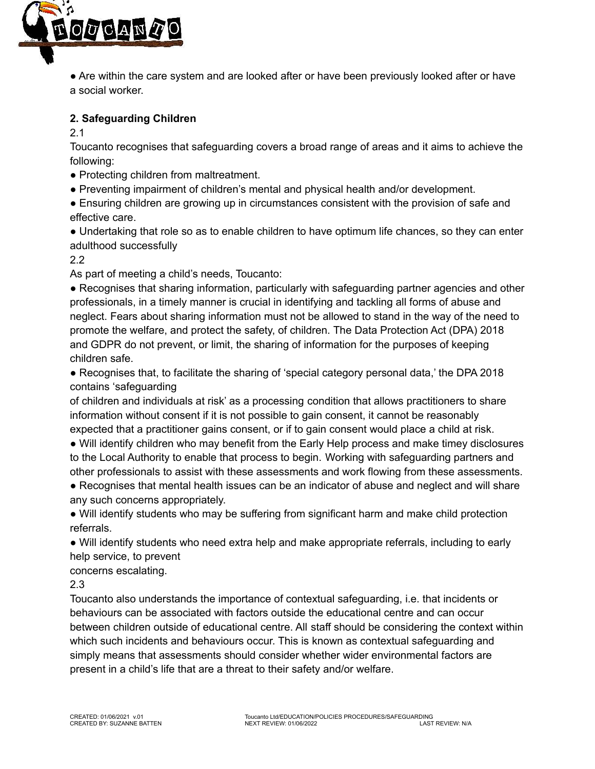- Are within the care system and are looked after or have been previously looked after or have a social worker.

## 2. Safeguarding Children

2.1

Toucanto recognises that safeguarding covers a broad range of areas and it aims to achieve the following:

- Protecting children from maltreatment.
- Preventing impairment of children's mental and physical health and/or development.
- Ensuring children are growing up in circumstances consistent with the provision of safe and effective care.
- Undertaking that role so as to enable children to have optimum life chances, so they can enter adulthood successfully

2.2

As part of meeting a child's needs, Toucanto:

- Recognises that sharing information, particularly with safeguarding partner agencies and other professionals, in a timely manner is crucial in identifying and tackling all forms of abuse and neglect. Fears about sharing information must not be allowed to stand in the way of the need to promote the welfare, and protect the safety, of children. The Data Protection Act (DPA) 2018 and GDPR do not prevent, or limit, the sharing of information for the purposes of keeping children safe.
- Recognises that, to facilitate the sharing of 'special category personal data,' the DPA 2018 contains 'safeguarding of children and individuals at risk' as a processing condition that allows practitioners to share information without consent if it is not possible to gain consent, it cannot be reasonably expected that a practitioner gains consent, or if to gain consent would place a child at risk.
- Will identify children who may benefit from the Early Help process and make timey disclosures to the Local Authority to enable that process to begin. Working with safeguarding partners and other professionals to assist with these assessments and work flowing from these assessments.
- Recognises that mental health issues can be an indicator of abuse and neglect and will share any such concerns appropriately.
- Will identify students who may be suffering from significant harm and make child protection referrals.
- Will identify students who need extra help and make appropriate referrals, including to early help service, to prevent concerns escalating.

2.3

Toucanto also understands the importance of contextual safeguarding, i.e. that incidents or behaviours can be associated with factors outside the educational centre and can occur between children outside of educational centre. All staff should be considering the context within which such incidents and behaviours occur. This is known as contextual safeguarding and simply means that assessments should consider whether wider environmental factors are present in a child's life that are a threat to their safety and/or welfare.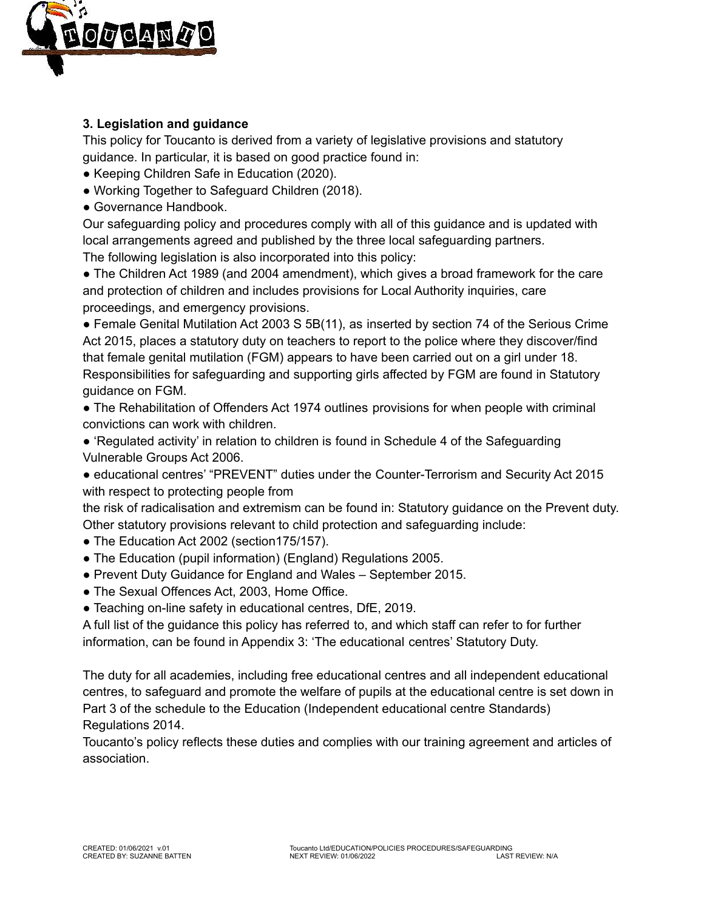### 3. Legislation and guidance

This policy for Toucanto is derived from a variety of legislative provisions and statutory guidance. In particular, it is based on good practice found in:

- Keeping Children Safe in Education (2020).
- Working Together to Safeguard Children (2018).
- Governance Handbook.

Our safeguarding policy and procedures comply with all of this guidance and is updated with local arrangements agreed and published by the three local safeguarding partners.

The following legislation is also incorporated into this policy:

- The Children Act 1989 (and 2004 amendment), which gives a broad framework for the care and protection of children and includes provisions for Local Authority inquiries, care proceedings, and emergency provisions.
- Female Genital Mutilation Act 2003 S 5B(11), as inserted by section 74 of the Serious Crime Act 2015, places a statutory duty on teachers to report to the police where they discover/find that female genital mutilation (FGM) appears to have been carried out on a girl under 18. Responsibilities for safeguarding and supporting girls affected by FGM are found in Statutory guidance on FGM.
- The Rehabilitation of Offenders Act 1974 outlines provisions for when people with criminal convictions can work with children.
- 'Regulated activity' in relation to children is found in Schedule 4 of the Safeguarding Vulnerable Groups Act 2006.
- educational centres' "PREVENT" duties under the Counter-Terrorism and Security Act 2015 with respect to protecting people from the risk of radicalisation and extremism can be found in: Statutory guidance on the Prevent duty.

Other statutory provisions relevant to child protection and safeguarding include:

- The Education Act 2002 (section175/157).
- The Education (pupil information) (England) Regulations 2005.
- Prevent Duty Guidance for England and Wales – September 2015.
- The Sexual Offences Act, 2003, Home Office.
- Teaching on-line safety in educational centres, DfE, 2019.

A full list of the guidance this policy has referred to, and which staff can refer to for further information, can be found in Appendix 3: 'The educational centres' Statutory Duty.

The duty for all academies, including free educational centres and all independent educational centres, to safeguard and promote the welfare of pupils at the educational centre is set down in Part 3 of the schedule to the Education (Independent educational centre Standards) Regulations 2014.

Toucanto's policy reflects these duties and complies with our training agreement and articles of association.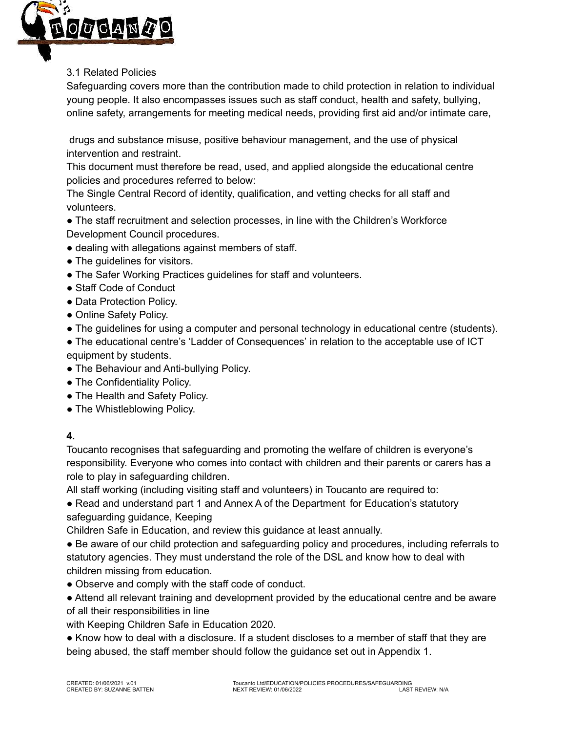### 3.1 Related Policies

Safeguarding covers more than the contribution made to child protection in relation to individual young people. It also encompasses issues such as staff conduct, health and safety, bullying, online safety, arrangements for meeting medical needs, providing first aid and/or intimate care, drugs and substance misuse, positive behaviour management, and the use of physical intervention and restraint.

This document must therefore be read, used, and applied alongside the educational centre policies and procedures referred to below:

The Single Central Record of identity, qualification, and vetting checks for all staff and volunteers.

- The staff recruitment and selection processes, in line with the Children's Workforce Development Council procedures.
- dealing with allegations against members of staff.
- The guidelines for visitors.
- The Safer Working Practices guidelines for staff and volunteers.
- Staff Code of Conduct
- Data Protection Policy.
- Online Safety Policy.
- The guidelines for using a computer and personal technology in educational centre (students).
- The educational centre's 'Ladder of Consequences' in relation to the acceptable use of ICT equipment by students.
- The Behaviour and Anti-bullying Policy.
- The Confidentiality Policy.
- The Health and Safety Policy.
- The Whistleblowing Policy.

## 4.

Toucanto recognises that safeguarding and promoting the welfare of children is everyone's responsibility. Everyone who comes into contact with children and their parents or carers has a role to play in safeguarding children.

All staff working (including visiting staff and volunteers) in Toucanto are required to:

- Read and understand part 1 and Annex A of the Department for Education's statutory safeguarding guidance, Keeping Children Safe in Education, and review this guidance at least annually.
- Be aware of our child protection and safeguarding policy and procedures, including referrals to statutory agencies. They must understand the role of the DSL and know how to deal with children missing from education.
- Observe and comply with the staff code of conduct.
- Attend all relevant training and development provided by the educational centre and be aware of all their responsibilities in line with Keeping Children Safe in Education 2020.
- Know how to deal with a disclosure. If a student discloses to a member of staff that they are being abused, the staff member should follow the guidance set out in Appendix 1.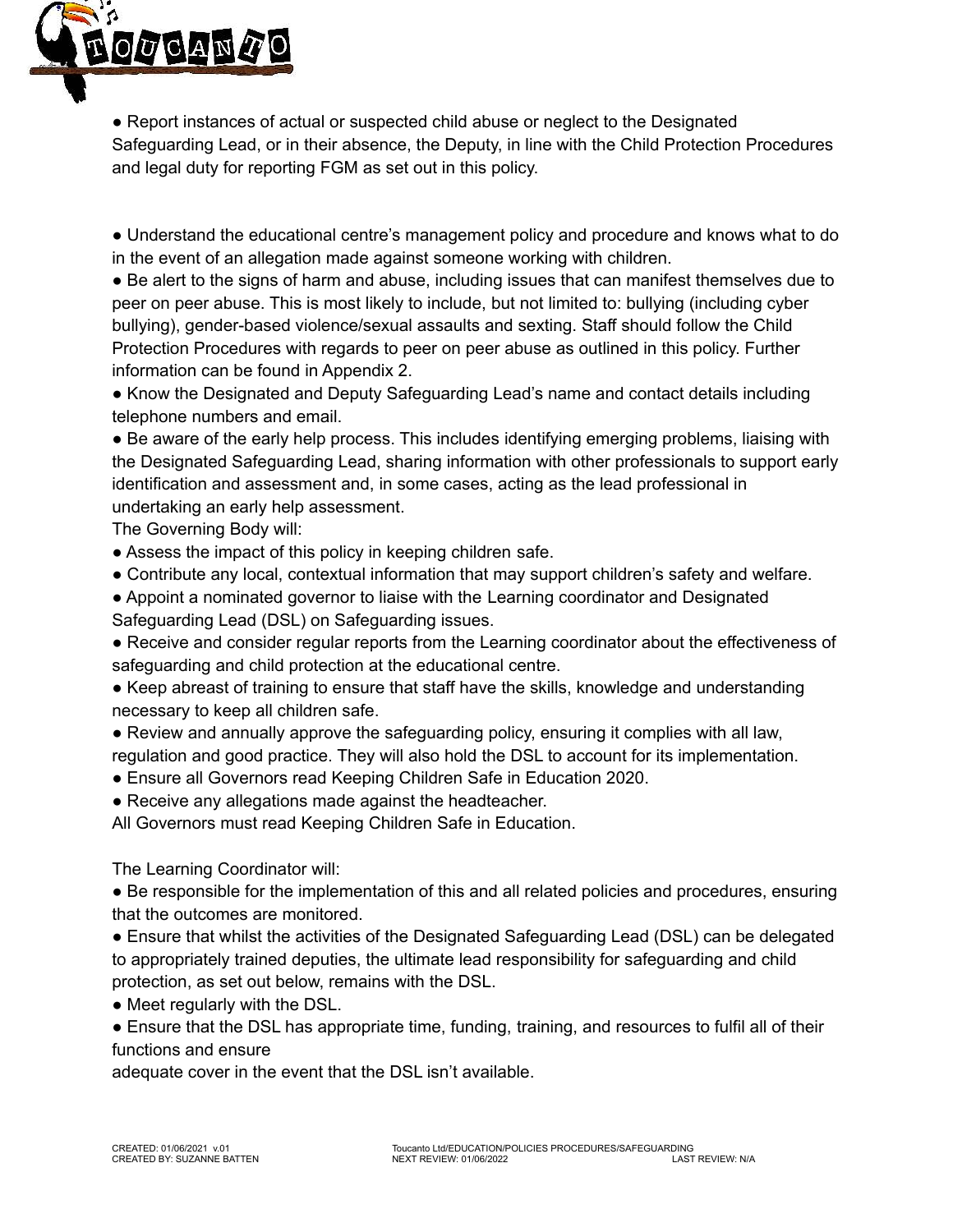- Report instances of actual or suspected child abuse or neglect to the Designated Safeguarding Lead, or in their absence, the Deputy, in line with the Child Protection Procedures and legal duty for reporting FGM as set out in this policy.

- Understand the educational centre's management policy and procedure and knows what to do in the event of an allegation made against someone working with children.
- Be alert to the signs of harm and abuse, including issues that can manifest themselves due to peer on peer abuse. This is most likely to include, but not limited to: bullying (including cyber bullying), gender-based violence/sexual assaults and sexting. Staff should follow the Child Protection Procedures with regards to peer on peer abuse as outlined in this policy. Further information can be found in Appendix 2.
- Know the Designated and Deputy Safeguarding Lead's name and contact details including telephone numbers and email.
- Be aware of the early help process. This includes identifying emerging problems, liaising with the Designated Safeguarding Lead, sharing information with other professionals to support early identification and assessment and, in some cases, acting as the lead professional in undertaking an early help assessment.

The Governing Body will:

- Assess the impact of this policy in keeping children safe.
- Contribute any local, contextual information that may support children's safety and welfare.
- Appoint a nominated governor to liaise with the Learning coordinator and Designated Safeguarding Lead (DSL) on Safeguarding issues.
- Receive and consider regular reports from the Learning coordinator about the effectiveness of safeguarding and child protection at the educational centre.
- Keep abreast of training to ensure that staff have the skills, knowledge and understanding necessary to keep all children safe.
- Review and annually approve the safeguarding policy, ensuring it complies with all law, regulation and good practice. They will also hold the DSL to account for its implementation.
- Ensure all Governors read Keeping Children Safe in Education 2020.
- Receive any allegations made against the headteacher.

All Governors must read Keeping Children Safe in Education.

The Learning Coordinator will:

- Be responsible for the implementation of this and all related policies and procedures, ensuring that the outcomes are monitored.
- Ensure that whilst the activities of the Designated Safeguarding Lead (DSL) can be delegated to appropriately trained deputies, the ultimate lead responsibility for safeguarding and child protection, as set out below, remains with the DSL.
- Meet regularly with the DSL.
- Ensure that the DSL has appropriate time, funding, training, and resources to fulfil all of their functions and ensure adequate cover in the event that the DSL isn't available.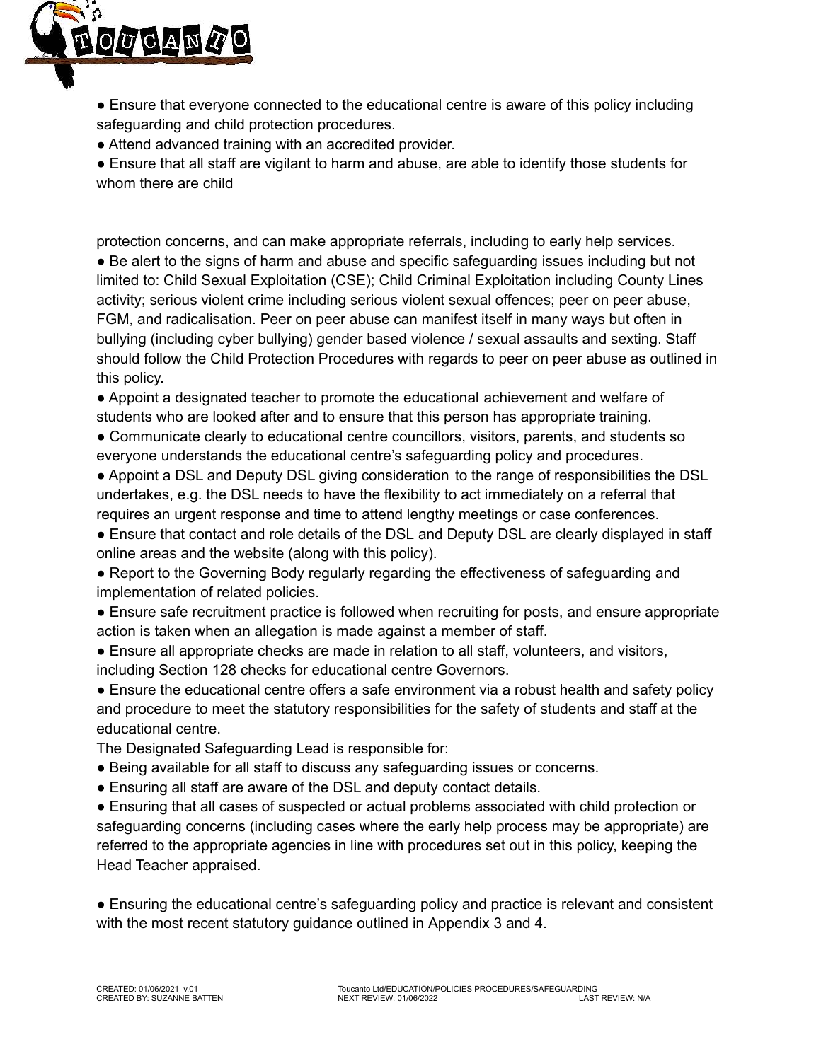- Ensure that everyone connected to the educational centre is aware of this policy including safeguarding and child protection procedures.
- Attend advanced training with an accredited provider.
- Ensure that all staff are vigilant to harm and abuse, are able to identify those students for whom there are child protection concerns, and can make appropriate referrals, including to early help services.
- Be alert to the signs of harm and abuse and specific safeguarding issues including but not limited to: Child Sexual Exploitation (CSE); Child Criminal Exploitation including County Lines activity; serious violent crime including serious violent sexual offences; peer on peer abuse, FGM, and radicalisation. Peer on peer abuse can manifest itself in many ways but often in bullying (including cyber bullying) gender based violence / sexual assaults and sexting. Staff should follow the Child Protection Procedures with regards to peer on peer abuse as outlined in this policy.
- Appoint a designated teacher to promote the educational achievement and welfare of students who are looked after and to ensure that this person has appropriate training.
- Communicate clearly to educational centre councillors, visitors, parents, and students so everyone understands the educational centre's safeguarding policy and procedures.
- Appoint a DSL and Deputy DSL giving consideration to the range of responsibilities the DSL undertakes, e.g. the DSL needs to have the flexibility to act immediately on a referral that requires an urgent response and time to attend lengthy meetings or case conferences.
- Ensure that contact and role details of the DSL and Deputy DSL are clearly displayed in staff online areas and the website (along with this policy).
- Report to the Governing Body regularly regarding the effectiveness of safeguarding and implementation of related policies.
- Ensure safe recruitment practice is followed when recruiting for posts, and ensure appropriate action is taken when an allegation is made against a member of staff.
- Ensure all appropriate checks are made in relation to all staff, volunteers, and visitors, including Section 128 checks for educational centre Governors.
- Ensure the educational centre offers a safe environment via a robust health and safety policy and procedure to meet the statutory responsibilities for the safety of students and staff at the educational centre.

The Designated Safeguarding Lead is responsible for:

- Being available for all staff to discuss any safeguarding issues or concerns.
- Ensuring all staff are aware of the DSL and deputy contact details.
- Ensuring that all cases of suspected or actual problems associated with child protection or safeguarding concerns (including cases where the early help process may be appropriate) are referred to the appropriate agencies in line with procedures set out in this policy, keeping the Head Teacher appraised.
- Ensuring the educational centre's safeguarding policy and practice is relevant and consistent with the most recent statutory guidance outlined in Appendix 3 and 4.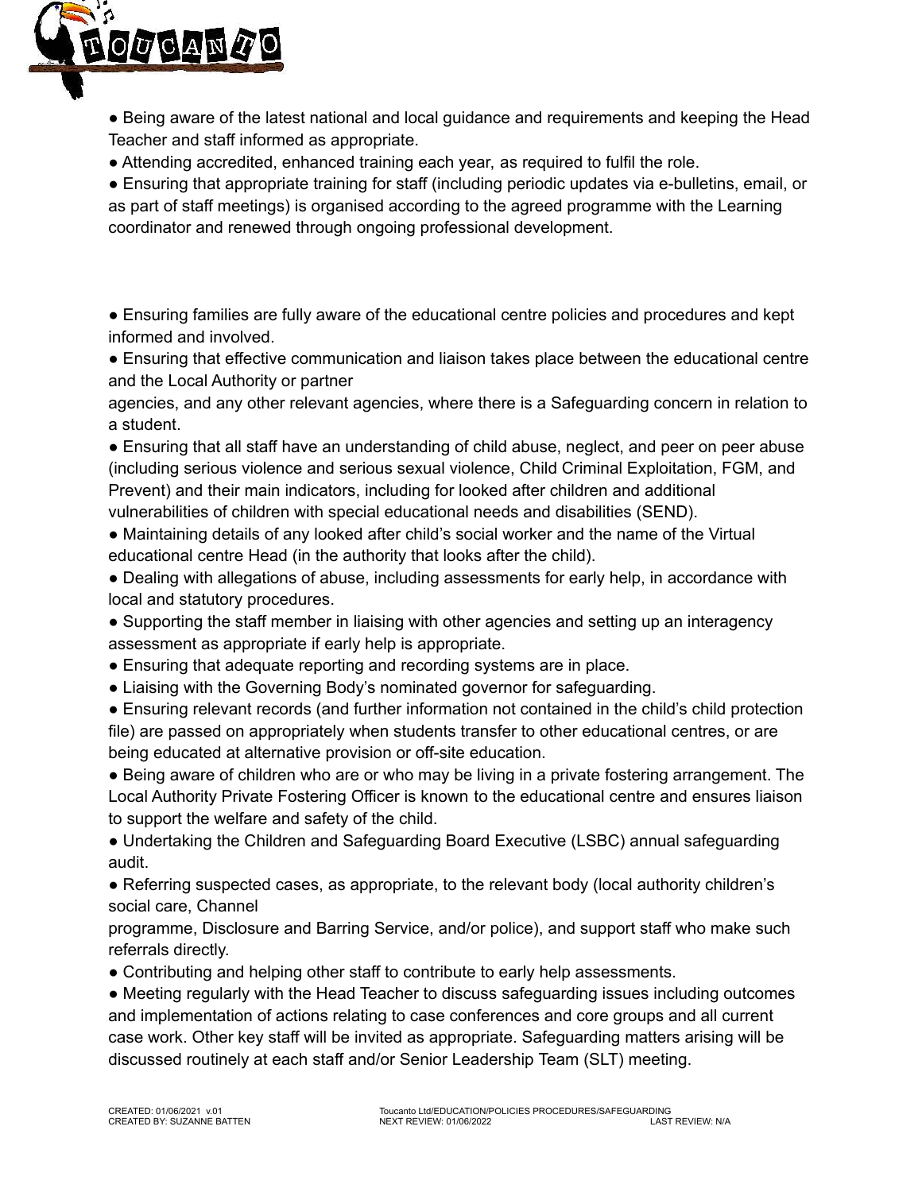- Being aware of the latest national and local guidance and requirements and keeping the Head Teacher and staff informed as appropriate.
- Attending accredited, enhanced training each year, as required to fulfil the role.
- Ensuring that appropriate training for staff (including periodic updates via e-bulletins, email, or as part of staff meetings) is organised according to the agreed programme with the Learning coordinator and renewed through ongoing professional development.

- Ensuring families are fully aware of the educational centre policies and procedures and kept informed and involved.
- Ensuring that effective communication and liaison takes place between the educational centre and the Local Authority or partner agencies, and any other relevant agencies, where there is a Safeguarding concern in relation to a student.
- Ensuring that all staff have an understanding of child abuse, neglect, and peer on peer abuse (including serious violence and serious sexual violence, Child Criminal Exploitation, FGM, and Prevent) and their main indicators, including for looked after children and additional vulnerabilities of children with special educational needs and disabilities (SEND).
- Maintaining details of any looked after child's social worker and the name of the Virtual educational centre Head (in the authority that looks after the child).
- Dealing with allegations of abuse, including assessments for early help, in accordance with local and statutory procedures.
- Supporting the staff member in liaising with other agencies and setting up an interagency assessment as appropriate if early help is appropriate.
- Ensuring that adequate reporting and recording systems are in place.
- Liaising with the Governing Body's nominated governor for safeguarding.
- Ensuring relevant records (and further information not contained in the child's child protection file) are passed on appropriately when students transfer to other educational centres, or are being educated at alternative provision or off-site education.
- Being aware of children who are or who may be living in a private fostering arrangement. The Local Authority Private Fostering Officer is known to the educational centre and ensures liaison to support the welfare and safety of the child.
- Undertaking the Children and Safeguarding Board Executive (LSBC) annual safeguarding audit.
- Referring suspected cases, as appropriate, to the relevant body (local authority children's social care, Channel programme, Disclosure and Barring Service, and/or police), and support staff who make such referrals directly.
- Contributing and helping other staff to contribute to early help assessments.
- Meeting regularly with the Head Teacher to discuss safeguarding issues including outcomes and implementation of actions relating to case conferences and core groups and all current case work. Other key staff will be invited as appropriate. Safeguarding matters arising will be discussed routinely at each staff and/or Senior Leadership Team (SLT) meeting.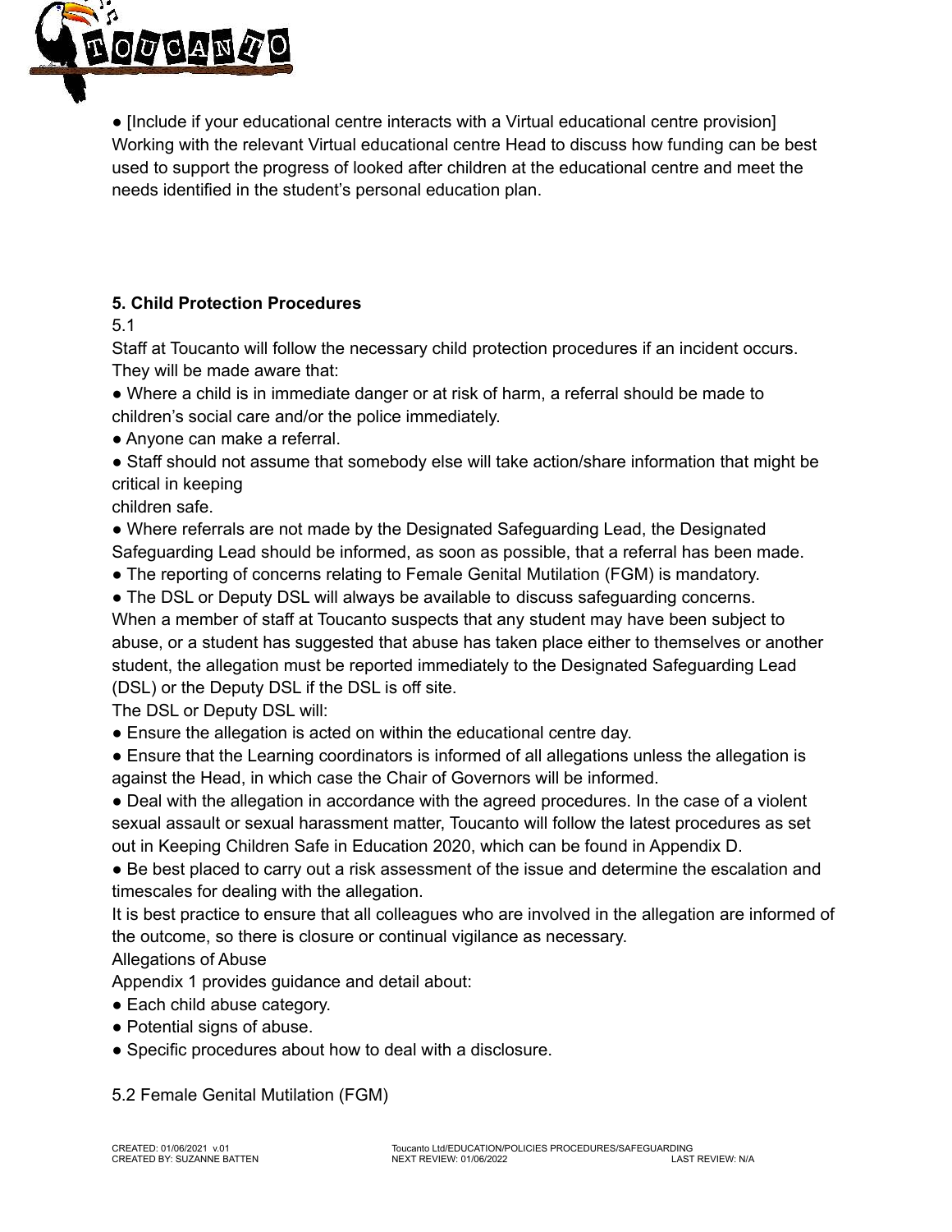- [Include if your educational centre interacts with a Virtual educational centre provision] Working with the relevant Virtual educational centre Head to discuss how funding can be best used to support the progress of looked after children at the educational centre and meet the needs identified in the student's personal education plan.

## 5. Child Protection Procedures

5.1

Staff at Toucanto will follow the necessary child protection procedures if an incident occurs. They will be made aware that:

- Where a child is in immediate danger or at risk of harm, a referral should be made to children's social care and/or the police immediately.
- Anyone can make a referral.
- Staff should not assume that somebody else will take action/share information that might be critical in keeping children safe.
- Where referrals are not made by the Designated Safeguarding Lead, the Designated Safeguarding Lead should be informed, as soon as possible, that a referral has been made.
- The reporting of concerns relating to Female Genital Mutilation (FGM) is mandatory.
- The DSL or Deputy DSL will always be available to discuss safeguarding concerns.

When a member of staff at Toucanto suspects that any student may have been subject to abuse, or a student has suggested that abuse has taken place either to themselves or another student, the allegation must be reported immediately to the Designated Safeguarding Lead (DSL) or the Deputy DSL if the DSL is off site.

The DSL or Deputy DSL will:

- Ensure the allegation is acted on within the educational centre day.
- Ensure that the Learning coordinators is informed of all allegations unless the allegation is against the Head, in which case the Chair of Governors will be informed.
- Deal with the allegation in accordance with the agreed procedures. In the case of a violent sexual assault or sexual harassment matter, Toucanto will follow the latest procedures as set out in Keeping Children Safe in Education 2020, which can be found in Appendix D.
- Be best placed to carry out a risk assessment of the issue and determine the escalation and timescales for dealing with the allegation.

It is best practice to ensure that all colleagues who are involved in the allegation are informed of the outcome, so there is closure or continual vigilance as necessary.

Allegations of Abuse

Appendix 1 provides guidance and detail about:

- Each child abuse category.
- Potential signs of abuse.
- Specific procedures about how to deal with a disclosure.

5.2 Female Genital Mutilation (FGM)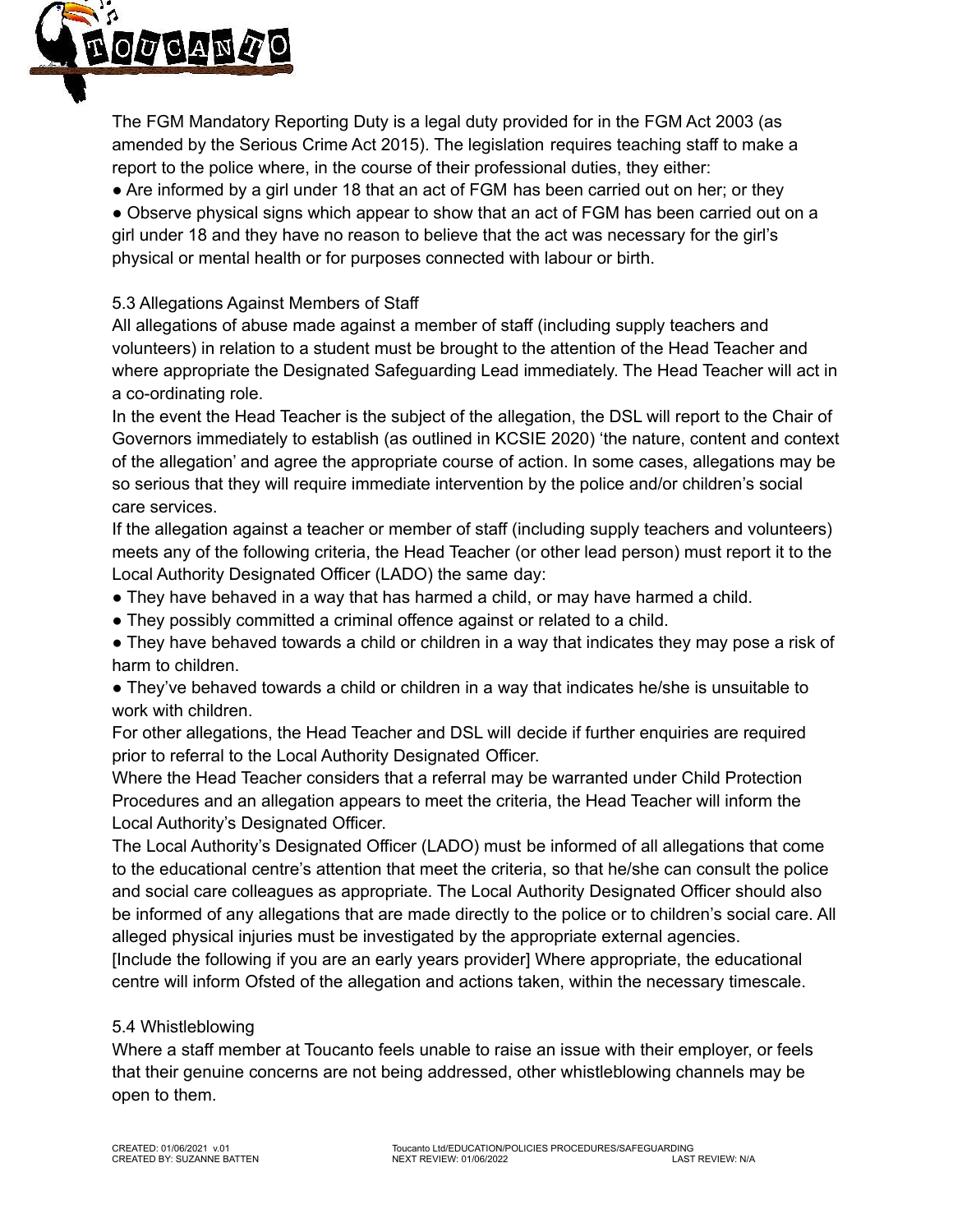The FGM Mandatory Reporting Duty is a legal duty provided for in the FGM Act 2003 (as amended by the Serious Crime Act 2015). The legislation requires teaching staff to make a report to the police where, in the course of their professional duties, they either:

- Are informed by a girl under 18 that an act of FGM has been carried out on her; or they
- Observe physical signs which appear to show that an act of FGM has been carried out on a girl under 18 and they have no reason to believe that the act was necessary for the girl's physical or mental health or for purposes connected with labour or birth.

### 5.3 Allegations Against Members of Staff

All allegations of abuse made against a member of staff (including supply teachers and volunteers) in relation to a student must be brought to the attention of the Head Teacher and where appropriate the Designated Safeguarding Lead immediately. The Head Teacher will act in a co-ordinating role.

In the event the Head Teacher is the subject of the allegation, the DSL will report to the Chair of Governors immediately to establish (as outlined in KCSIE 2020) 'the nature, content and context of the allegation' and agree the appropriate course of action. In some cases, allegations may be so serious that they will require immediate intervention by the police and/or children's social care services.

If the allegation against a teacher or member of staff (including supply teachers and volunteers) meets any of the following criteria, the Head Teacher (or other lead person) must report it to the Local Authority Designated Officer (LADO) the same day:

- They have behaved in a way that has harmed a child, or may have harmed a child.
- They possibly committed a criminal offence against or related to a child.
- They have behaved towards a child or children in a way that indicates they may pose a risk of harm to children.
- They've behaved towards a child or children in a way that indicates he/she is unsuitable to work with children.

For other allegations, the Head Teacher and DSL will decide if further enquiries are required prior to referral to the Local Authority Designated Officer.

Where the Head Teacher considers that a referral may be warranted under Child Protection Procedures and an allegation appears to meet the criteria, the Head Teacher will inform the Local Authority's Designated Officer.

The Local Authority's Designated Officer (LADO) must be informed of all allegations that come to the educational centre's attention that meet the criteria, so that he/she can consult the police and social care colleagues as appropriate. The Local Authority Designated Officer should also be informed of any allegations that are made directly to the police or to children's social care. All alleged physical injuries must be investigated by the appropriate external agencies.

[Include the following if you are an early years provider] Where appropriate, the educational centre will inform Ofsted of the allegation and actions taken, within the necessary timescale.

### 5.4 Whistleblowing

Where a staff member at Toucanto feels unable to raise an issue with their employer, or feels that their genuine concerns are not being addressed, other whistleblowing channels may be open to them.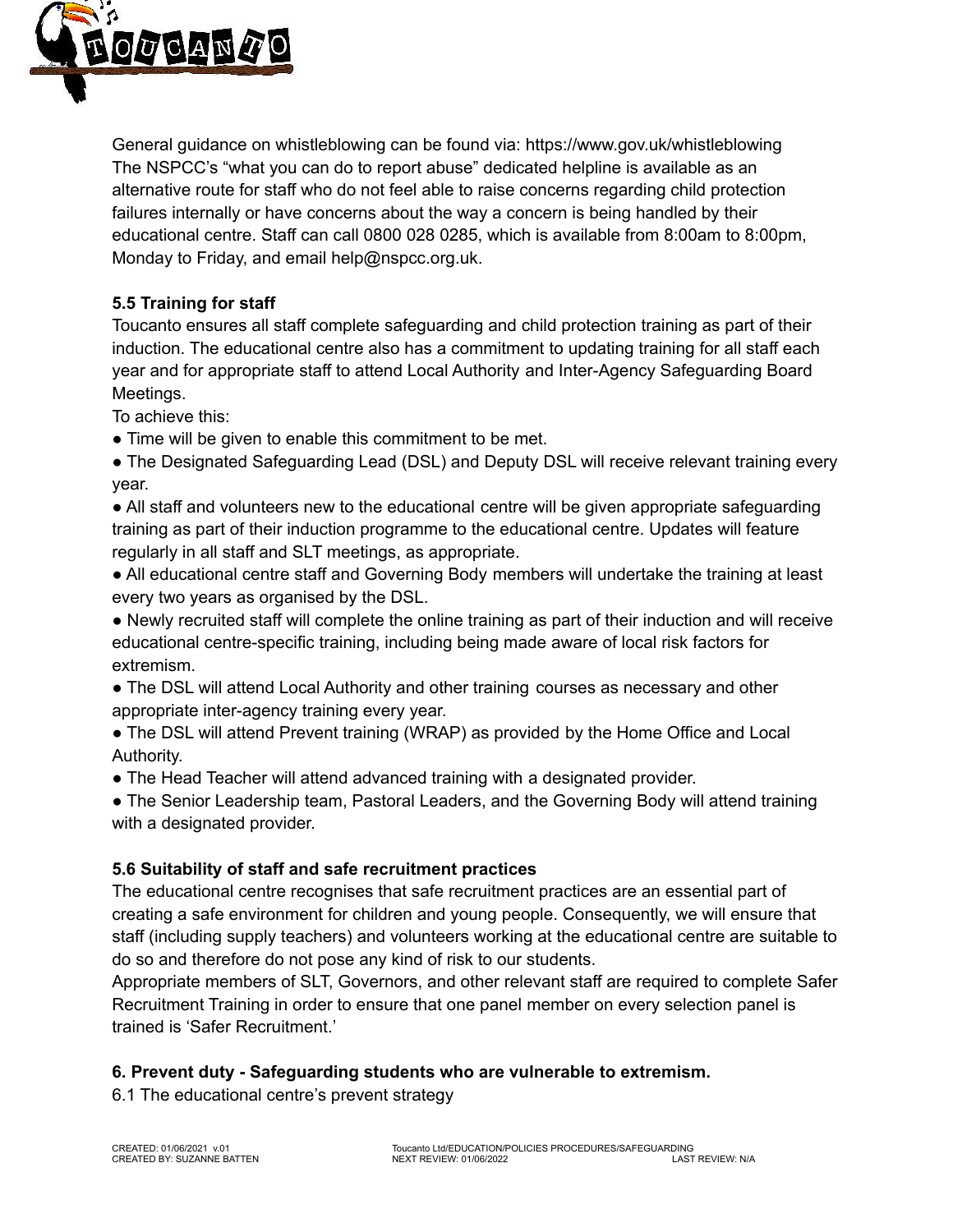General guidance on whistleblowing can be found via: https://www.gov.uk/whistleblowing
The NSPCC's "what you can do to report abuse" dedicated helpline is available as an alternative route for staff who do not feel able to raise concerns regarding child protection failures internally or have concerns about the way a concern is being handled by their educational centre. Staff can call 0800 028 0285, which is available from 8:00am to 8:00pm, Monday to Friday, and email help@nspcc.org.uk.

**5.5 Training for staff**

Toucanto ensures all staff complete safeguarding and child protection training as part of their induction. The educational centre also has a commitment to updating training for all staff each year and for appropriate staff to attend Local Authority and Inter-Agency Safeguarding Board Meetings.

To achieve this:

- Time will be given to enable this commitment to be met.
- The Designated Safeguarding Lead (DSL) and Deputy DSL will receive relevant training every year.
- All staff and volunteers new to the educational centre will be given appropriate safeguarding training as part of their induction programme to the educational centre. Updates will feature regularly in all staff and SLT meetings, as appropriate.
- All educational centre staff and Governing Body members will undertake the training at least every two years as organised by the DSL.
- Newly recruited staff will complete the online training as part of their induction and will receive educational centre-specific training, including being made aware of local risk factors for extremism.
- The DSL will attend Local Authority and other training courses as necessary and other appropriate inter-agency training every year.
- The DSL will attend Prevent training (WRAP) as provided by the Home Office and Local Authority.
- The Head Teacher will attend advanced training with a designated provider.
- The Senior Leadership team, Pastoral Leaders, and the Governing Body will attend training with a designated provider.

**5.6 Suitability of staff and safe recruitment practices**

The educational centre recognises that safe recruitment practices are an essential part of creating a safe environment for children and young people. Consequently, we will ensure that staff (including supply teachers) and volunteers working at the educational centre are suitable to do so and therefore do not pose any kind of risk to our students.

Appropriate members of SLT, Governors, and other relevant staff are required to complete Safer Recruitment Training in order to ensure that one panel member on every selection panel is trained is 'Safer Recruitment.'

**6. Prevent duty - Safeguarding students who are vulnerable to extremism.**

6.1 The educational centre's prevent strategy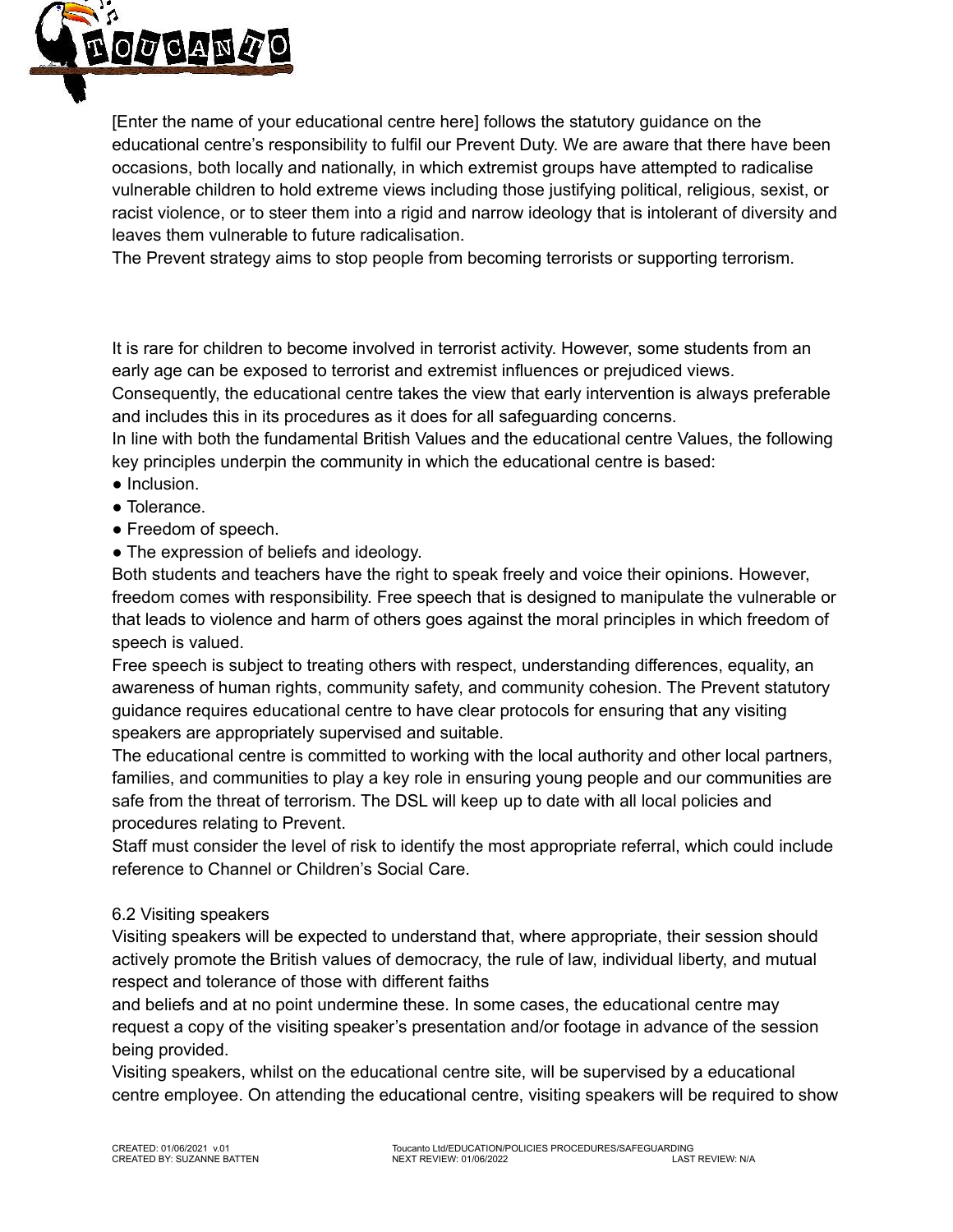[Enter the name of your educational centre here] follows the statutory guidance on the educational centre's responsibility to fulfil our Prevent Duty. We are aware that there have been occasions, both locally and nationally, in which extremist groups have attempted to radicalise vulnerable children to hold extreme views including those justifying political, religious, sexist, or racist violence, or to steer them into a rigid and narrow ideology that is intolerant of diversity and leaves them vulnerable to future radicalisation.

The Prevent strategy aims to stop people from becoming terrorists or supporting terrorism.

It is rare for children to become involved in terrorist activity. However, some students from an early age can be exposed to terrorist and extremist influences or prejudiced views.

Consequently, the educational centre takes the view that early intervention is always preferable and includes this in its procedures as it does for all safeguarding concerns.

In line with both the fundamental British Values and the educational centre Values, the following key principles underpin the community in which the educational centre is based:

- Inclusion.
- Tolerance.
- Freedom of speech.
- The expression of beliefs and ideology.

Both students and teachers have the right to speak freely and voice their opinions. However, freedom comes with responsibility. Free speech that is designed to manipulate the vulnerable or that leads to violence and harm of others goes against the moral principles in which freedom of speech is valued.

Free speech is subject to treating others with respect, understanding differences, equality, an awareness of human rights, community safety, and community cohesion. The Prevent statutory guidance requires educational centre to have clear protocols for ensuring that any visiting speakers are appropriately supervised and suitable.

The educational centre is committed to working with the local authority and other local partners, families, and communities to play a key role in ensuring young people and our communities are safe from the threat of terrorism. The DSL will keep up to date with all local policies and procedures relating to Prevent.

Staff must consider the level of risk to identify the most appropriate referral, which could include reference to Channel or Children's Social Care.

6.2 Visiting speakers

Visiting speakers will be expected to understand that, where appropriate, their session should actively promote the British values of democracy, the rule of law, individual liberty, and mutual respect and tolerance of those with different faiths and beliefs and at no point undermine these. In some cases, the educational centre may request a copy of the visiting speaker's presentation and/or footage in advance of the session being provided.

Visiting speakers, whilst on the educational centre site, will be supervised by a educational centre employee. On attending the educational centre, visiting speakers will be required to show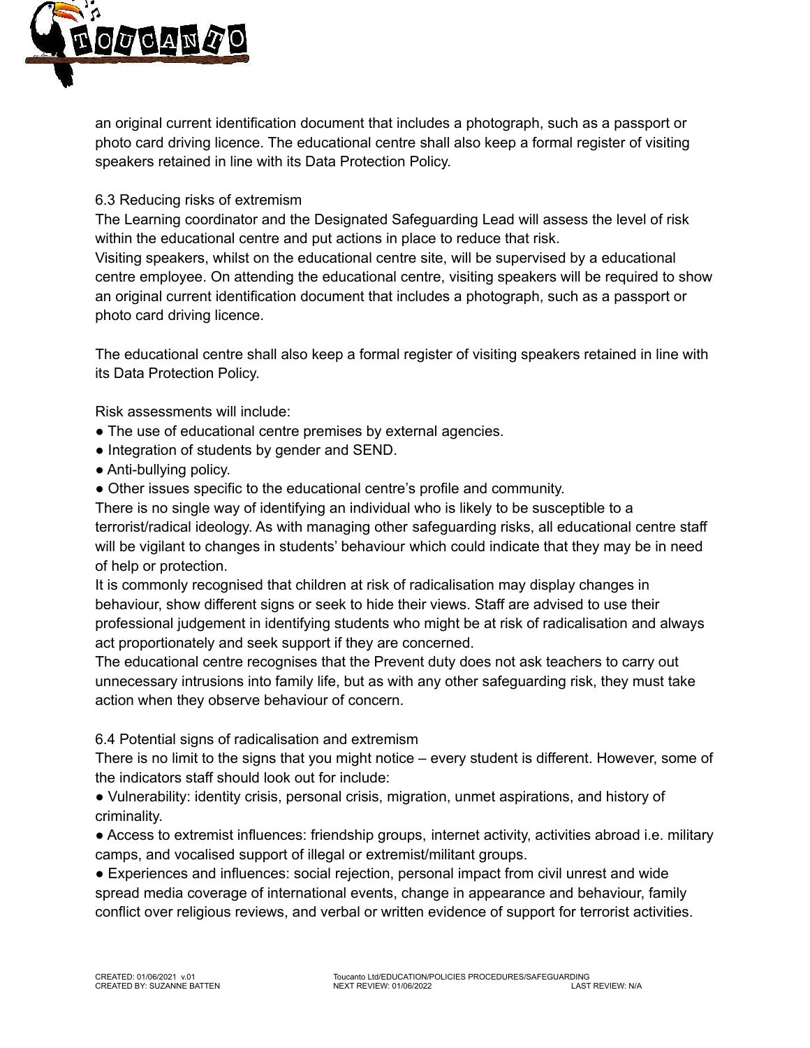an original current identification document that includes a photograph, such as a passport or photo card driving licence. The educational centre shall also keep a formal register of visiting speakers retained in line with its Data Protection Policy.

### 6.3 Reducing risks of extremism

The Learning coordinator and the Designated Safeguarding Lead will assess the level of risk within the educational centre and put actions in place to reduce that risk.
Visiting speakers, whilst on the educational centre site, will be supervised by a educational centre employee. On attending the educational centre, visiting speakers will be required to show an original current identification document that includes a photograph, such as a passport or photo card driving licence.

The educational centre shall also keep a formal register of visiting speakers retained in line with its Data Protection Policy.

Risk assessments will include:

- The use of educational centre premises by external agencies.
- Integration of students by gender and SEND.
- Anti-bullying policy.
- Other issues specific to the educational centre's profile and community.

There is no single way of identifying an individual who is likely to be susceptible to a terrorist/radical ideology. As with managing other safeguarding risks, all educational centre staff will be vigilant to changes in students' behaviour which could indicate that they may be in need of help or protection.
It is commonly recognised that children at risk of radicalisation may display changes in behaviour, show different signs or seek to hide their views. Staff are advised to use their professional judgement in identifying students who might be at risk of radicalisation and always act proportionately and seek support if they are concerned.
The educational centre recognises that the Prevent duty does not ask teachers to carry out unnecessary intrusions into family life, but as with any other safeguarding risk, they must take action when they observe behaviour of concern.

### 6.4 Potential signs of radicalisation and extremism

There is no limit to the signs that you might notice – every student is different. However, some of the indicators staff should look out for include:

- Vulnerability: identity crisis, personal crisis, migration, unmet aspirations, and history of criminality.
- Access to extremist influences: friendship groups, internet activity, activities abroad i.e. military camps, and vocalised support of illegal or extremist/militant groups.
- Experiences and influences: social rejection, personal impact from civil unrest and wide spread media coverage of international events, change in appearance and behaviour, family conflict over religious reviews, and verbal or written evidence of support for terrorist activities.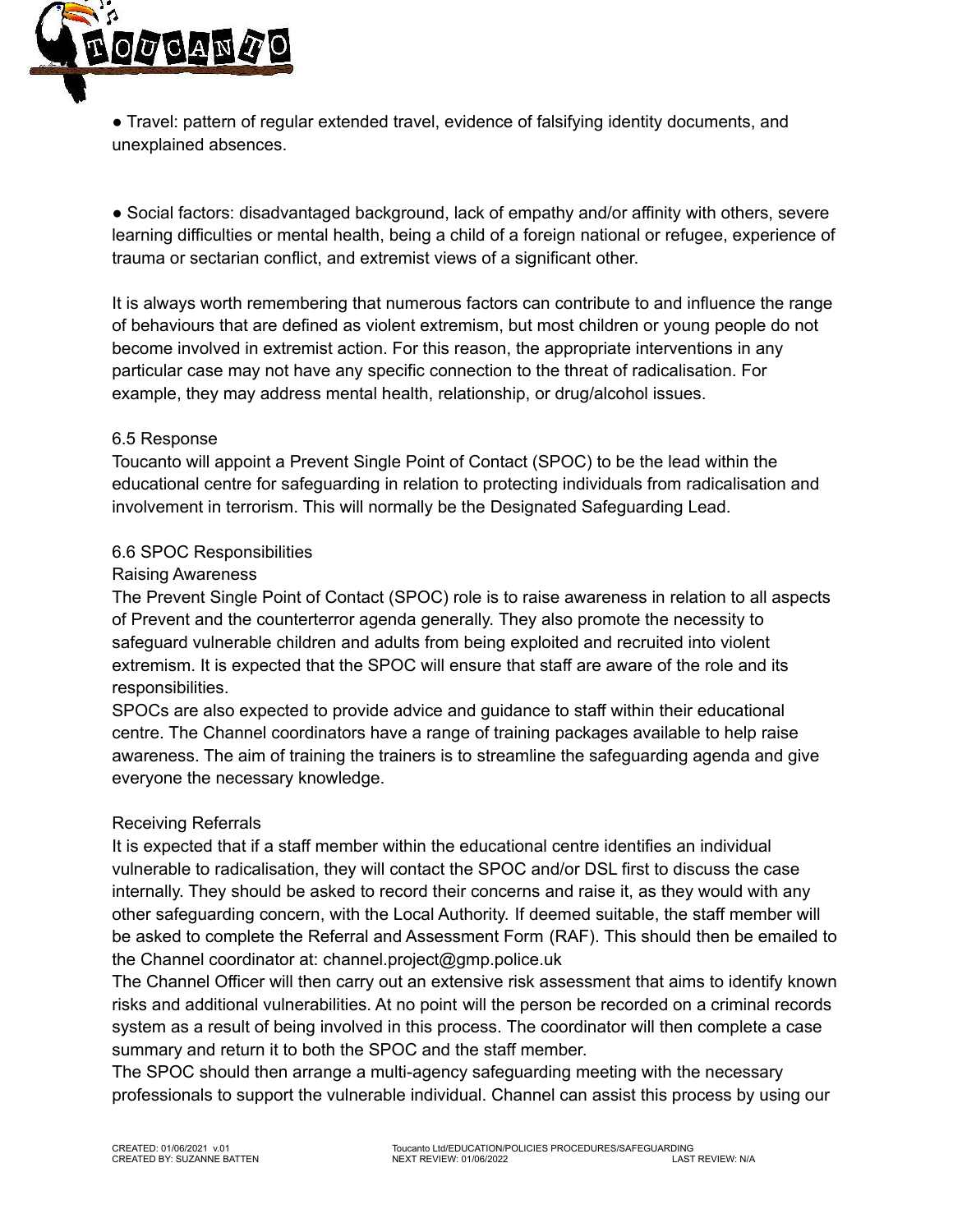- Travel: pattern of regular extended travel, evidence of falsifying identity documents, and unexplained absences.

- Social factors: disadvantaged background, lack of empathy and/or affinity with others, severe learning difficulties or mental health, being a child of a foreign national or refugee, experience of trauma or sectarian conflict, and extremist views of a significant other.

It is always worth remembering that numerous factors can contribute to and influence the range of behaviours that are defined as violent extremism, but most children or young people do not become involved in extremist action. For this reason, the appropriate interventions in any particular case may not have any specific connection to the threat of radicalisation. For example, they may address mental health, relationship, or drug/alcohol issues.

6.5 Response

Toucanto will appoint a Prevent Single Point of Contact (SPOC) to be the lead within the educational centre for safeguarding in relation to protecting individuals from radicalisation and involvement in terrorism. This will normally be the Designated Safeguarding Lead.

6.6 SPOC Responsibilities

Raising Awareness

The Prevent Single Point of Contact (SPOC) role is to raise awareness in relation to all aspects of Prevent and the counterterror agenda generally. They also promote the necessity to safeguard vulnerable children and adults from being exploited and recruited into violent extremism. It is expected that the SPOC will ensure that staff are aware of the role and its responsibilities.

SPOCs are also expected to provide advice and guidance to staff within their educational centre. The Channel coordinators have a range of training packages available to help raise awareness. The aim of training the trainers is to streamline the safeguarding agenda and give everyone the necessary knowledge.

Receiving Referrals

It is expected that if a staff member within the educational centre identifies an individual vulnerable to radicalisation, they will contact the SPOC and/or DSL first to discuss the case internally. They should be asked to record their concerns and raise it, as they would with any other safeguarding concern, with the Local Authority. If deemed suitable, the staff member will be asked to complete the Referral and Assessment Form (RAF). This should then be emailed to the Channel coordinator at: channel.project@gmp.police.uk

The Channel Officer will then carry out an extensive risk assessment that aims to identify known risks and additional vulnerabilities. At no point will the person be recorded on a criminal records system as a result of being involved in this process. The coordinator will then complete a case summary and return it to both the SPOC and the staff member.

The SPOC should then arrange a multi-agency safeguarding meeting with the necessary professionals to support the vulnerable individual. Channel can assist this process by using our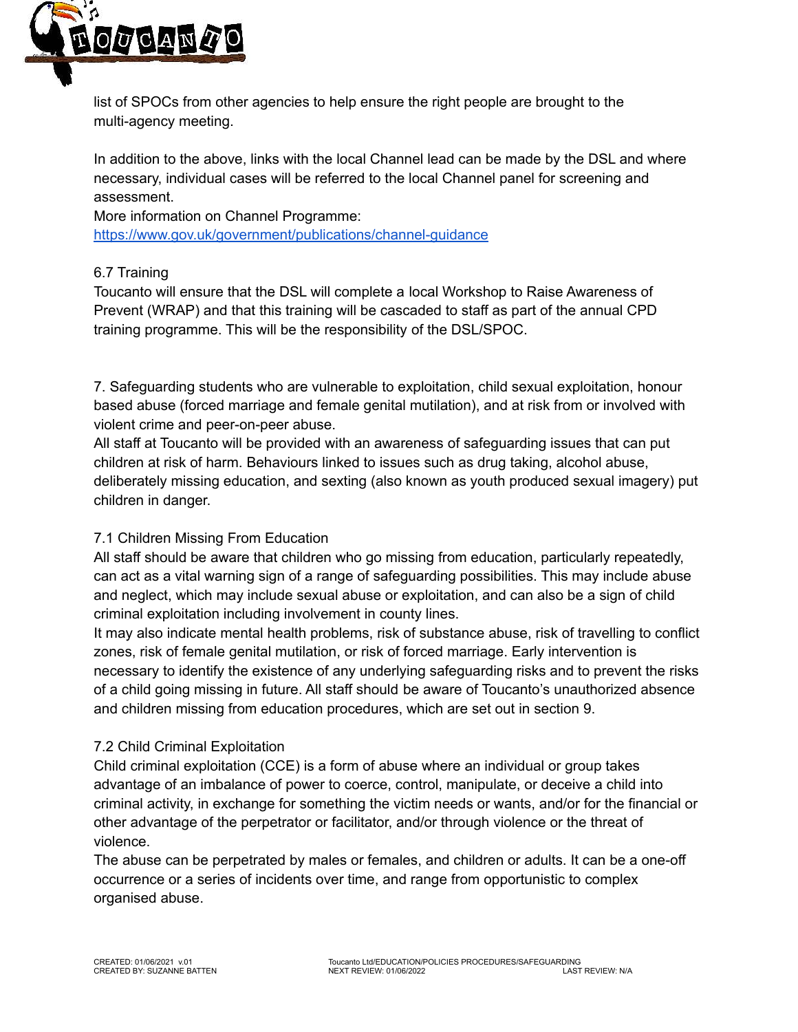list of SPOCs from other agencies to help ensure the right people are brought to the multi-agency meeting.

In addition to the above, links with the local Channel lead can be made by the DSL and where necessary, individual cases will be referred to the local Channel panel for screening and assessment.
More information on Channel Programme:
https://www.gov.uk/government/publications/channel-guidance

### 6.7 Training

Toucanto will ensure that the DSL will complete a local Workshop to Raise Awareness of Prevent (WRAP) and that this training will be cascaded to staff as part of the annual CPD training programme. This will be the responsibility of the DSL/SPOC.

## 7. Safeguarding students who are vulnerable to exploitation, child sexual exploitation, honour based abuse (forced marriage and female genital mutilation), and at risk from or involved with violent crime and peer-on-peer abuse.

All staff at Toucanto will be provided with an awareness of safeguarding issues that can put children at risk of harm. Behaviours linked to issues such as drug taking, alcohol abuse, deliberately missing education, and sexting (also known as youth produced sexual imagery) put children in danger.

### 7.1 Children Missing From Education

All staff should be aware that children who go missing from education, particularly repeatedly, can act as a vital warning sign of a range of safeguarding possibilities. This may include abuse and neglect, which may include sexual abuse or exploitation, and can also be a sign of child criminal exploitation including involvement in county lines.
It may also indicate mental health problems, risk of substance abuse, risk of travelling to conflict zones, risk of female genital mutilation, or risk of forced marriage. Early intervention is necessary to identify the existence of any underlying safeguarding risks and to prevent the risks of a child going missing in future. All staff should be aware of Toucanto's unauthorized absence and children missing from education procedures, which are set out in section 9.

### 7.2 Child Criminal Exploitation

Child criminal exploitation (CCE) is a form of abuse where an individual or group takes advantage of an imbalance of power to coerce, control, manipulate, or deceive a child into criminal activity, in exchange for something the victim needs or wants, and/or for the financial or other advantage of the perpetrator or facilitator, and/or through violence or the threat of violence.
The abuse can be perpetrated by males or females, and children or adults. It can be a one-off occurrence or a series of incidents over time, and range from opportunistic to complex organised abuse.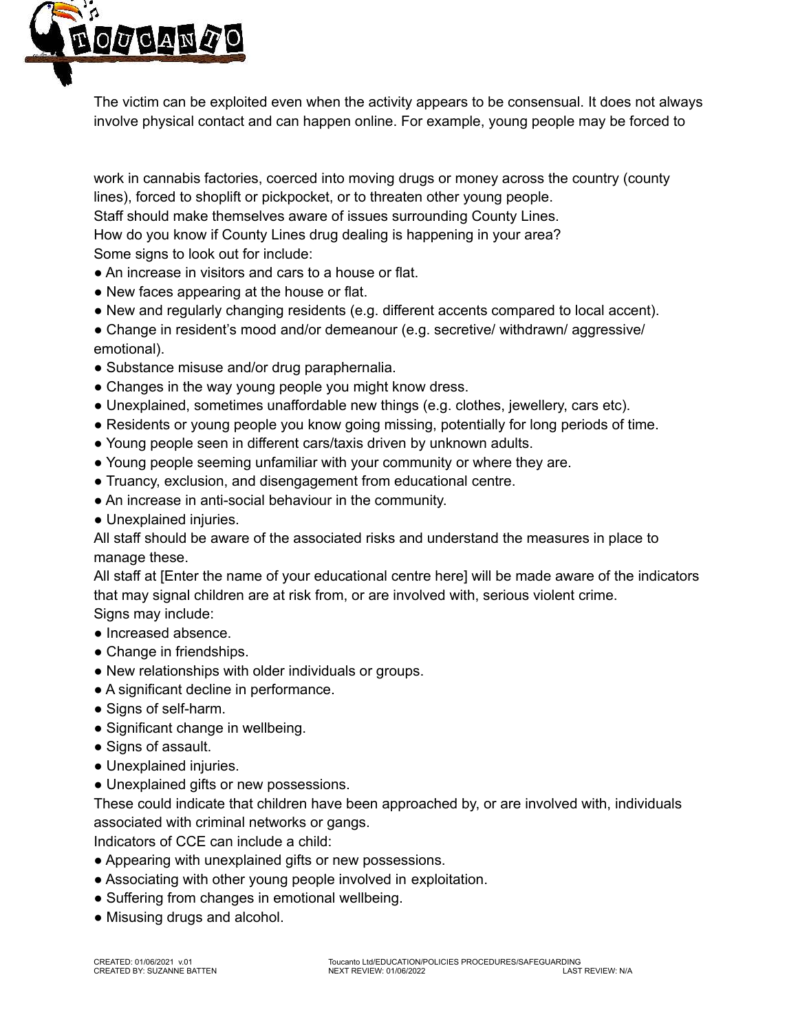The victim can be exploited even when the activity appears to be consensual. It does not always involve physical contact and can happen online. For example, young people may be forced to

work in cannabis factories, coerced into moving drugs or money across the country (county lines), forced to shoplift or pickpocket, or to threaten other young people.

Staff should make themselves aware of issues surrounding County Lines.

How do you know if County Lines drug dealing is happening in your area?

Some signs to look out for include:

- An increase in visitors and cars to a house or flat.
- New faces appearing at the house or flat.
- New and regularly changing residents (e.g. different accents compared to local accent).
- Change in resident's mood and/or demeanour (e.g. secretive/ withdrawn/ aggressive/ emotional).
- Substance misuse and/or drug paraphernalia.
- Changes in the way young people you might know dress.
- Unexplained, sometimes unaffordable new things (e.g. clothes, jewellery, cars etc).
- Residents or young people you know going missing, potentially for long periods of time.
- Young people seen in different cars/taxis driven by unknown adults.
- Young people seeming unfamiliar with your community or where they are.
- Truancy, exclusion, and disengagement from educational centre.
- An increase in anti-social behaviour in the community.
- Unexplained injuries.

All staff should be aware of the associated risks and understand the measures in place to manage these.

All staff at [Enter the name of your educational centre here] will be made aware of the indicators that may signal children are at risk from, or are involved with, serious violent crime.

Signs may include:

- Increased absence.
- Change in friendships.
- New relationships with older individuals or groups.
- A significant decline in performance.
- Signs of self-harm.
- Significant change in wellbeing.
- Signs of assault.
- Unexplained injuries.
- Unexplained gifts or new possessions.

These could indicate that children have been approached by, or are involved with, individuals associated with criminal networks or gangs.

Indicators of CCE can include a child:

- Appearing with unexplained gifts or new possessions.
- Associating with other young people involved in exploitation.
- Suffering from changes in emotional wellbeing.
- Misusing drugs and alcohol.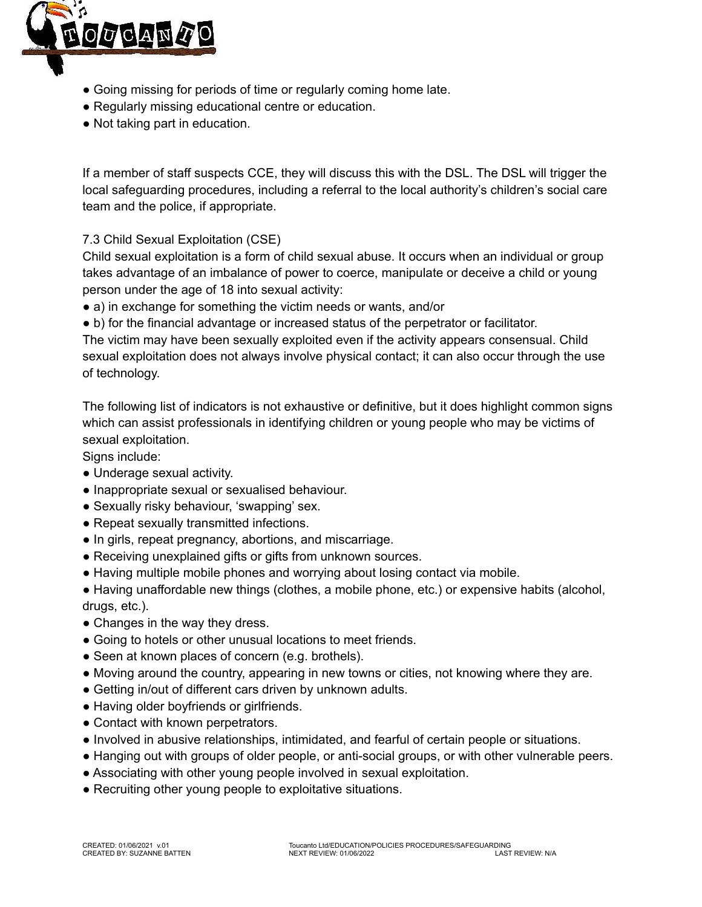- Going missing for periods of time or regularly coming home late.
- Regularly missing educational centre or education.
- Not taking part in education.

If a member of staff suspects CCE, they will discuss this with the DSL. The DSL will trigger the local safeguarding procedures, including a referral to the local authority's children's social care team and the police, if appropriate.

### 7.3 Child Sexual Exploitation (CSE)

Child sexual exploitation is a form of child sexual abuse. It occurs when an individual or group takes advantage of an imbalance of power to coerce, manipulate or deceive a child or young person under the age of 18 into sexual activity:

- a) in exchange for something the victim needs or wants, and/or
- b) for the financial advantage or increased status of the perpetrator or facilitator.

The victim may have been sexually exploited even if the activity appears consensual. Child sexual exploitation does not always involve physical contact; it can also occur through the use of technology.

The following list of indicators is not exhaustive or definitive, but it does highlight common signs which can assist professionals in identifying children or young people who may be victims of sexual exploitation.

Signs include:

- Underage sexual activity.
- Inappropriate sexual or sexualised behaviour.
- Sexually risky behaviour, 'swapping' sex.
- Repeat sexually transmitted infections.
- In girls, repeat pregnancy, abortions, and miscarriage.
- Receiving unexplained gifts or gifts from unknown sources.
- Having multiple mobile phones and worrying about losing contact via mobile.
- Having unaffordable new things (clothes, a mobile phone, etc.) or expensive habits (alcohol, drugs, etc.).
- Changes in the way they dress.
- Going to hotels or other unusual locations to meet friends.
- Seen at known places of concern (e.g. brothels).
- Moving around the country, appearing in new towns or cities, not knowing where they are.
- Getting in/out of different cars driven by unknown adults.
- Having older boyfriends or girlfriends.
- Contact with known perpetrators.
- Involved in abusive relationships, intimidated, and fearful of certain people or situations.
- Hanging out with groups of older people, or anti-social groups, or with other vulnerable peers.
- Associating with other young people involved in sexual exploitation.
- Recruiting other young people to exploitative situations.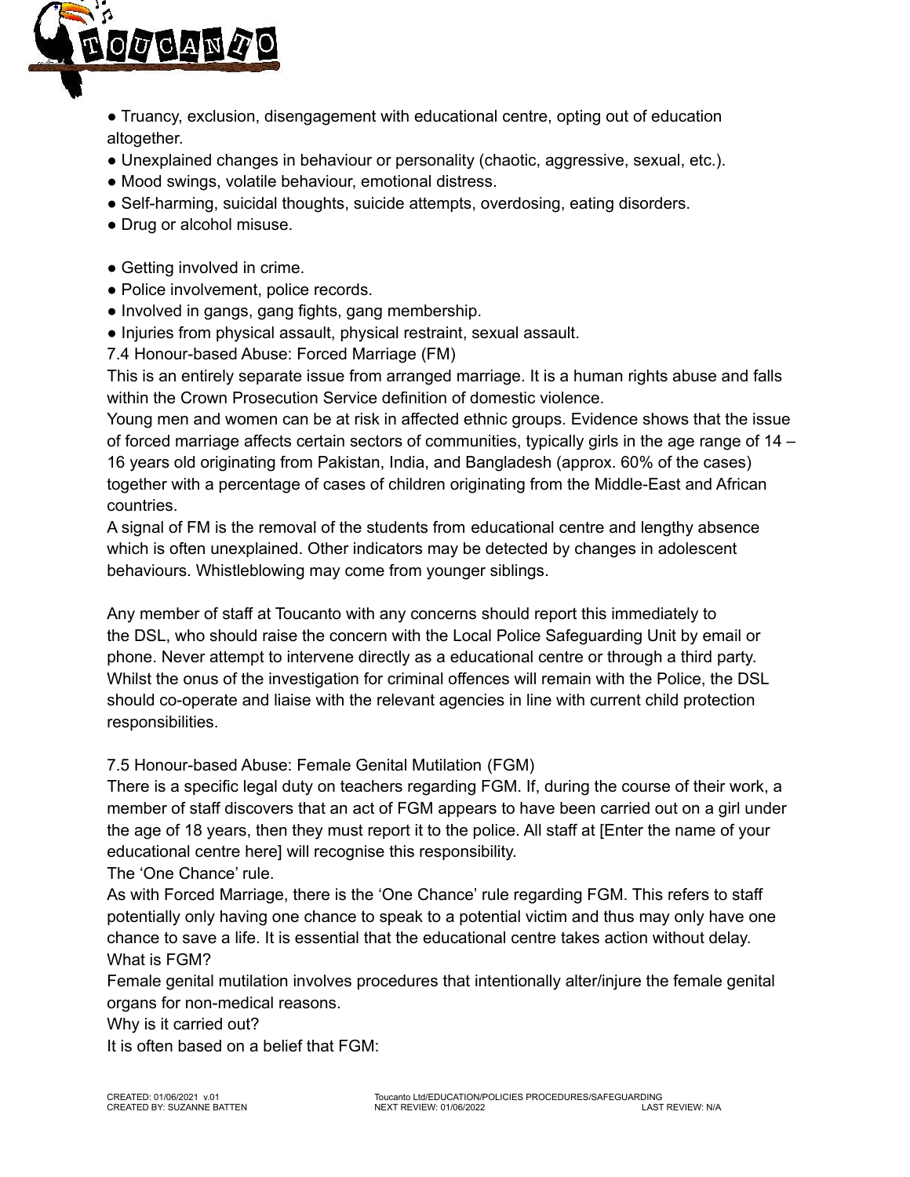- Truancy, exclusion, disengagement with educational centre, opting out of education altogether.
- Unexplained changes in behaviour or personality (chaotic, aggressive, sexual, etc.).
- Mood swings, volatile behaviour, emotional distress.
- Self-harming, suicidal thoughts, suicide attempts, overdosing, eating disorders.
- Drug or alcohol misuse.

- Getting involved in crime.
- Police involvement, police records.
- Involved in gangs, gang fights, gang membership.
- Injuries from physical assault, physical restraint, sexual assault.

7.4 Honour-based Abuse: Forced Marriage (FM)

This is an entirely separate issue from arranged marriage. It is a human rights abuse and falls within the Crown Prosecution Service definition of domestic violence.

Young men and women can be at risk in affected ethnic groups. Evidence shows that the issue of forced marriage affects certain sectors of communities, typically girls in the age range of 14 – 16 years old originating from Pakistan, India, and Bangladesh (approx. 60% of the cases) together with a percentage of cases of children originating from the Middle-East and African countries.

A signal of FM is the removal of the students from educational centre and lengthy absence which is often unexplained. Other indicators may be detected by changes in adolescent behaviours. Whistleblowing may come from younger siblings.

Any member of staff at Toucanto with any concerns should report this immediately to the DSL, who should raise the concern with the Local Police Safeguarding Unit by email or phone. Never attempt to intervene directly as a educational centre or through a third party. Whilst the onus of the investigation for criminal offences will remain with the Police, the DSL should co-operate and liaise with the relevant agencies in line with current child protection responsibilities.

7.5 Honour-based Abuse: Female Genital Mutilation (FGM)

There is a specific legal duty on teachers regarding FGM. If, during the course of their work, a member of staff discovers that an act of FGM appears to have been carried out on a girl under the age of 18 years, then they must report it to the police. All staff at [Enter the name of your educational centre here] will recognise this responsibility.

The 'One Chance' rule.

As with Forced Marriage, there is the 'One Chance' rule regarding FGM. This refers to staff potentially only having one chance to speak to a potential victim and thus may only have one chance to save a life. It is essential that the educational centre takes action without delay.

What is FGM?

Female genital mutilation involves procedures that intentionally alter/injure the female genital organs for non-medical reasons.

Why is it carried out?

It is often based on a belief that FGM: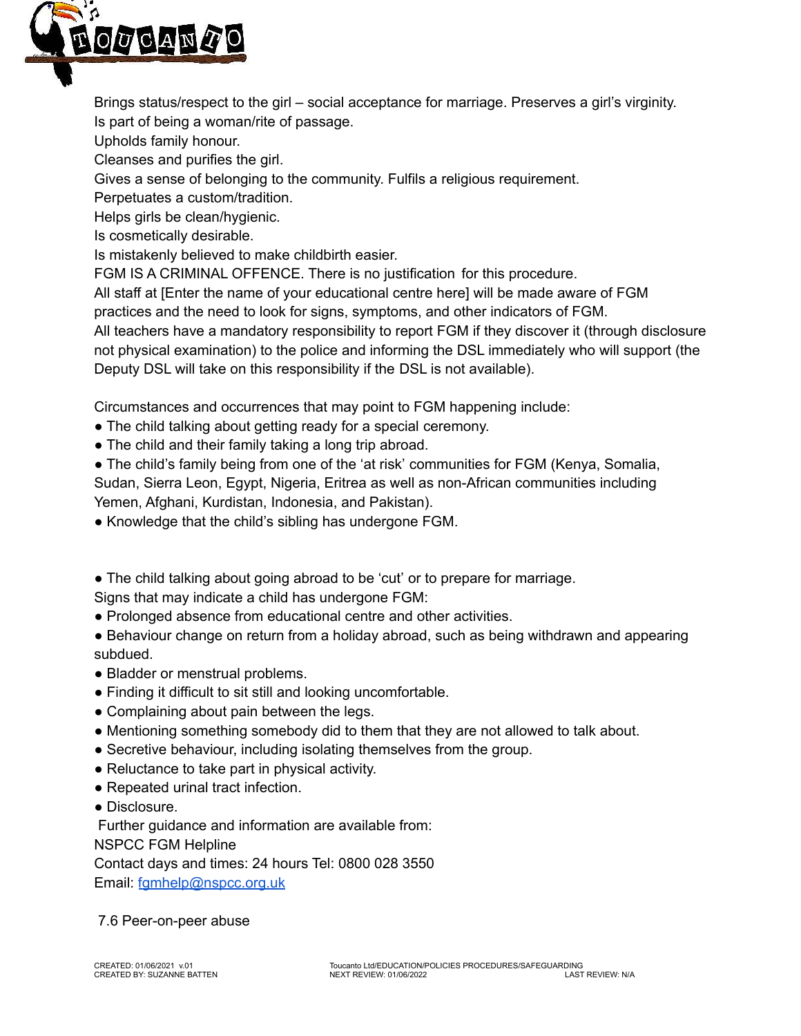Brings status/respect to the girl – social acceptance for marriage. Preserves a girl's virginity.
Is part of being a woman/rite of passage.
Upholds family honour.
Cleanses and purifies the girl.
Gives a sense of belonging to the community. Fulfils a religious requirement.
Perpetuates a custom/tradition.
Helps girls be clean/hygienic.
Is cosmetically desirable.
Is mistakenly believed to make childbirth easier.
FGM IS A CRIMINAL OFFENCE. There is no justification for this procedure.
All staff at [Enter the name of your educational centre here] will be made aware of FGM practices and the need to look for signs, symptoms, and other indicators of FGM.
All teachers have a mandatory responsibility to report FGM if they discover it (through disclosure not physical examination) to the police and informing the DSL immediately who will support (the Deputy DSL will take on this responsibility if the DSL is not available).

Circumstances and occurrences that may point to FGM happening include:

- The child talking about getting ready for a special ceremony.
- The child and their family taking a long trip abroad.
- The child's family being from one of the 'at risk' communities for FGM (Kenya, Somalia, Sudan, Sierra Leon, Egypt, Nigeria, Eritrea as well as non-African communities including Yemen, Afghani, Kurdistan, Indonesia, and Pakistan).
- Knowledge that the child's sibling has undergone FGM.

- The child talking about going abroad to be 'cut' or to prepare for marriage.

Signs that may indicate a child has undergone FGM:

- Prolonged absence from educational centre and other activities.
- Behaviour change on return from a holiday abroad, such as being withdrawn and appearing subdued.
- Bladder or menstrual problems.
- Finding it difficult to sit still and looking uncomfortable.
- Complaining about pain between the legs.
- Mentioning something somebody did to them that they are not allowed to talk about.
- Secretive behaviour, including isolating themselves from the group.
- Reluctance to take part in physical activity.
- Repeated urinal tract infection.
- Disclosure.

Further guidance and information are available from:
NSPCC FGM Helpline
Contact days and times: 24 hours Tel: 0800 028 3550
Email: fgmhelp@nspcc.org.uk

7.6 Peer-on-peer abuse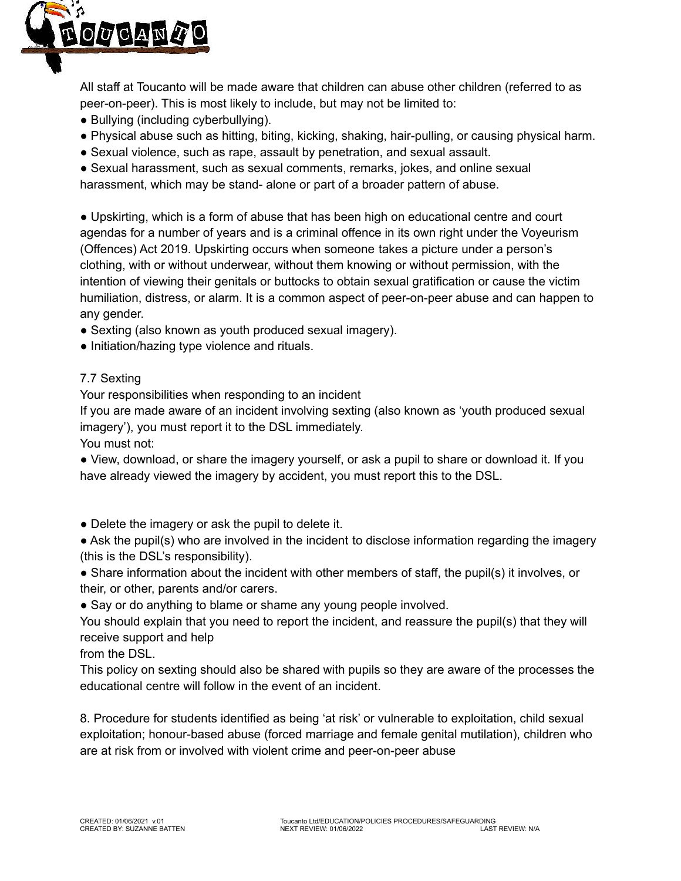All staff at Toucanto will be made aware that children can abuse other children (referred to as peer-on-peer). This is most likely to include, but may not be limited to:

- Bullying (including cyberbullying).
- Physical abuse such as hitting, biting, kicking, shaking, hair-pulling, or causing physical harm.
- Sexual violence, such as rape, assault by penetration, and sexual assault.
- Sexual harassment, such as sexual comments, remarks, jokes, and online sexual harassment, which may be stand- alone or part of a broader pattern of abuse.

- Upskirting, which is a form of abuse that has been high on educational centre and court agendas for a number of years and is a criminal offence in its own right under the Voyeurism (Offences) Act 2019. Upskirting occurs when someone takes a picture under a person's clothing, with or without underwear, without them knowing or without permission, with the intention of viewing their genitals or buttocks to obtain sexual gratification or cause the victim humiliation, distress, or alarm. It is a common aspect of peer-on-peer abuse and can happen to any gender.
- Sexting (also known as youth produced sexual imagery).
- Initiation/hazing type violence and rituals.

7.7 Sexting

Your responsibilities when responding to an incident

If you are made aware of an incident involving sexting (also known as 'youth produced sexual imagery'), you must report it to the DSL immediately.

You must not:

- View, download, or share the imagery yourself, or ask a pupil to share or download it. If you have already viewed the imagery by accident, you must report this to the DSL.

- Delete the imagery or ask the pupil to delete it.
- Ask the pupil(s) who are involved in the incident to disclose information regarding the imagery (this is the DSL's responsibility).
- Share information about the incident with other members of staff, the pupil(s) it involves, or their, or other, parents and/or carers.
- Say or do anything to blame or shame any young people involved.

You should explain that you need to report the incident, and reassure the pupil(s) that they will receive support and help from the DSL.

This policy on sexting should also be shared with pupils so they are aware of the processes the educational centre will follow in the event of an incident.

8. Procedure for students identified as being 'at risk' or vulnerable to exploitation, child sexual exploitation; honour-based abuse (forced marriage and female genital mutilation), children who are at risk from or involved with violent crime and peer-on-peer abuse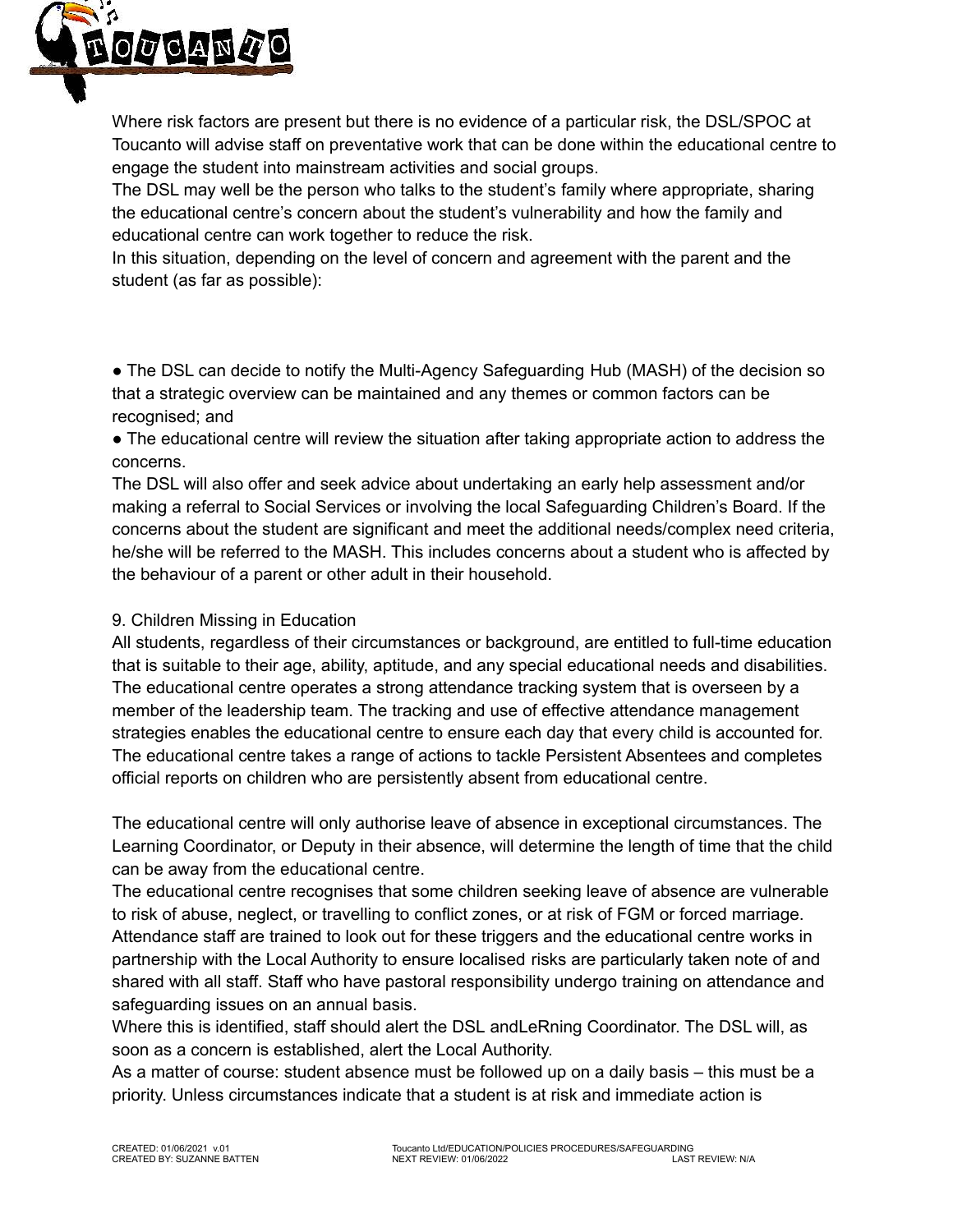Where risk factors are present but there is no evidence of a particular risk, the DSL/SPOC at Toucanto will advise staff on preventative work that can be done within the educational centre to engage the student into mainstream activities and social groups.
The DSL may well be the person who talks to the student's family where appropriate, sharing the educational centre's concern about the student's vulnerability and how the family and educational centre can work together to reduce the risk.
In this situation, depending on the level of concern and agreement with the parent and the student (as far as possible):

- The DSL can decide to notify the Multi-Agency Safeguarding Hub (MASH) of the decision so that a strategic overview can be maintained and any themes or common factors can be recognised; and
- The educational centre will review the situation after taking appropriate action to address the concerns.

The DSL will also offer and seek advice about undertaking an early help assessment and/or making a referral to Social Services or involving the local Safeguarding Children's Board. If the concerns about the student are significant and meet the additional needs/complex need criteria, he/she will be referred to the MASH. This includes concerns about a student who is affected by the behaviour of a parent or other adult in their household.

## 9. Children Missing in Education

All students, regardless of their circumstances or background, are entitled to full-time education that is suitable to their age, ability, aptitude, and any special educational needs and disabilities. The educational centre operates a strong attendance tracking system that is overseen by a member of the leadership team. The tracking and use of effective attendance management strategies enables the educational centre to ensure each day that every child is accounted for. The educational centre takes a range of actions to tackle Persistent Absentees and completes official reports on children who are persistently absent from educational centre.

The educational centre will only authorise leave of absence in exceptional circumstances. The Learning Coordinator, or Deputy in their absence, will determine the length of time that the child can be away from the educational centre.
The educational centre recognises that some children seeking leave of absence are vulnerable to risk of abuse, neglect, or travelling to conflict zones, or at risk of FGM or forced marriage. Attendance staff are trained to look out for these triggers and the educational centre works in partnership with the Local Authority to ensure localised risks are particularly taken note of and shared with all staff. Staff who have pastoral responsibility undergo training on attendance and safeguarding issues on an annual basis.
Where this is identified, staff should alert the DSL andLeRning Coordinator. The DSL will, as soon as a concern is established, alert the Local Authority.
As a matter of course: student absence must be followed up on a daily basis – this must be a priority. Unless circumstances indicate that a student is at risk and immediate action is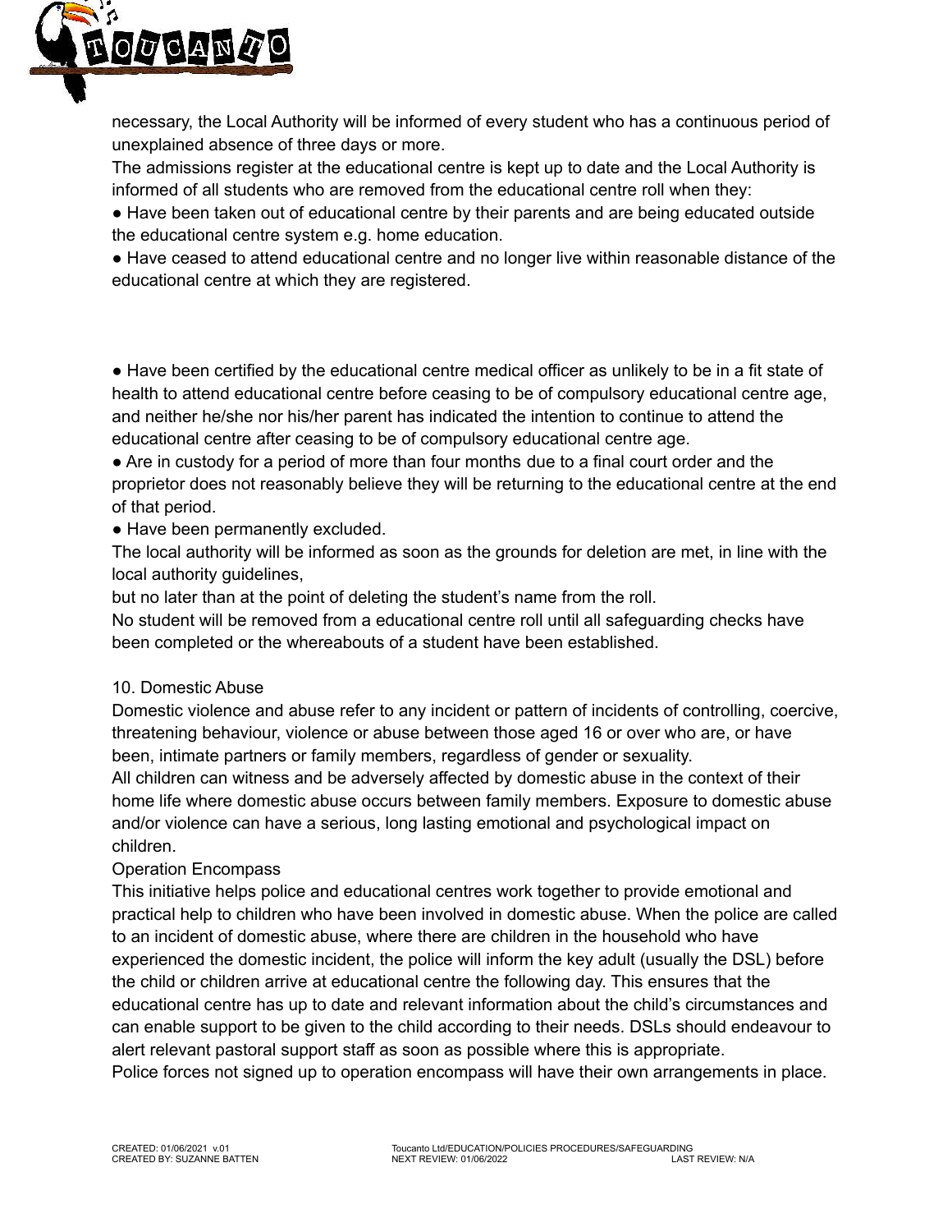necessary, the Local Authority will be informed of every student who has a continuous period of unexplained absence of three days or more.

The admissions register at the educational centre is kept up to date and the Local Authority is informed of all students who are removed from the educational centre roll when they:

- Have been taken out of educational centre by their parents and are being educated outside the educational centre system e.g. home education.
- Have ceased to attend educational centre and no longer live within reasonable distance of the educational centre at which they are registered.
- Have been certified by the educational centre medical officer as unlikely to be in a fit state of health to attend educational centre before ceasing to be of compulsory educational centre age, and neither he/she nor his/her parent has indicated the intention to continue to attend the educational centre after ceasing to be of compulsory educational centre age.
- Are in custody for a period of more than four months due to a final court order and the proprietor does not reasonably believe they will be returning to the educational centre at the end of that period.
- Have been permanently excluded.

The local authority will be informed as soon as the grounds for deletion are met, in line with the local authority guidelines,
but no later than at the point of deleting the student's name from the roll.

No student will be removed from a educational centre roll until all safeguarding checks have been completed or the whereabouts of a student have been established.

## 10. Domestic Abuse

Domestic violence and abuse refer to any incident or pattern of incidents of controlling, coercive, threatening behaviour, violence or abuse between those aged 16 or over who are, or have been, intimate partners or family members, regardless of gender or sexuality.

All children can witness and be adversely affected by domestic abuse in the context of their home life where domestic abuse occurs between family members. Exposure to domestic abuse and/or violence can have a serious, long lasting emotional and psychological impact on children.

### Operation Encompass

This initiative helps police and educational centres work together to provide emotional and practical help to children who have been involved in domestic abuse. When the police are called to an incident of domestic abuse, where there are children in the household who have experienced the domestic incident, the police will inform the key adult (usually the DSL) before the child or children arrive at educational centre the following day. This ensures that the educational centre has up to date and relevant information about the child's circumstances and can enable support to be given to the child according to their needs. DSLs should endeavour to alert relevant pastoral support staff as soon as possible where this is appropriate.

Police forces not signed up to operation encompass will have their own arrangements in place.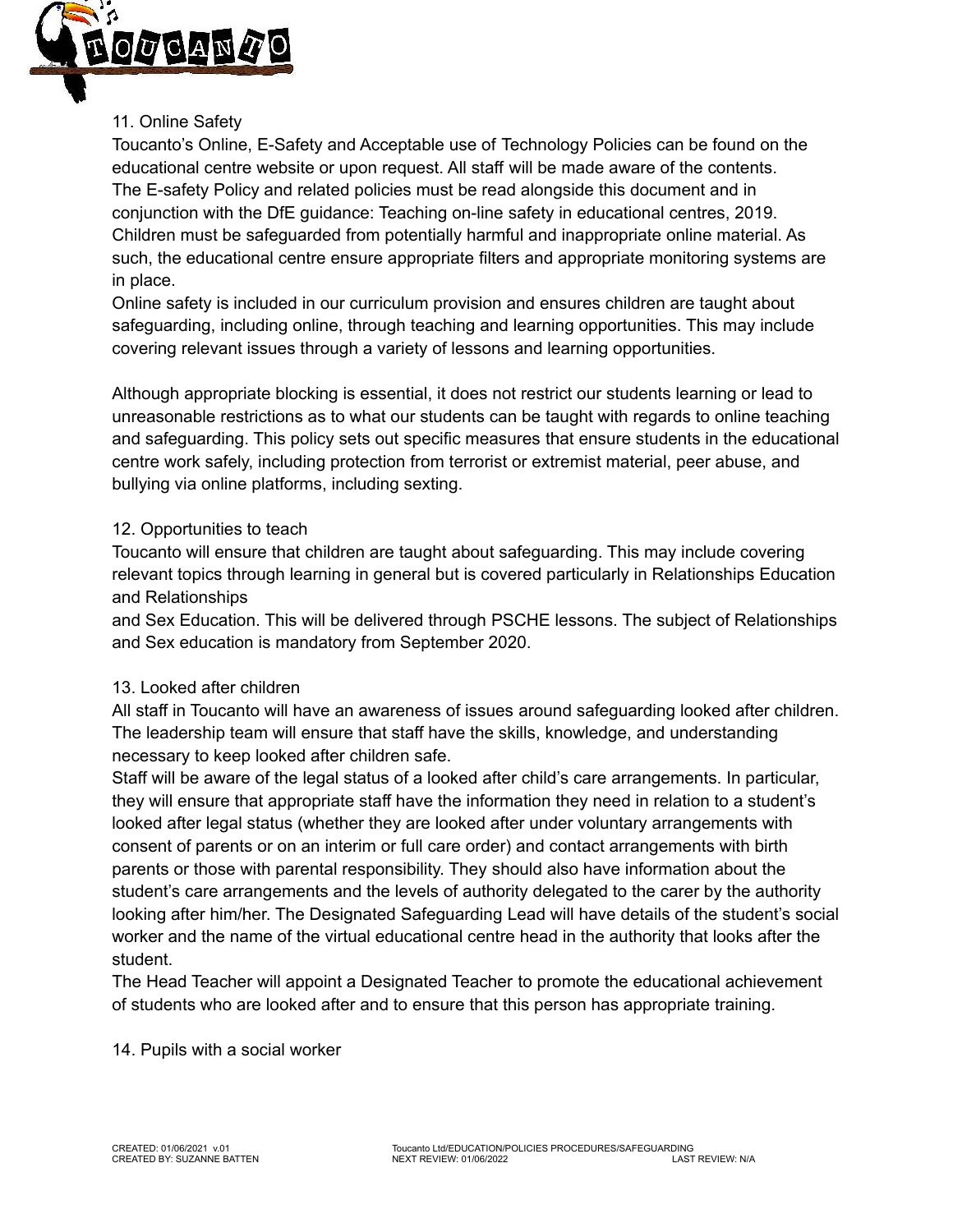## 11. Online Safety

Toucanto's Online, E-Safety and Acceptable use of Technology Policies can be found on the educational centre website or upon request. All staff will be made aware of the contents.
The E-safety Policy and related policies must be read alongside this document and in conjunction with the DfE guidance: Teaching on-line safety in educational centres, 2019.
Children must be safeguarded from potentially harmful and inappropriate online material. As such, the educational centre ensure appropriate filters and appropriate monitoring systems are in place.
Online safety is included in our curriculum provision and ensures children are taught about safeguarding, including online, through teaching and learning opportunities. This may include covering relevant issues through a variety of lessons and learning opportunities.

Although appropriate blocking is essential, it does not restrict our students learning or lead to unreasonable restrictions as to what our students can be taught with regards to online teaching and safeguarding. This policy sets out specific measures that ensure students in the educational centre work safely, including protection from terrorist or extremist material, peer abuse, and bullying via online platforms, including sexting.

## 12. Opportunities to teach

Toucanto will ensure that children are taught about safeguarding. This may include covering relevant topics through learning in general but is covered particularly in Relationships Education and Relationships
and Sex Education. This will be delivered through PSCHE lessons. The subject of Relationships and Sex education is mandatory from September 2020.

## 13. Looked after children

All staff in Toucanto will have an awareness of issues around safeguarding looked after children. The leadership team will ensure that staff have the skills, knowledge, and understanding necessary to keep looked after children safe.
Staff will be aware of the legal status of a looked after child's care arrangements. In particular, they will ensure that appropriate staff have the information they need in relation to a student's looked after legal status (whether they are looked after under voluntary arrangements with consent of parents or on an interim or full care order) and contact arrangements with birth parents or those with parental responsibility. They should also have information about the student's care arrangements and the levels of authority delegated to the carer by the authority looking after him/her. The Designated Safeguarding Lead will have details of the student's social worker and the name of the virtual educational centre head in the authority that looks after the student.
The Head Teacher will appoint a Designated Teacher to promote the educational achievement of students who are looked after and to ensure that this person has appropriate training.

## 14. Pupils with a social worker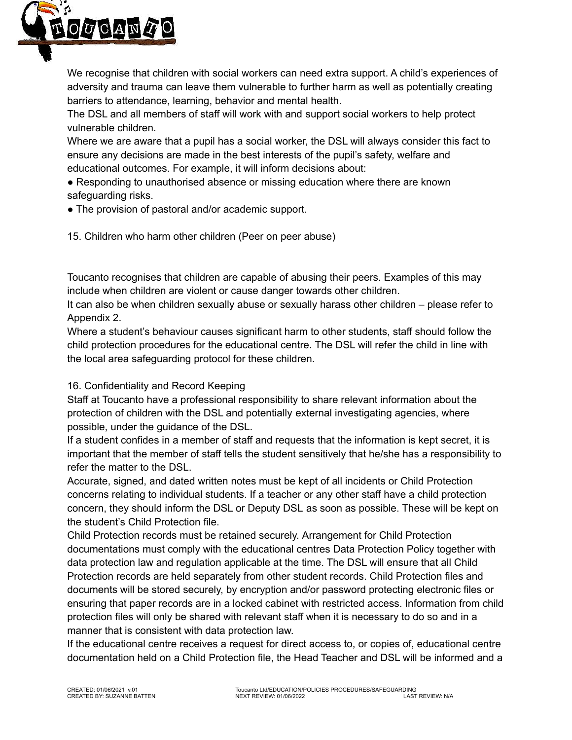We recognise that children with social workers can need extra support. A child's experiences of adversity and trauma can leave them vulnerable to further harm as well as potentially creating barriers to attendance, learning, behavior and mental health.

The DSL and all members of staff will work with and support social workers to help protect vulnerable children.

Where we are aware that a pupil has a social worker, the DSL will always consider this fact to ensure any decisions are made in the best interests of the pupil's safety, welfare and educational outcomes. For example, it will inform decisions about:

- Responding to unauthorised absence or missing education where there are known safeguarding risks.
- The provision of pastoral and/or academic support.

## 15. Children who harm other children (Peer on peer abuse)

Toucanto recognises that children are capable of abusing their peers. Examples of this may include when children are violent or cause danger towards other children.

It can also be when children sexually abuse or sexually harass other children – please refer to Appendix 2.

Where a student's behaviour causes significant harm to other students, staff should follow the child protection procedures for the educational centre. The DSL will refer the child in line with the local area safeguarding protocol for these children.

## 16. Confidentiality and Record Keeping

Staff at Toucanto have a professional responsibility to share relevant information about the protection of children with the DSL and potentially external investigating agencies, where possible, under the guidance of the DSL.

If a student confides in a member of staff and requests that the information is kept secret, it is important that the member of staff tells the student sensitively that he/she has a responsibility to refer the matter to the DSL.

Accurate, signed, and dated written notes must be kept of all incidents or Child Protection concerns relating to individual students. If a teacher or any other staff have a child protection concern, they should inform the DSL or Deputy DSL as soon as possible. These will be kept on the student's Child Protection file.

Child Protection records must be retained securely. Arrangement for Child Protection documentations must comply with the educational centres Data Protection Policy together with data protection law and regulation applicable at the time. The DSL will ensure that all Child Protection records are held separately from other student records. Child Protection files and documents will be stored securely, by encryption and/or password protecting electronic files or ensuring that paper records are in a locked cabinet with restricted access. Information from child protection files will only be shared with relevant staff when it is necessary to do so and in a manner that is consistent with data protection law.

If the educational centre receives a request for direct access to, or copies of, educational centre documentation held on a Child Protection file, the Head Teacher and DSL will be informed and a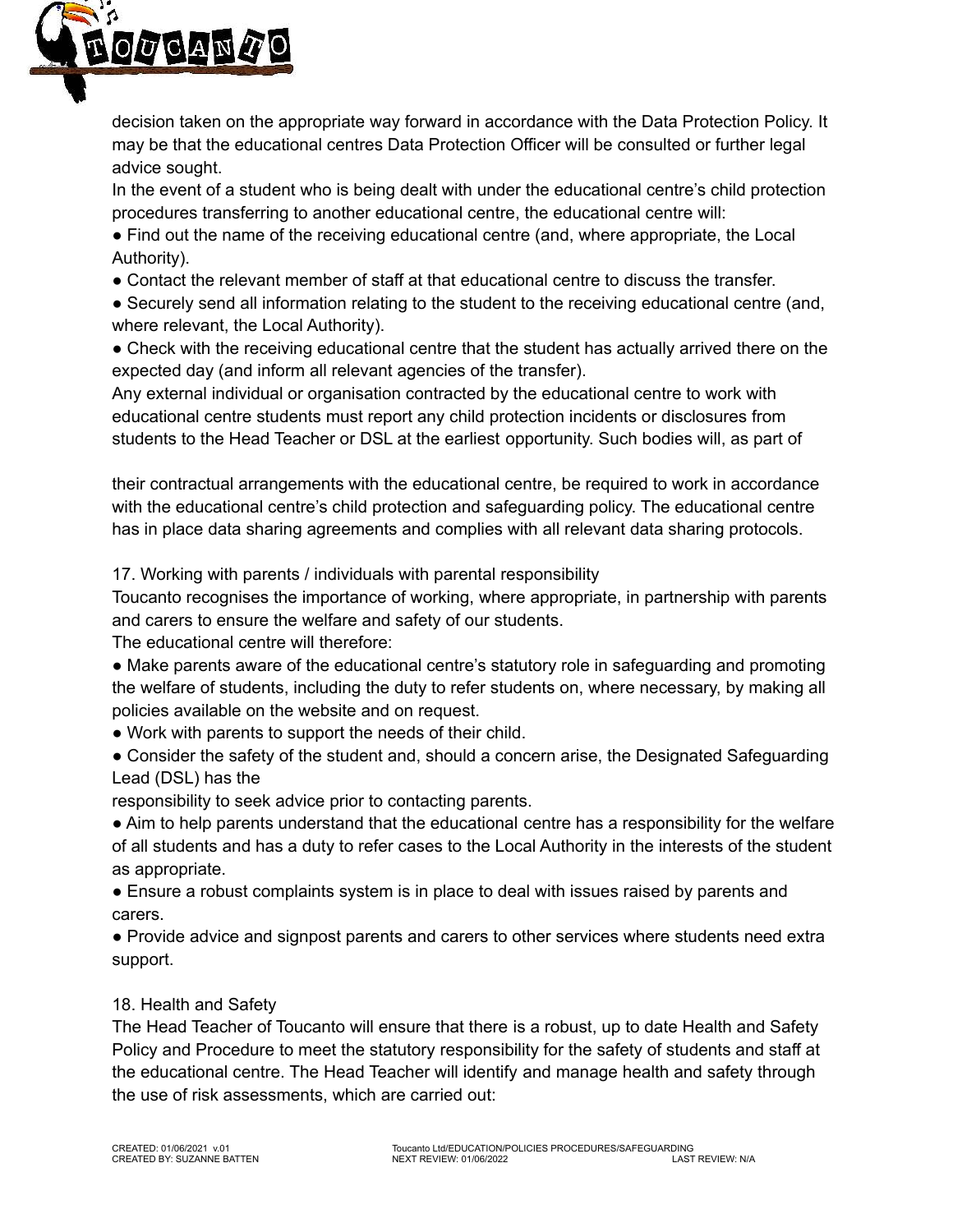decision taken on the appropriate way forward in accordance with the Data Protection Policy. It may be that the educational centres Data Protection Officer will be consulted or further legal advice sought.

In the event of a student who is being dealt with under the educational centre's child protection procedures transferring to another educational centre, the educational centre will:

- Find out the name of the receiving educational centre (and, where appropriate, the Local Authority).
- Contact the relevant member of staff at that educational centre to discuss the transfer.
- Securely send all information relating to the student to the receiving educational centre (and, where relevant, the Local Authority).
- Check with the receiving educational centre that the student has actually arrived there on the expected day (and inform all relevant agencies of the transfer).

Any external individual or organisation contracted by the educational centre to work with educational centre students must report any child protection incidents or disclosures from students to the Head Teacher or DSL at the earliest opportunity. Such bodies will, as part of their contractual arrangements with the educational centre, be required to work in accordance with the educational centre's child protection and safeguarding policy. The educational centre has in place data sharing agreements and complies with all relevant data sharing protocols.

## 17. Working with parents / individuals with parental responsibility

Toucanto recognises the importance of working, where appropriate, in partnership with parents and carers to ensure the welfare and safety of our students.

The educational centre will therefore:

- Make parents aware of the educational centre's statutory role in safeguarding and promoting the welfare of students, including the duty to refer students on, where necessary, by making all policies available on the website and on request.
- Work with parents to support the needs of their child.
- Consider the safety of the student and, should a concern arise, the Designated Safeguarding Lead (DSL) has the responsibility to seek advice prior to contacting parents.
- Aim to help parents understand that the educational centre has a responsibility for the welfare of all students and has a duty to refer cases to the Local Authority in the interests of the student as appropriate.
- Ensure a robust complaints system is in place to deal with issues raised by parents and carers.
- Provide advice and signpost parents and carers to other services where students need extra support.

## 18. Health and Safety

The Head Teacher of Toucanto will ensure that there is a robust, up to date Health and Safety Policy and Procedure to meet the statutory responsibility for the safety of students and staff at the educational centre. The Head Teacher will identify and manage health and safety through the use of risk assessments, which are carried out: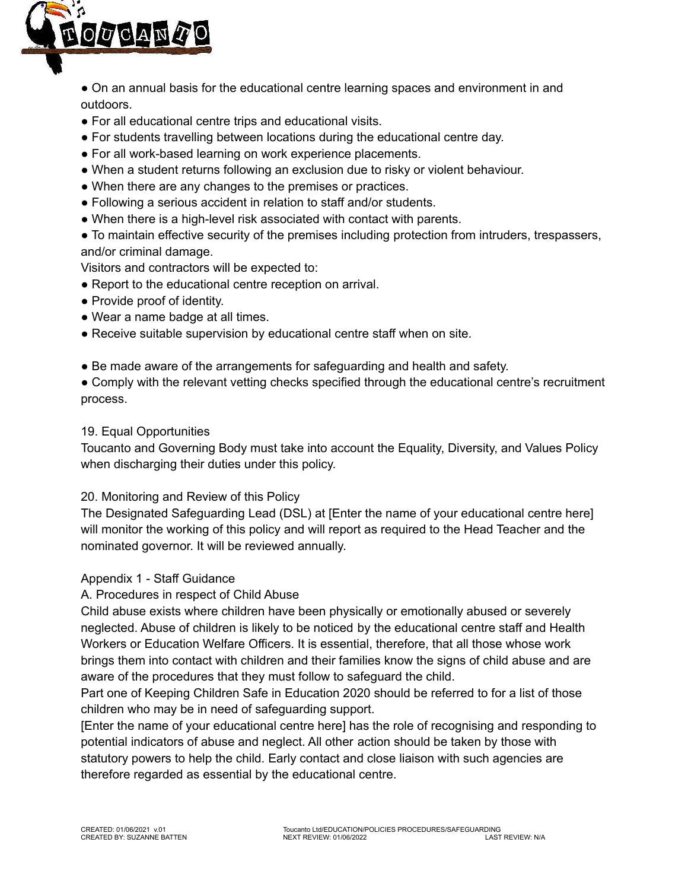- On an annual basis for the educational centre learning spaces and environment in and outdoors.
- For all educational centre trips and educational visits.
- For students travelling between locations during the educational centre day.
- For all work-based learning on work experience placements.
- When a student returns following an exclusion due to risky or violent behaviour.
- When there are any changes to the premises or practices.
- Following a serious accident in relation to staff and/or students.
- When there is a high-level risk associated with contact with parents.
- To maintain effective security of the premises including protection from intruders, trespassers, and/or criminal damage.

Visitors and contractors will be expected to:

- Report to the educational centre reception on arrival.
- Provide proof of identity.
- Wear a name badge at all times.
- Receive suitable supervision by educational centre staff when on site.
- Be made aware of the arrangements for safeguarding and health and safety.
- Comply with the relevant vetting checks specified through the educational centre's recruitment process.

## 19. Equal Opportunities

Toucanto and Governing Body must take into account the Equality, Diversity, and Values Policy when discharging their duties under this policy.

## 20. Monitoring and Review of this Policy

The Designated Safeguarding Lead (DSL) at [Enter the name of your educational centre here] will monitor the working of this policy and will report as required to the Head Teacher and the nominated governor. It will be reviewed annually.

## Appendix 1 - Staff Guidance

### A. Procedures in respect of Child Abuse

Child abuse exists where children have been physically or emotionally abused or severely neglected. Abuse of children is likely to be noticed by the educational centre staff and Health Workers or Education Welfare Officers. It is essential, therefore, that all those whose work brings them into contact with children and their families know the signs of child abuse and are aware of the procedures that they must follow to safeguard the child.

Part one of Keeping Children Safe in Education 2020 should be referred to for a list of those children who may be in need of safeguarding support.

[Enter the name of your educational centre here] has the role of recognising and responding to potential indicators of abuse and neglect. All other action should be taken by those with statutory powers to help the child. Early contact and close liaison with such agencies are therefore regarded as essential by the educational centre.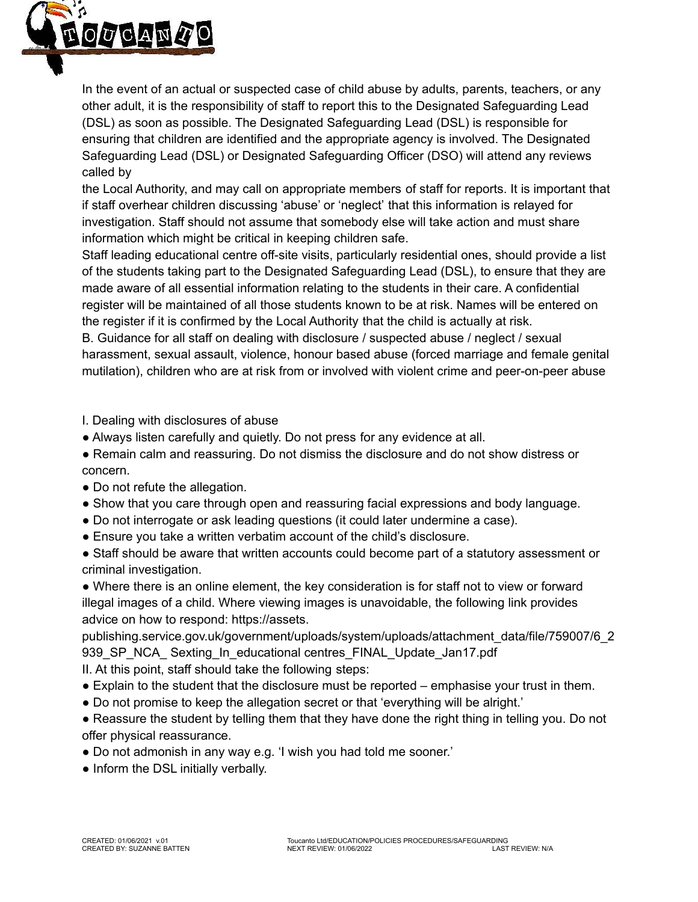In the event of an actual or suspected case of child abuse by adults, parents, teachers, or any other adult, it is the responsibility of staff to report this to the Designated Safeguarding Lead (DSL) as soon as possible. The Designated Safeguarding Lead (DSL) is responsible for ensuring that children are identified and the appropriate agency is involved. The Designated Safeguarding Lead (DSL) or Designated Safeguarding Officer (DSO) will attend any reviews called by the Local Authority, and may call on appropriate members of staff for reports. It is important that if staff overhear children discussing 'abuse' or 'neglect' that this information is relayed for investigation. Staff should not assume that somebody else will take action and must share information which might be critical in keeping children safe.

Staff leading educational centre off-site visits, particularly residential ones, should provide a list of the students taking part to the Designated Safeguarding Lead (DSL), to ensure that they are made aware of all essential information relating to the students in their care. A confidential register will be maintained of all those students known to be at risk. Names will be entered on the register if it is confirmed by the Local Authority that the child is actually at risk.

B. Guidance for all staff on dealing with disclosure / suspected abuse / neglect / sexual harassment, sexual assault, violence, honour based abuse (forced marriage and female genital mutilation), children who are at risk from or involved with violent crime and peer-on-peer abuse

I. Dealing with disclosures of abuse

- Always listen carefully and quietly. Do not press for any evidence at all.
- Remain calm and reassuring. Do not dismiss the disclosure and do not show distress or concern.
- Do not refute the allegation.
- Show that you care through open and reassuring facial expressions and body language.
- Do not interrogate or ask leading questions (it could later undermine a case).
- Ensure you take a written verbatim account of the child's disclosure.
- Staff should be aware that written accounts could become part of a statutory assessment or criminal investigation.
- Where there is an online element, the key consideration is for staff not to view or forward illegal images of a child. Where viewing images is unavoidable, the following link provides advice on how to respond: https://assets.publishing.service.gov.uk/government/uploads/system/uploads/attachment_data/file/759007/6_2939_SP_NCA_ Sexting_In_educational centres_FINAL_Update_Jan17.pdf

II. At this point, staff should take the following steps:

- Explain to the student that the disclosure must be reported – emphasise your trust in them.
- Do not promise to keep the allegation secret or that 'everything will be alright.'
- Reassure the student by telling them that they have done the right thing in telling you. Do not offer physical reassurance.
- Do not admonish in any way e.g. 'I wish you had told me sooner.'
- Inform the DSL initially verbally.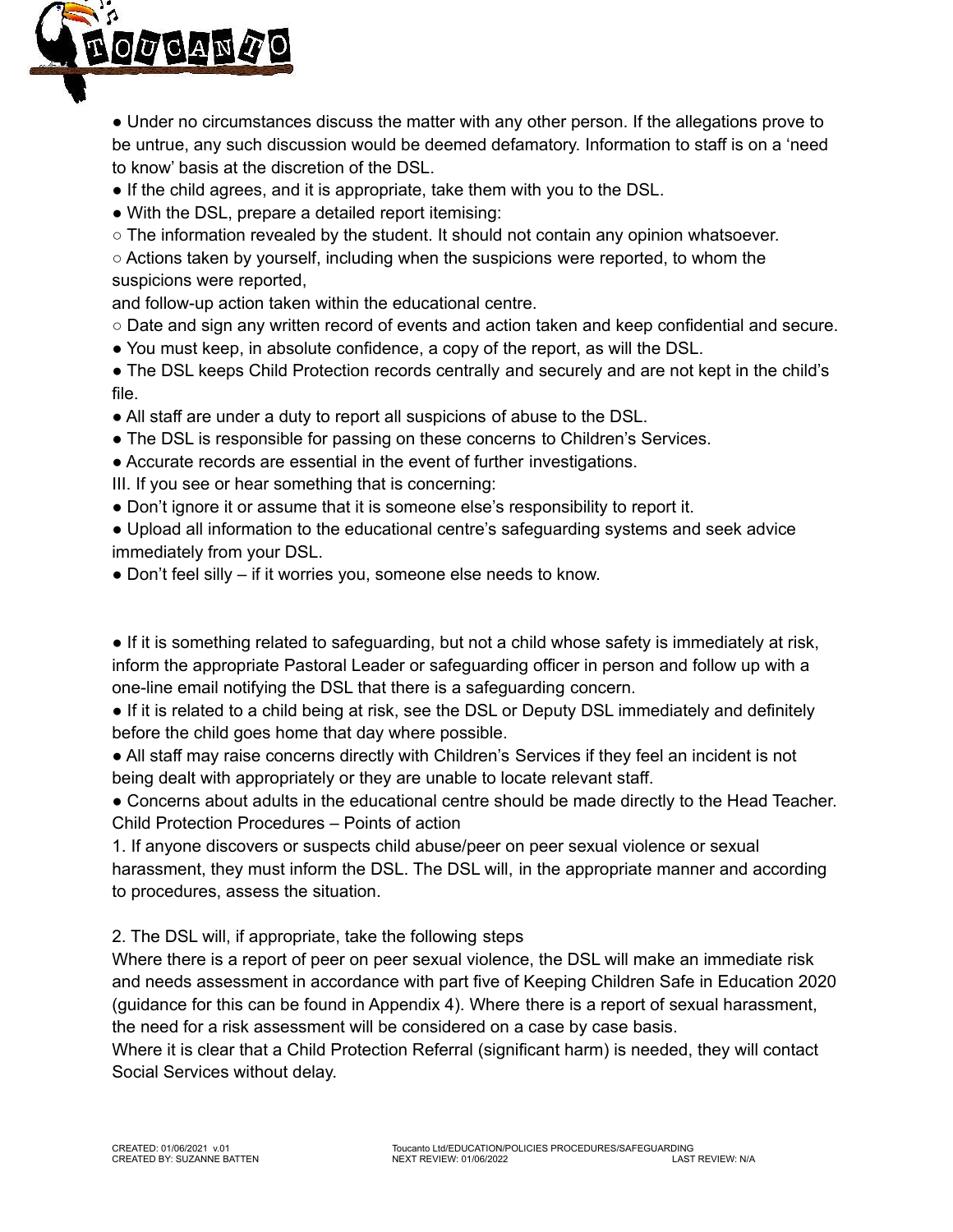- Under no circumstances discuss the matter with any other person. If the allegations prove to be untrue, any such discussion would be deemed defamatory. Information to staff is on a 'need to know' basis at the discretion of the DSL.
- If the child agrees, and it is appropriate, take them with you to the DSL.
- With the DSL, prepare a detailed report itemising:
  - The information revealed by the student. It should not contain any opinion whatsoever.
  - Actions taken by yourself, including when the suspicions were reported, to whom the suspicions were reported,

and follow-up action taken within the educational centre.

  - Date and sign any written record of events and action taken and keep confidential and secure.
- You must keep, in absolute confidence, a copy of the report, as will the DSL.
- The DSL keeps Child Protection records centrally and securely and are not kept in the child's file.
- All staff are under a duty to report all suspicions of abuse to the DSL.
- The DSL is responsible for passing on these concerns to Children's Services.
- Accurate records are essential in the event of further investigations.

III. If you see or hear something that is concerning:

- Don't ignore it or assume that it is someone else's responsibility to report it.
- Upload all information to the educational centre's safeguarding systems and seek advice immediately from your DSL.
- Don't feel silly – if it worries you, someone else needs to know.

- If it is something related to safeguarding, but not a child whose safety is immediately at risk, inform the appropriate Pastoral Leader or safeguarding officer in person and follow up with a one-line email notifying the DSL that there is a safeguarding concern.
- If it is related to a child being at risk, see the DSL or Deputy DSL immediately and definitely before the child goes home that day where possible.
- All staff may raise concerns directly with Children's Services if they feel an incident is not being dealt with appropriately or they are unable to locate relevant staff.
- Concerns about adults in the educational centre should be made directly to the Head Teacher.

Child Protection Procedures – Points of action

1. If anyone discovers or suspects child abuse/peer on peer sexual violence or sexual harassment, they must inform the DSL. The DSL will, in the appropriate manner and according to procedures, assess the situation.

2. The DSL will, if appropriate, take the following steps

Where there is a report of peer on peer sexual violence, the DSL will make an immediate risk and needs assessment in accordance with part five of Keeping Children Safe in Education 2020 (guidance for this can be found in Appendix 4). Where there is a report of sexual harassment, the need for a risk assessment will be considered on a case by case basis.

Where it is clear that a Child Protection Referral (significant harm) is needed, they will contact Social Services without delay.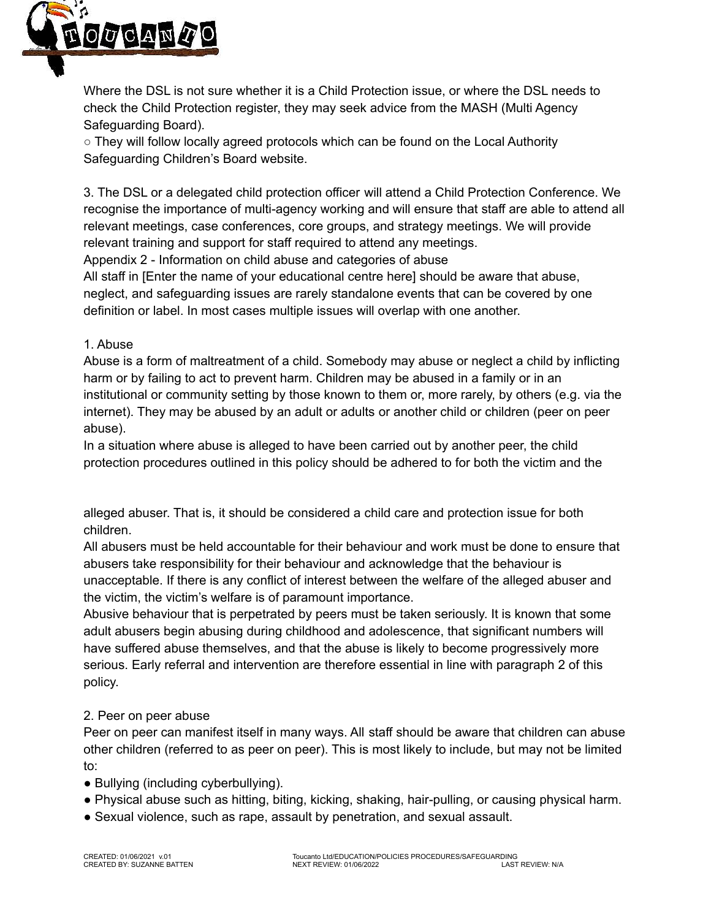Where the DSL is not sure whether it is a Child Protection issue, or where the DSL needs to check the Child Protection register, they may seek advice from the MASH (Multi Agency Safeguarding Board).

○ They will follow locally agreed protocols which can be found on the Local Authority Safeguarding Children's Board website.

3. The DSL or a delegated child protection officer will attend a Child Protection Conference. We recognise the importance of multi-agency working and will ensure that staff are able to attend all relevant meetings, case conferences, core groups, and strategy meetings. We will provide relevant training and support for staff required to attend any meetings.

Appendix 2 - Information on child abuse and categories of abuse

All staff in [Enter the name of your educational centre here] should be aware that abuse, neglect, and safeguarding issues are rarely standalone events that can be covered by one definition or label. In most cases multiple issues will overlap with one another.

1. Abuse

Abuse is a form of maltreatment of a child. Somebody may abuse or neglect a child by inflicting harm or by failing to act to prevent harm. Children may be abused in a family or in an institutional or community setting by those known to them or, more rarely, by others (e.g. via the internet). They may be abused by an adult or adults or another child or children (peer on peer abuse).

In a situation where abuse is alleged to have been carried out by another peer, the child protection procedures outlined in this policy should be adhered to for both the victim and the alleged abuser. That is, it should be considered a child care and protection issue for both children.

All abusers must be held accountable for their behaviour and work must be done to ensure that abusers take responsibility for their behaviour and acknowledge that the behaviour is unacceptable. If there is any conflict of interest between the welfare of the alleged abuser and the victim, the victim's welfare is of paramount importance.

Abusive behaviour that is perpetrated by peers must be taken seriously. It is known that some adult abusers begin abusing during childhood and adolescence, that significant numbers will have suffered abuse themselves, and that the abuse is likely to become progressively more serious. Early referral and intervention are therefore essential in line with paragraph 2 of this policy.

2. Peer on peer abuse

Peer on peer can manifest itself in many ways. All staff should be aware that children can abuse other children (referred to as peer on peer). This is most likely to include, but may not be limited to:

- Bullying (including cyberbullying).
- Physical abuse such as hitting, biting, kicking, shaking, hair-pulling, or causing physical harm.
- Sexual violence, such as rape, assault by penetration, and sexual assault.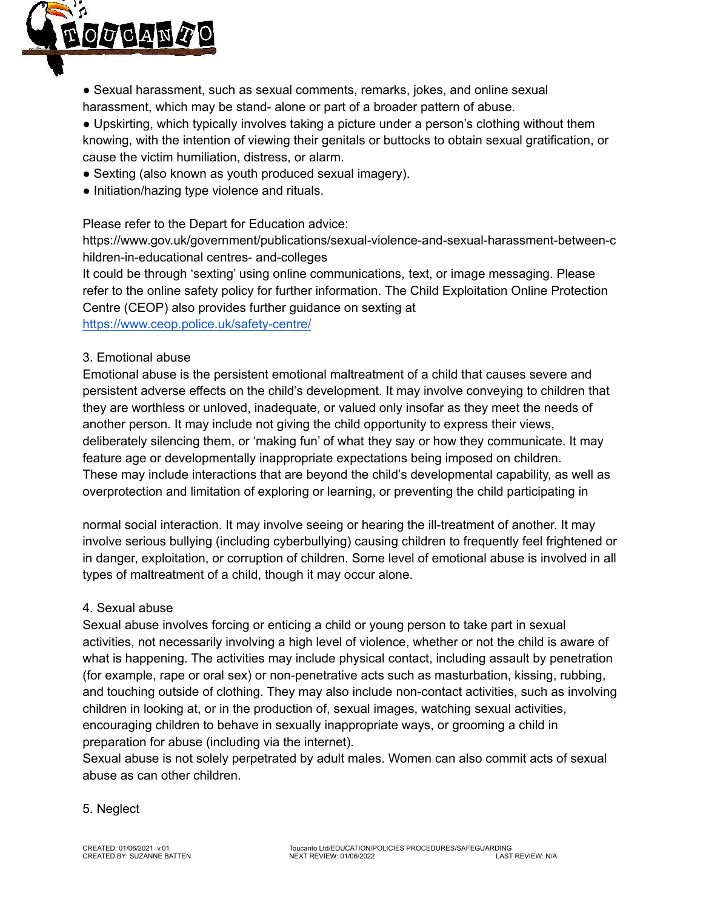- Sexual harassment, such as sexual comments, remarks, jokes, and online sexual harassment, which may be stand- alone or part of a broader pattern of abuse.
- Upskirting, which typically involves taking a picture under a person's clothing without them knowing, with the intention of viewing their genitals or buttocks to obtain sexual gratification, or cause the victim humiliation, distress, or alarm.
- Sexting (also known as youth produced sexual imagery).
- Initiation/hazing type violence and rituals.

Please refer to the Depart for Education advice:
https://www.gov.uk/government/publications/sexual-violence-and-sexual-harassment-between-children-in-educational centres- and-colleges
It could be through 'sexting' using online communications, text, or image messaging. Please refer to the online safety policy for further information. The Child Exploitation Online Protection Centre (CEOP) also provides further guidance on sexting at
https://www.ceop.police.uk/safety-centre/

3. Emotional abuse
Emotional abuse is the persistent emotional maltreatment of a child that causes severe and persistent adverse effects on the child's development. It may involve conveying to children that they are worthless or unloved, inadequate, or valued only insofar as they meet the needs of another person. It may include not giving the child opportunity to express their views, deliberately silencing them, or 'making fun' of what they say or how they communicate. It may feature age or developmentally inappropriate expectations being imposed on children. These may include interactions that are beyond the child's developmental capability, as well as overprotection and limitation of exploring or learning, or preventing the child participating in normal social interaction. It may involve seeing or hearing the ill-treatment of another. It may involve serious bullying (including cyberbullying) causing children to frequently feel frightened or in danger, exploitation, or corruption of children. Some level of emotional abuse is involved in all types of maltreatment of a child, though it may occur alone.

4. Sexual abuse
Sexual abuse involves forcing or enticing a child or young person to take part in sexual activities, not necessarily involving a high level of violence, whether or not the child is aware of what is happening. The activities may include physical contact, including assault by penetration (for example, rape or oral sex) or non-penetrative acts such as masturbation, kissing, rubbing, and touching outside of clothing. They may also include non-contact activities, such as involving children in looking at, or in the production of, sexual images, watching sexual activities, encouraging children to behave in sexually inappropriate ways, or grooming a child in preparation for abuse (including via the internet).
Sexual abuse is not solely perpetrated by adult males. Women can also commit acts of sexual abuse as can other children.

5. Neglect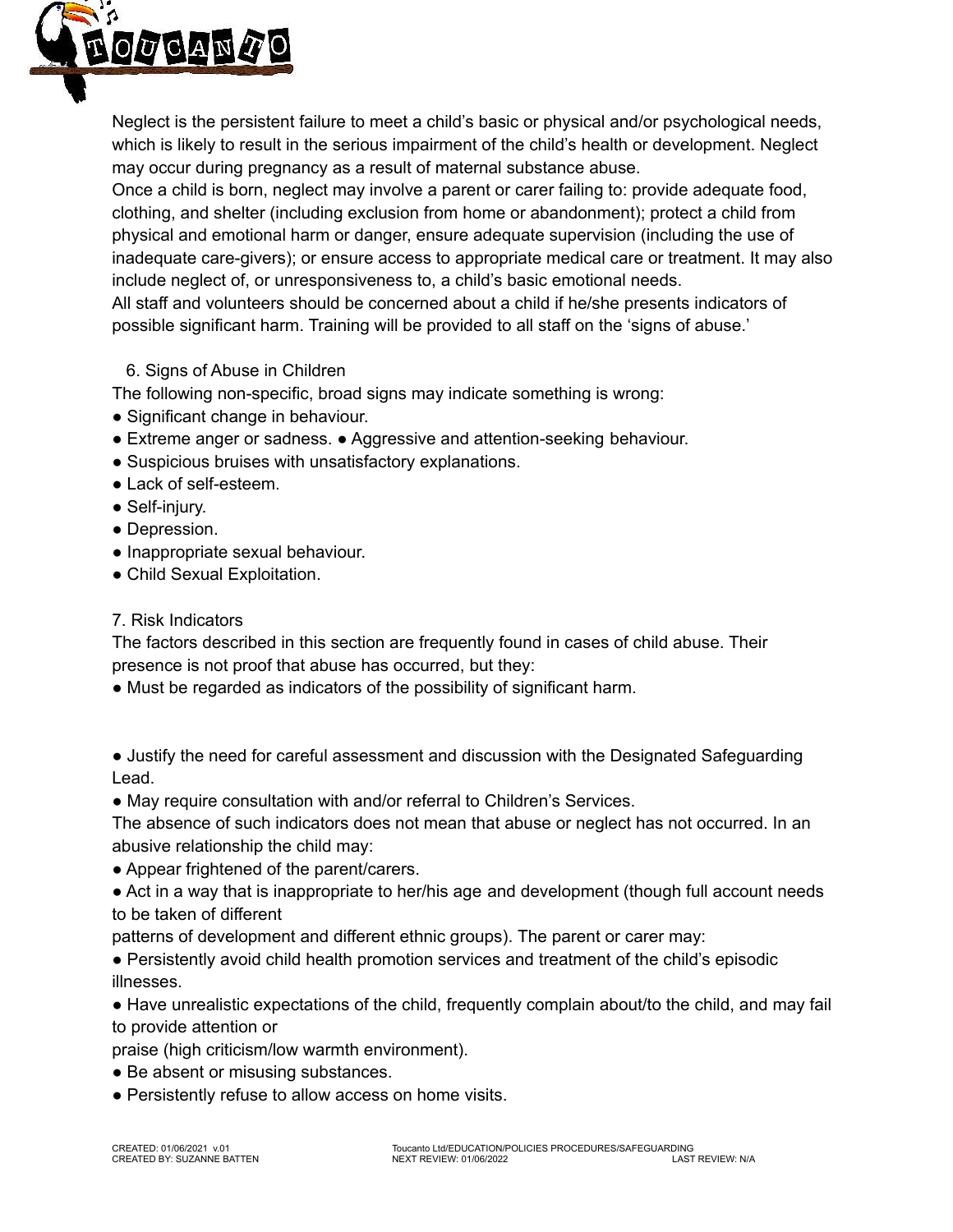Neglect is the persistent failure to meet a child's basic or physical and/or psychological needs, which is likely to result in the serious impairment of the child's health or development. Neglect may occur during pregnancy as a result of maternal substance abuse.

Once a child is born, neglect may involve a parent or carer failing to: provide adequate food, clothing, and shelter (including exclusion from home or abandonment); protect a child from physical and emotional harm or danger, ensure adequate supervision (including the use of inadequate care-givers); or ensure access to appropriate medical care or treatment. It may also include neglect of, or unresponsiveness to, a child's basic emotional needs.

All staff and volunteers should be concerned about a child if he/she presents indicators of possible significant harm. Training will be provided to all staff on the 'signs of abuse.'

## 6. Signs of Abuse in Children

The following non-specific, broad signs may indicate something is wrong:

- Significant change in behaviour.
- Extreme anger or sadness.
- Aggressive and attention-seeking behaviour.
- Suspicious bruises with unsatisfactory explanations.
- Lack of self-esteem.
- Self-injury.
- Depression.
- Inappropriate sexual behaviour.
- Child Sexual Exploitation.

## 7. Risk Indicators

The factors described in this section are frequently found in cases of child abuse. Their presence is not proof that abuse has occurred, but they:

- Must be regarded as indicators of the possibility of significant harm.
- Justify the need for careful assessment and discussion with the Designated Safeguarding Lead.
- May require consultation with and/or referral to Children's Services.

The absence of such indicators does not mean that abuse or neglect has not occurred. In an abusive relationship the child may:

- Appear frightened of the parent/carers.
- Act in a way that is inappropriate to her/his age and development (though full account needs to be taken of different patterns of development and different ethnic groups).

The parent or carer may:

- Persistently avoid child health promotion services and treatment of the child's episodic illnesses.
- Have unrealistic expectations of the child, frequently complain about/to the child, and may fail to provide attention or praise (high criticism/low warmth environment).
- Be absent or misusing substances.
- Persistently refuse to allow access on home visits.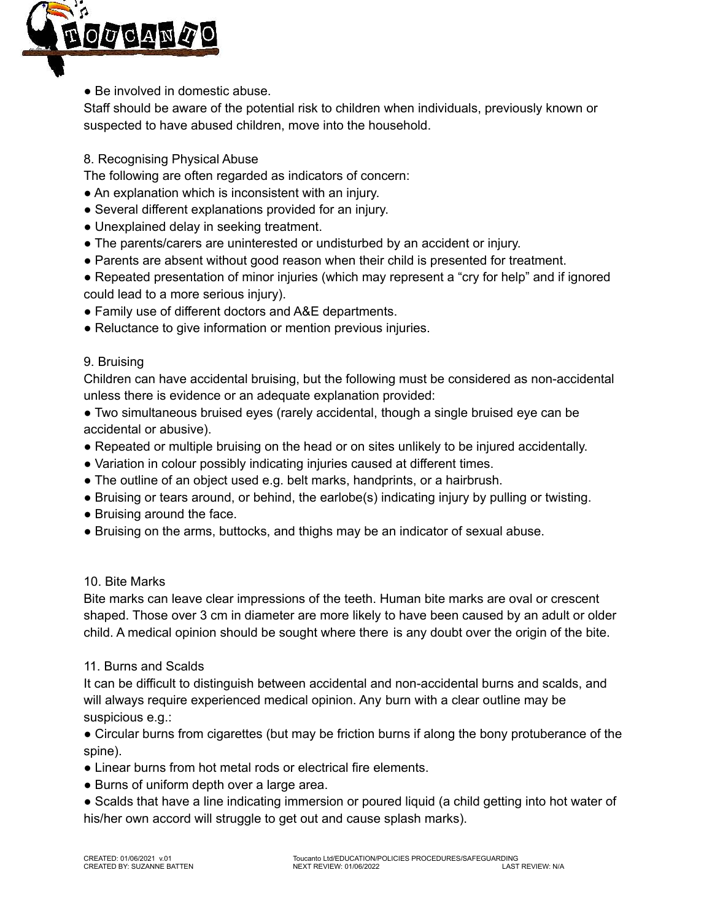- Be involved in domestic abuse.

Staff should be aware of the potential risk to children when individuals, previously known or suspected to have abused children, move into the household.

## 8. Recognising Physical Abuse

The following are often regarded as indicators of concern:

- An explanation which is inconsistent with an injury.
- Several different explanations provided for an injury.
- Unexplained delay in seeking treatment.
- The parents/carers are uninterested or undisturbed by an accident or injury.
- Parents are absent without good reason when their child is presented for treatment.
- Repeated presentation of minor injuries (which may represent a “cry for help” and if ignored could lead to a more serious injury).
- Family use of different doctors and A&E departments.
- Reluctance to give information or mention previous injuries.

## 9. Bruising

Children can have accidental bruising, but the following must be considered as non-accidental unless there is evidence or an adequate explanation provided:

- Two simultaneous bruised eyes (rarely accidental, though a single bruised eye can be accidental or abusive).
- Repeated or multiple bruising on the head or on sites unlikely to be injured accidentally.
- Variation in colour possibly indicating injuries caused at different times.
- The outline of an object used e.g. belt marks, handprints, or a hairbrush.
- Bruising or tears around, or behind, the earlobe(s) indicating injury by pulling or twisting.
- Bruising around the face.
- Bruising on the arms, buttocks, and thighs may be an indicator of sexual abuse.

## 10. Bite Marks

Bite marks can leave clear impressions of the teeth. Human bite marks are oval or crescent shaped. Those over 3 cm in diameter are more likely to have been caused by an adult or older child. A medical opinion should be sought where there is any doubt over the origin of the bite.

## 11. Burns and Scalds

It can be difficult to distinguish between accidental and non-accidental burns and scalds, and will always require experienced medical opinion. Any burn with a clear outline may be suspicious e.g.:

- Circular burns from cigarettes (but may be friction burns if along the bony protuberance of the spine).
- Linear burns from hot metal rods or electrical fire elements.
- Burns of uniform depth over a large area.
- Scalds that have a line indicating immersion or poured liquid (a child getting into hot water of his/her own accord will struggle to get out and cause splash marks).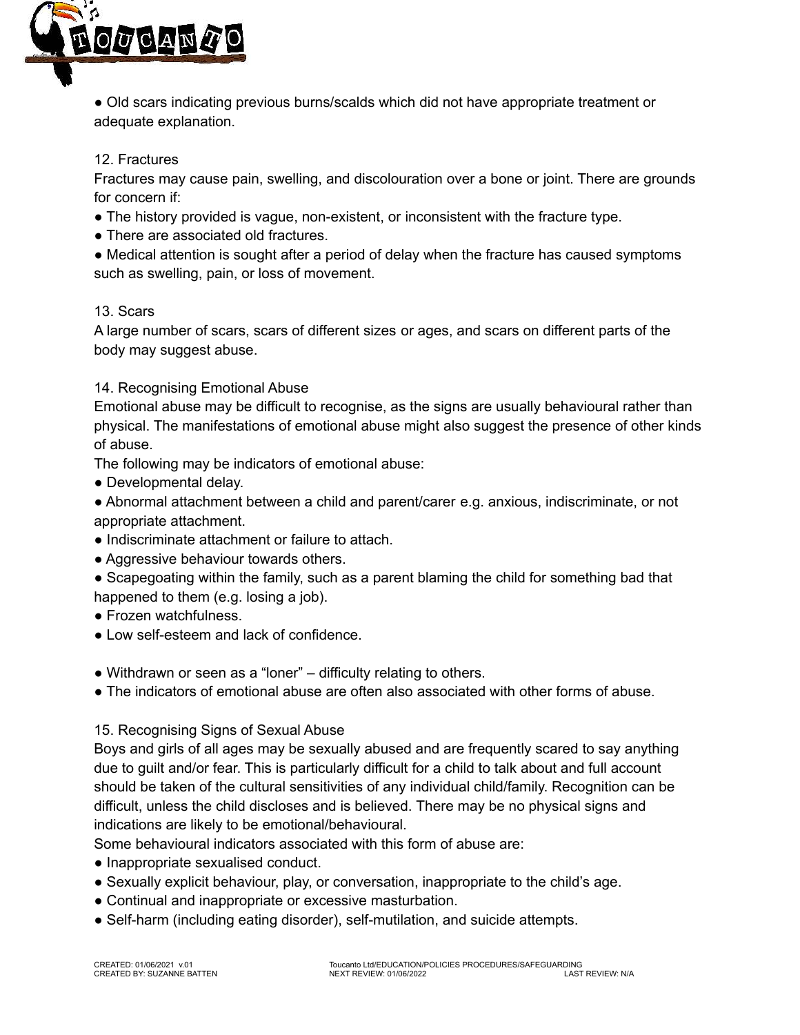- Old scars indicating previous burns/scalds which did not have appropriate treatment or adequate explanation.

12. Fractures

Fractures may cause pain, swelling, and discolouration over a bone or joint. There are grounds for concern if:

- The history provided is vague, non-existent, or inconsistent with the fracture type.
- There are associated old fractures.
- Medical attention is sought after a period of delay when the fracture has caused symptoms such as swelling, pain, or loss of movement.

13. Scars

A large number of scars, scars of different sizes or ages, and scars on different parts of the body may suggest abuse.

14. Recognising Emotional Abuse

Emotional abuse may be difficult to recognise, as the signs are usually behavioural rather than physical. The manifestations of emotional abuse might also suggest the presence of other kinds of abuse.

The following may be indicators of emotional abuse:

- Developmental delay.
- Abnormal attachment between a child and parent/carer e.g. anxious, indiscriminate, or not appropriate attachment.
- Indiscriminate attachment or failure to attach.
- Aggressive behaviour towards others.
- Scapegoating within the family, such as a parent blaming the child for something bad that happened to them (e.g. losing a job).
- Frozen watchfulness.
- Low self-esteem and lack of confidence.
- Withdrawn or seen as a "loner" – difficulty relating to others.
- The indicators of emotional abuse are often also associated with other forms of abuse.

15. Recognising Signs of Sexual Abuse

Boys and girls of all ages may be sexually abused and are frequently scared to say anything due to guilt and/or fear. This is particularly difficult for a child to talk about and full account should be taken of the cultural sensitivities of any individual child/family. Recognition can be difficult, unless the child discloses and is believed. There may be no physical signs and indications are likely to be emotional/behavioural.

Some behavioural indicators associated with this form of abuse are:

- Inappropriate sexualised conduct.
- Sexually explicit behaviour, play, or conversation, inappropriate to the child's age.
- Continual and inappropriate or excessive masturbation.
- Self-harm (including eating disorder), self-mutilation, and suicide attempts.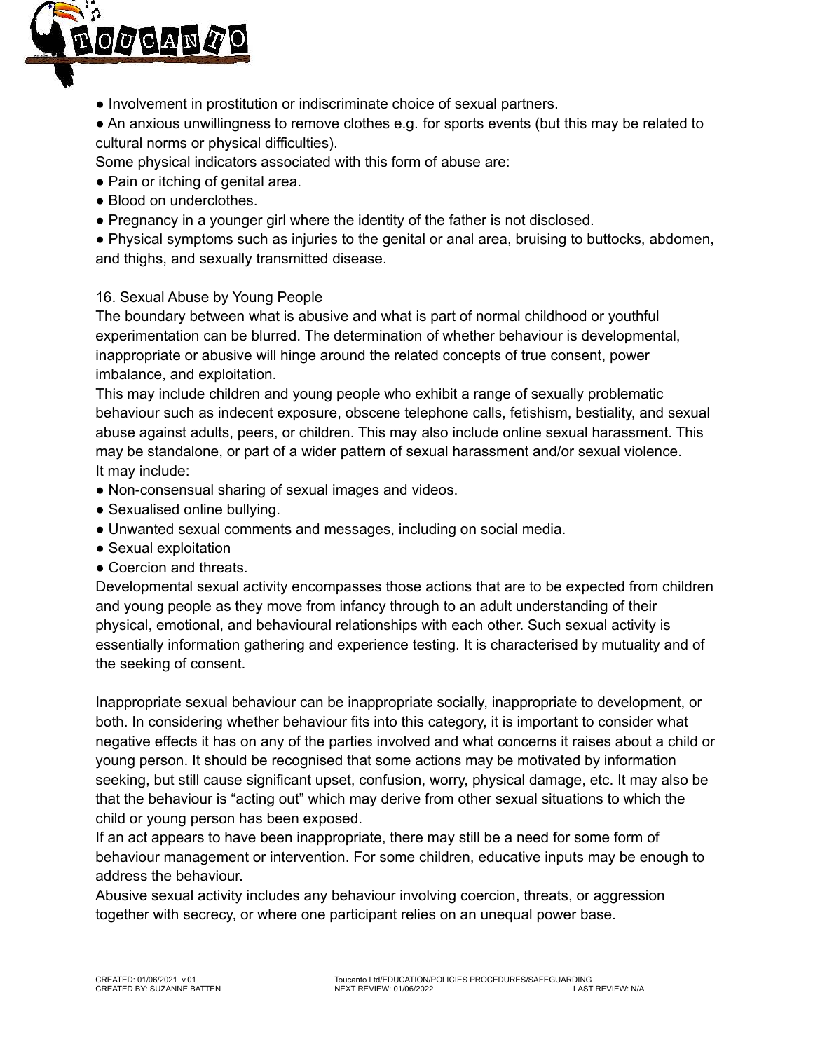- Involvement in prostitution or indiscriminate choice of sexual partners.
- An anxious unwillingness to remove clothes e.g. for sports events (but this may be related to cultural norms or physical difficulties).

Some physical indicators associated with this form of abuse are:

- Pain or itching of genital area.
- Blood on underclothes.
- Pregnancy in a younger girl where the identity of the father is not disclosed.
- Physical symptoms such as injuries to the genital or anal area, bruising to buttocks, abdomen, and thighs, and sexually transmitted disease.

16. Sexual Abuse by Young People

The boundary between what is abusive and what is part of normal childhood or youthful experimentation can be blurred. The determination of whether behaviour is developmental, inappropriate or abusive will hinge around the related concepts of true consent, power imbalance, and exploitation.

This may include children and young people who exhibit a range of sexually problematic behaviour such as indecent exposure, obscene telephone calls, fetishism, bestiality, and sexual abuse against adults, peers, or children. This may also include online sexual harassment. This may be standalone, or part of a wider pattern of sexual harassment and/or sexual violence.

It may include:

- Non-consensual sharing of sexual images and videos.
- Sexualised online bullying.
- Unwanted sexual comments and messages, including on social media.
- Sexual exploitation
- Coercion and threats.

Developmental sexual activity encompasses those actions that are to be expected from children and young people as they move from infancy through to an adult understanding of their physical, emotional, and behavioural relationships with each other. Such sexual activity is essentially information gathering and experience testing. It is characterised by mutuality and of the seeking of consent.

Inappropriate sexual behaviour can be inappropriate socially, inappropriate to development, or both. In considering whether behaviour fits into this category, it is important to consider what negative effects it has on any of the parties involved and what concerns it raises about a child or young person. It should be recognised that some actions may be motivated by information seeking, but still cause significant upset, confusion, worry, physical damage, etc. It may also be that the behaviour is "acting out" which may derive from other sexual situations to which the child or young person has been exposed.

If an act appears to have been inappropriate, there may still be a need for some form of behaviour management or intervention. For some children, educative inputs may be enough to address the behaviour.

Abusive sexual activity includes any behaviour involving coercion, threats, or aggression together with secrecy, or where one participant relies on an unequal power base.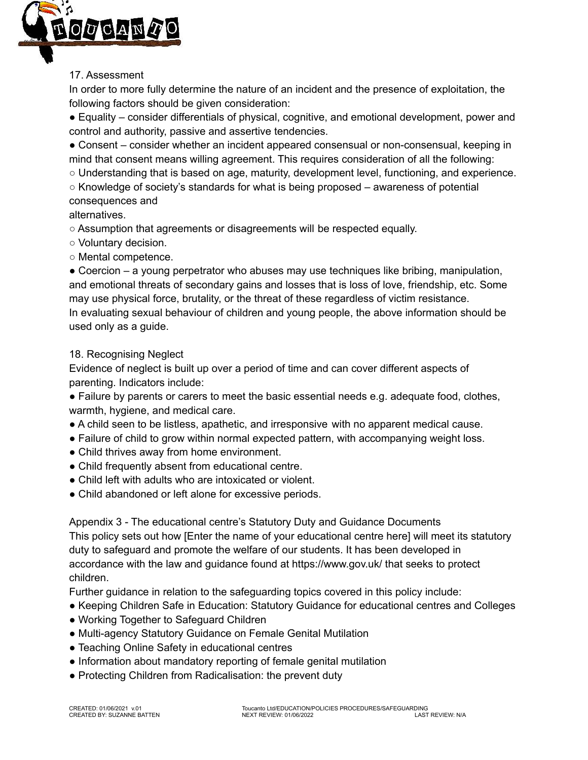## 17. Assessment

In order to more fully determine the nature of an incident and the presence of exploitation, the following factors should be given consideration:

- Equality – consider differentials of physical, cognitive, and emotional development, power and control and authority, passive and assertive tendencies.
- Consent – consider whether an incident appeared consensual or non-consensual, keeping in mind that consent means willing agreement. This requires consideration of all the following:
  - Understanding that is based on age, maturity, development level, functioning, and experience.
  - Knowledge of society's standards for what is being proposed – awareness of potential consequences and alternatives.
  - Assumption that agreements or disagreements will be respected equally.
  - Voluntary decision.
  - Mental competence.
- Coercion – a young perpetrator who abuses may use techniques like bribing, manipulation, and emotional threats of secondary gains and losses that is loss of love, friendship, etc. Some may use physical force, brutality, or the threat of these regardless of victim resistance.

In evaluating sexual behaviour of children and young people, the above information should be used only as a guide.

## 18. Recognising Neglect

Evidence of neglect is built up over a period of time and can cover different aspects of parenting. Indicators include:

- Failure by parents or carers to meet the basic essential needs e.g. adequate food, clothes, warmth, hygiene, and medical care.
- A child seen to be listless, apathetic, and irresponsive with no apparent medical cause.
- Failure of child to grow within normal expected pattern, with accompanying weight loss.
- Child thrives away from home environment.
- Child frequently absent from educational centre.
- Child left with adults who are intoxicated or violent.
- Child abandoned or left alone for excessive periods.

## Appendix 3 - The educational centre's Statutory Duty and Guidance Documents

This policy sets out how [Enter the name of your educational centre here] will meet its statutory duty to safeguard and promote the welfare of our students. It has been developed in accordance with the law and guidance found at https://www.gov.uk/ that seeks to protect children.

Further guidance in relation to the safeguarding topics covered in this policy include:

- Keeping Children Safe in Education: Statutory Guidance for educational centres and Colleges
- Working Together to Safeguard Children
- Multi-agency Statutory Guidance on Female Genital Mutilation
- Teaching Online Safety in educational centres
- Information about mandatory reporting of female genital mutilation
- Protecting Children from Radicalisation: the prevent duty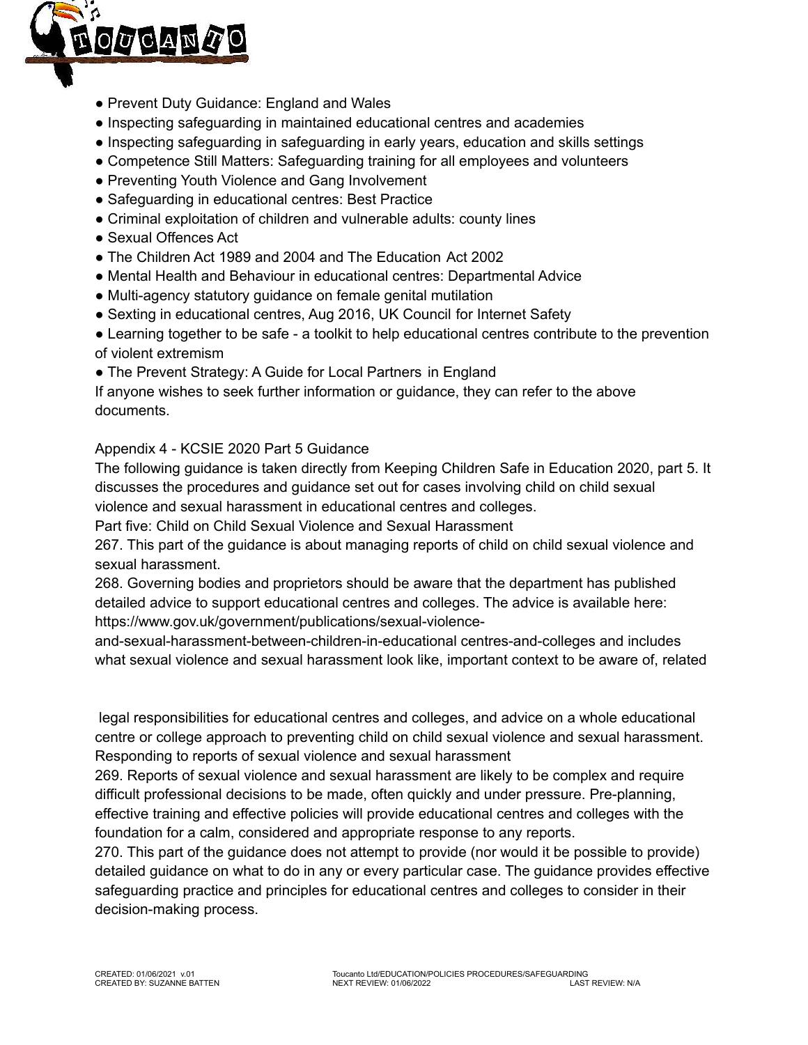- Prevent Duty Guidance: England and Wales
- Inspecting safeguarding in maintained educational centres and academies
- Inspecting safeguarding in safeguarding in early years, education and skills settings
- Competence Still Matters: Safeguarding training for all employees and volunteers
- Preventing Youth Violence and Gang Involvement
- Safeguarding in educational centres: Best Practice
- Criminal exploitation of children and vulnerable adults: county lines
- Sexual Offences Act
- The Children Act 1989 and 2004 and The Education Act 2002
- Mental Health and Behaviour in educational centres: Departmental Advice
- Multi-agency statutory guidance on female genital mutilation
- Sexting in educational centres, Aug 2016, UK Council for Internet Safety
- Learning together to be safe - a toolkit to help educational centres contribute to the prevention of violent extremism
- The Prevent Strategy: A Guide for Local Partners in England

If anyone wishes to seek further information or guidance, they can refer to the above documents.

## Appendix 4 - KCSIE 2020 Part 5 Guidance

The following guidance is taken directly from Keeping Children Safe in Education 2020, part 5. It discusses the procedures and guidance set out for cases involving child on child sexual violence and sexual harassment in educational centres and colleges.

### Part five: Child on Child Sexual Violence and Sexual Harassment

267. This part of the guidance is about managing reports of child on child sexual violence and sexual harassment.

268. Governing bodies and proprietors should be aware that the department has published detailed advice to support educational centres and colleges. The advice is available here: https://www.gov.uk/government/publications/sexual-violence-and-sexual-harassment-between-children-in-educational centres-and-colleges and includes what sexual violence and sexual harassment look like, important context to be aware of, related legal responsibilities for educational centres and colleges, and advice on a whole educational centre or college approach to preventing child on child sexual violence and sexual harassment.

### Responding to reports of sexual violence and sexual harassment

269. Reports of sexual violence and sexual harassment are likely to be complex and require difficult professional decisions to be made, often quickly and under pressure. Pre-planning, effective training and effective policies will provide educational centres and colleges with the foundation for a calm, considered and appropriate response to any reports.

270. This part of the guidance does not attempt to provide (nor would it be possible to provide) detailed guidance on what to do in any or every particular case. The guidance provides effective safeguarding practice and principles for educational centres and colleges to consider in their decision-making process.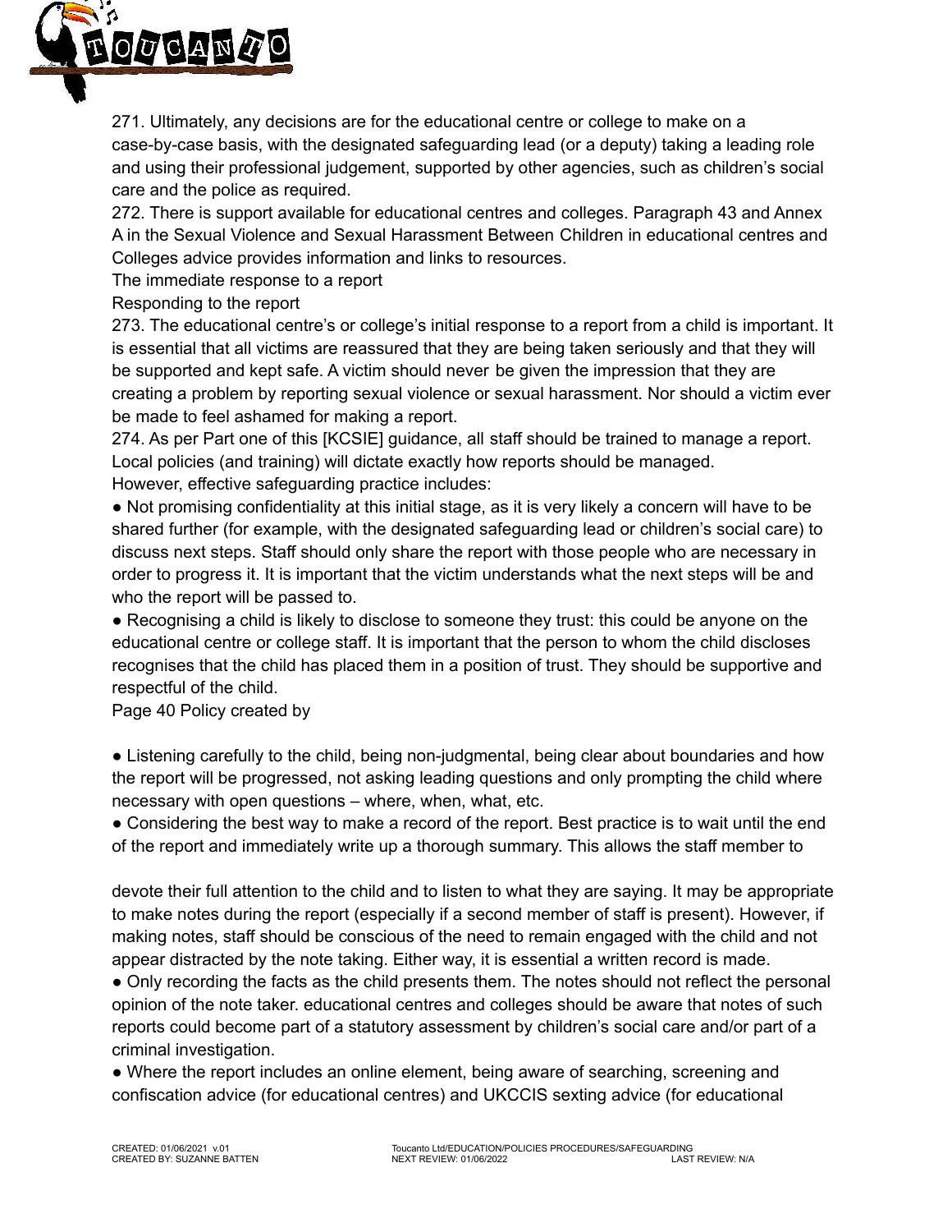271. Ultimately, any decisions are for the educational centre or college to make on a case-by-case basis, with the designated safeguarding lead (or a deputy) taking a leading role and using their professional judgement, supported by other agencies, such as children's social care and the police as required.

272. There is support available for educational centres and colleges. Paragraph 43 and Annex A in the Sexual Violence and Sexual Harassment Between Children in educational centres and Colleges advice provides information and links to resources.

The immediate response to a report

Responding to the report

273. The educational centre's or college's initial response to a report from a child is important. It is essential that all victims are reassured that they are being taken seriously and that they will be supported and kept safe. A victim should never be given the impression that they are creating a problem by reporting sexual violence or sexual harassment. Nor should a victim ever be made to feel ashamed for making a report.

274. As per Part one of this [KCSIE] guidance, all staff should be trained to manage a report. Local policies (and training) will dictate exactly how reports should be managed. However, effective safeguarding practice includes:

- Not promising confidentiality at this initial stage, as it is very likely a concern will have to be shared further (for example, with the designated safeguarding lead or children's social care) to discuss next steps. Staff should only share the report with those people who are necessary in order to progress it. It is important that the victim understands what the next steps will be and who the report will be passed to.
- Recognising a child is likely to disclose to someone they trust: this could be anyone on the educational centre or college staff. It is important that the person to whom the child discloses recognises that the child has placed them in a position of trust. They should be supportive and respectful of the child.

Page 40 Policy created by

- Listening carefully to the child, being non-judgmental, being clear about boundaries and how the report will be progressed, not asking leading questions and only prompting the child where necessary with open questions – where, when, what, etc.
- Considering the best way to make a record of the report. Best practice is to wait until the end of the report and immediately write up a thorough summary. This allows the staff member to devote their full attention to the child and to listen to what they are saying. It may be appropriate to make notes during the report (especially if a second member of staff is present). However, if making notes, staff should be conscious of the need to remain engaged with the child and not appear distracted by the note taking. Either way, it is essential a written record is made.
- Only recording the facts as the child presents them. The notes should not reflect the personal opinion of the note taker. educational centres and colleges should be aware that notes of such reports could become part of a statutory assessment by children's social care and/or part of a criminal investigation.
- Where the report includes an online element, being aware of searching, screening and confiscation advice (for educational centres) and UKCCIS sexting advice (for educational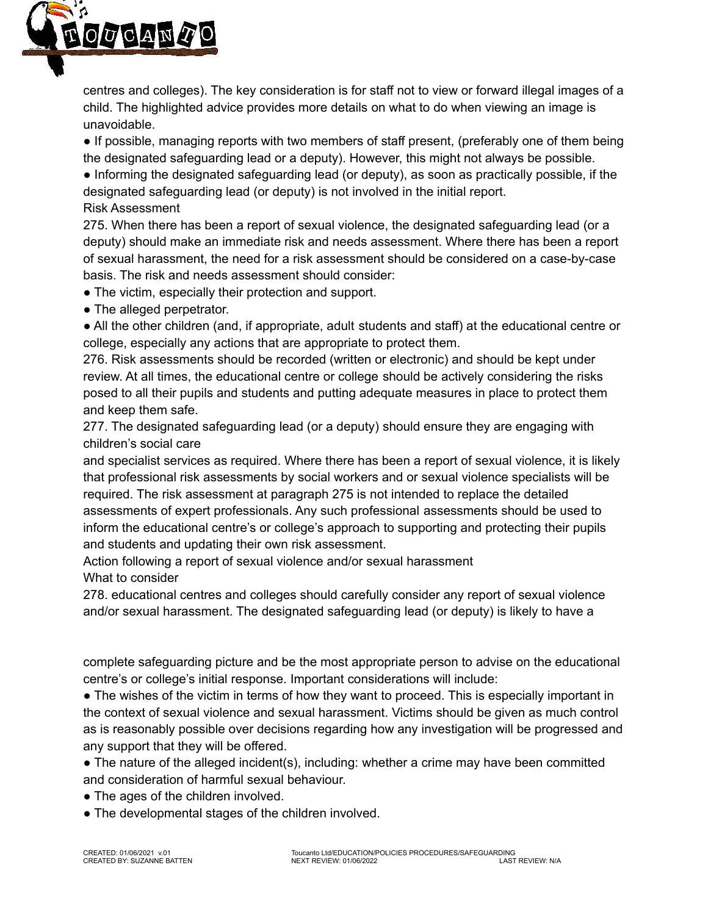centres and colleges). The key consideration is for staff not to view or forward illegal images of a child. The highlighted advice provides more details on what to do when viewing an image is unavoidable.

● If possible, managing reports with two members of staff present, (preferably one of them being the designated safeguarding lead or a deputy). However, this might not always be possible.

● Informing the designated safeguarding lead (or deputy), as soon as practically possible, if the designated safeguarding lead (or deputy) is not involved in the initial report.

Risk Assessment

275. When there has been a report of sexual violence, the designated safeguarding lead (or a deputy) should make an immediate risk and needs assessment. Where there has been a report of sexual harassment, the need for a risk assessment should be considered on a case-by-case basis. The risk and needs assessment should consider:

● The victim, especially their protection and support.

● The alleged perpetrator.

● All the other children (and, if appropriate, adult students and staff) at the educational centre or college, especially any actions that are appropriate to protect them.

276. Risk assessments should be recorded (written or electronic) and should be kept under review. At all times, the educational centre or college should be actively considering the risks posed to all their pupils and students and putting adequate measures in place to protect them and keep them safe.

277. The designated safeguarding lead (or a deputy) should ensure they are engaging with children's social care
and specialist services as required. Where there has been a report of sexual violence, it is likely that professional risk assessments by social workers and or sexual violence specialists will be required. The risk assessment at paragraph 275 is not intended to replace the detailed assessments of expert professionals. Any such professional assessments should be used to inform the educational centre's or college's approach to supporting and protecting their pupils and students and updating their own risk assessment.

Action following a report of sexual violence and/or sexual harassment

What to consider

278. educational centres and colleges should carefully consider any report of sexual violence and/or sexual harassment. The designated safeguarding lead (or deputy) is likely to have a

complete safeguarding picture and be the most appropriate person to advise on the educational centre's or college's initial response. Important considerations will include:

● The wishes of the victim in terms of how they want to proceed. This is especially important in the context of sexual violence and sexual harassment. Victims should be given as much control as is reasonably possible over decisions regarding how any investigation will be progressed and any support that they will be offered.

● The nature of the alleged incident(s), including: whether a crime may have been committed and consideration of harmful sexual behaviour.

● The ages of the children involved.

● The developmental stages of the children involved.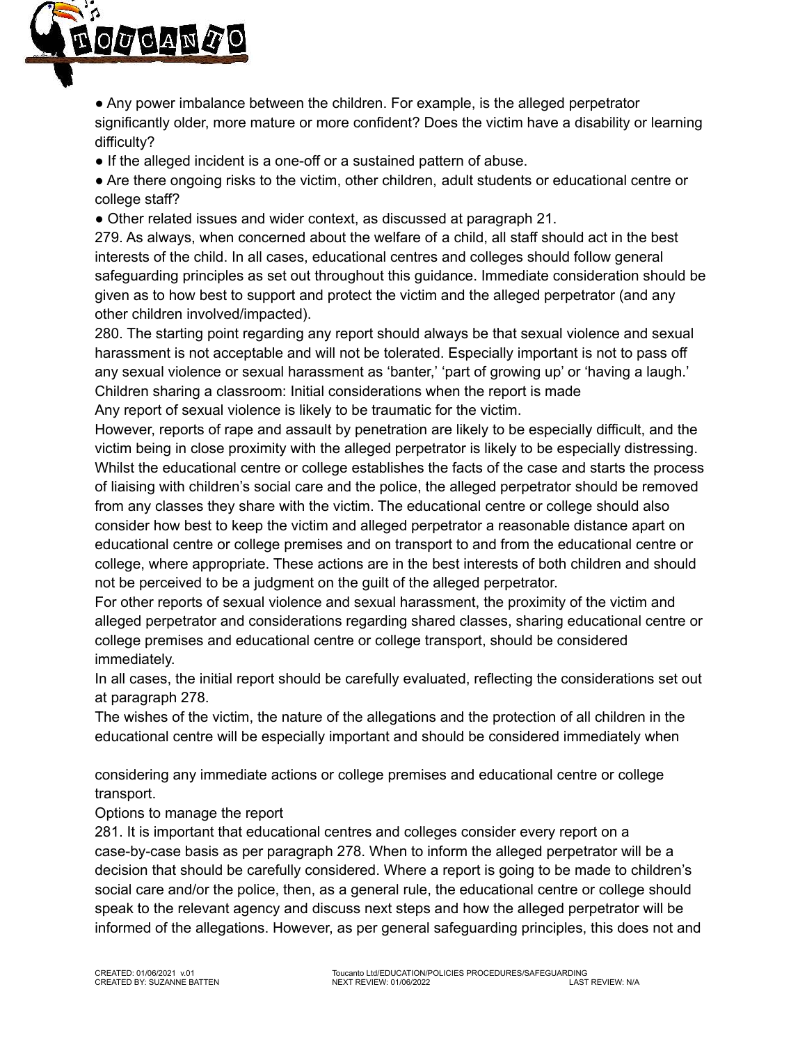● Any power imbalance between the children. For example, is the alleged perpetrator significantly older, more mature or more confident? Does the victim have a disability or learning difficulty?

● If the alleged incident is a one-off or a sustained pattern of abuse.

● Are there ongoing risks to the victim, other children, adult students or educational centre or college staff?

● Other related issues and wider context, as discussed at paragraph 21.

279. As always, when concerned about the welfare of a child, all staff should act in the best interests of the child. In all cases, educational centres and colleges should follow general safeguarding principles as set out throughout this guidance. Immediate consideration should be given as to how best to support and protect the victim and the alleged perpetrator (and any other children involved/impacted).

280. The starting point regarding any report should always be that sexual violence and sexual harassment is not acceptable and will not be tolerated. Especially important is not to pass off any sexual violence or sexual harassment as 'banter,' 'part of growing up' or 'having a laugh.'

Children sharing a classroom: Initial considerations when the report is made

Any report of sexual violence is likely to be traumatic for the victim.

However, reports of rape and assault by penetration are likely to be especially difficult, and the victim being in close proximity with the alleged perpetrator is likely to be especially distressing. Whilst the educational centre or college establishes the facts of the case and starts the process of liaising with children's social care and the police, the alleged perpetrator should be removed from any classes they share with the victim. The educational centre or college should also consider how best to keep the victim and alleged perpetrator a reasonable distance apart on educational centre or college premises and on transport to and from the educational centre or college, where appropriate. These actions are in the best interests of both children and should not be perceived to be a judgment on the guilt of the alleged perpetrator.

For other reports of sexual violence and sexual harassment, the proximity of the victim and alleged perpetrator and considerations regarding shared classes, sharing educational centre or college premises and educational centre or college transport, should be considered immediately.

In all cases, the initial report should be carefully evaluated, reflecting the considerations set out at paragraph 278.

The wishes of the victim, the nature of the allegations and the protection of all children in the educational centre will be especially important and should be considered immediately when

considering any immediate actions or college premises and educational centre or college transport.

Options to manage the report

281. It is important that educational centres and colleges consider every report on a case-by-case basis as per paragraph 278. When to inform the alleged perpetrator will be a decision that should be carefully considered. Where a report is going to be made to children's social care and/or the police, then, as a general rule, the educational centre or college should speak to the relevant agency and discuss next steps and how the alleged perpetrator will be informed of the allegations. However, as per general safeguarding principles, this does not and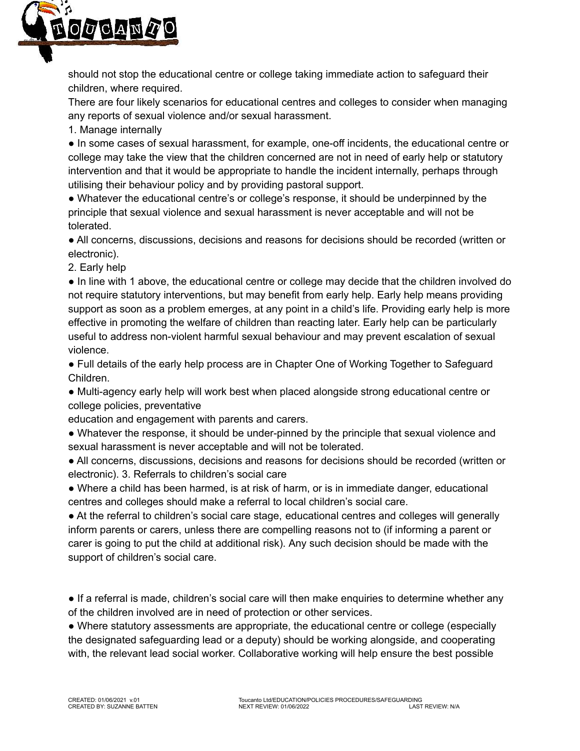should not stop the educational centre or college taking immediate action to safeguard their children, where required.

There are four likely scenarios for educational centres and colleges to consider when managing any reports of sexual violence and/or sexual harassment.

1. Manage internally

- In some cases of sexual harassment, for example, one-off incidents, the educational centre or college may take the view that the children concerned are not in need of early help or statutory intervention and that it would be appropriate to handle the incident internally, perhaps through utilising their behaviour policy and by providing pastoral support.
- Whatever the educational centre's or college's response, it should be underpinned by the principle that sexual violence and sexual harassment is never acceptable and will not be tolerated.
- All concerns, discussions, decisions and reasons for decisions should be recorded (written or electronic).

2. Early help

- In line with 1 above, the educational centre or college may decide that the children involved do not require statutory interventions, but may benefit from early help. Early help means providing support as soon as a problem emerges, at any point in a child's life. Providing early help is more effective in promoting the welfare of children than reacting later. Early help can be particularly useful to address non-violent harmful sexual behaviour and may prevent escalation of sexual violence.
- Full details of the early help process are in Chapter One of Working Together to Safeguard Children.
- Multi-agency early help will work best when placed alongside strong educational centre or college policies, preventative education and engagement with parents and carers.
- Whatever the response, it should be under-pinned by the principle that sexual violence and sexual harassment is never acceptable and will not be tolerated.
- All concerns, discussions, decisions and reasons for decisions should be recorded (written or electronic).

3. Referrals to children's social care

- Where a child has been harmed, is at risk of harm, or is in immediate danger, educational centres and colleges should make a referral to local children's social care.
- At the referral to children's social care stage, educational centres and colleges will generally inform parents or carers, unless there are compelling reasons not to (if informing a parent or carer is going to put the child at additional risk). Any such decision should be made with the support of children's social care.
- If a referral is made, children's social care will then make enquiries to determine whether any of the children involved are in need of protection or other services.
- Where statutory assessments are appropriate, the educational centre or college (especially the designated safeguarding lead or a deputy) should be working alongside, and cooperating with, the relevant lead social worker. Collaborative working will help ensure the best possible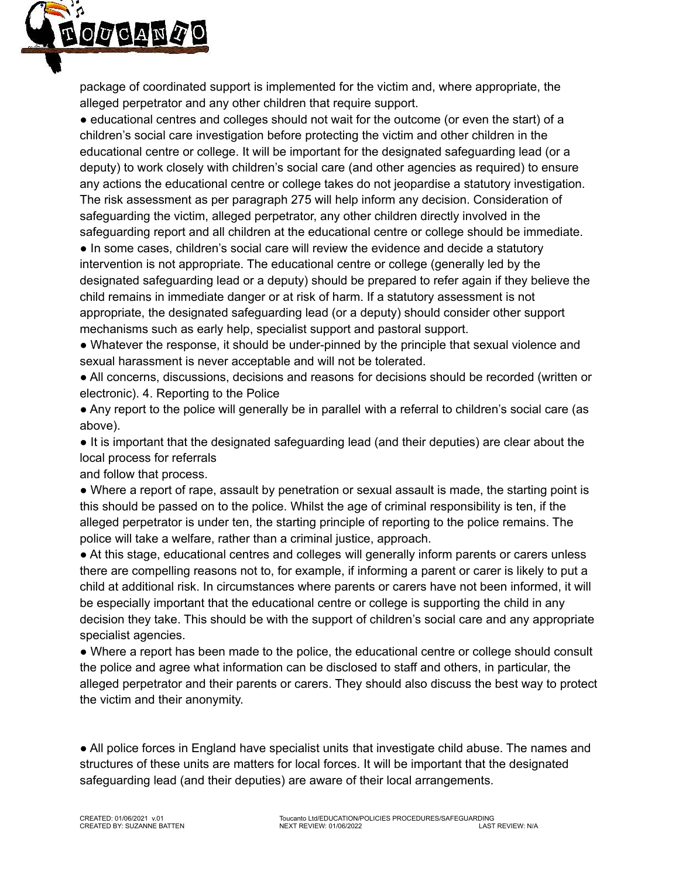package of coordinated support is implemented for the victim and, where appropriate, the alleged perpetrator and any other children that require support.

- educational centres and colleges should not wait for the outcome (or even the start) of a children's social care investigation before protecting the victim and other children in the educational centre or college. It will be important for the designated safeguarding lead (or a deputy) to work closely with children's social care (and other agencies as required) to ensure any actions the educational centre or college takes do not jeopardise a statutory investigation. The risk assessment as per paragraph 275 will help inform any decision. Consideration of safeguarding the victim, alleged perpetrator, any other children directly involved in the safeguarding report and all children at the educational centre or college should be immediate.
- In some cases, children's social care will review the evidence and decide a statutory intervention is not appropriate. The educational centre or college (generally led by the designated safeguarding lead or a deputy) should be prepared to refer again if they believe the child remains in immediate danger or at risk of harm. If a statutory assessment is not appropriate, the designated safeguarding lead (or a deputy) should consider other support mechanisms such as early help, specialist support and pastoral support.
- Whatever the response, it should be under-pinned by the principle that sexual violence and sexual harassment is never acceptable and will not be tolerated.
- All concerns, discussions, decisions and reasons for decisions should be recorded (written or electronic). 4. Reporting to the Police
- Any report to the police will generally be in parallel with a referral to children's social care (as above).
- It is important that the designated safeguarding lead (and their deputies) are clear about the local process for referrals
and follow that process.
- Where a report of rape, assault by penetration or sexual assault is made, the starting point is this should be passed on to the police. Whilst the age of criminal responsibility is ten, if the alleged perpetrator is under ten, the starting principle of reporting to the police remains. The police will take a welfare, rather than a criminal justice, approach.
- At this stage, educational centres and colleges will generally inform parents or carers unless there are compelling reasons not to, for example, if informing a parent or carer is likely to put a child at additional risk. In circumstances where parents or carers have not been informed, it will be especially important that the educational centre or college is supporting the child in any decision they take. This should be with the support of children's social care and any appropriate specialist agencies.
- Where a report has been made to the police, the educational centre or college should consult the police and agree what information can be disclosed to staff and others, in particular, the alleged perpetrator and their parents or carers. They should also discuss the best way to protect the victim and their anonymity.

- All police forces in England have specialist units that investigate child abuse. The names and structures of these units are matters for local forces. It will be important that the designated safeguarding lead (and their deputies) are aware of their local arrangements.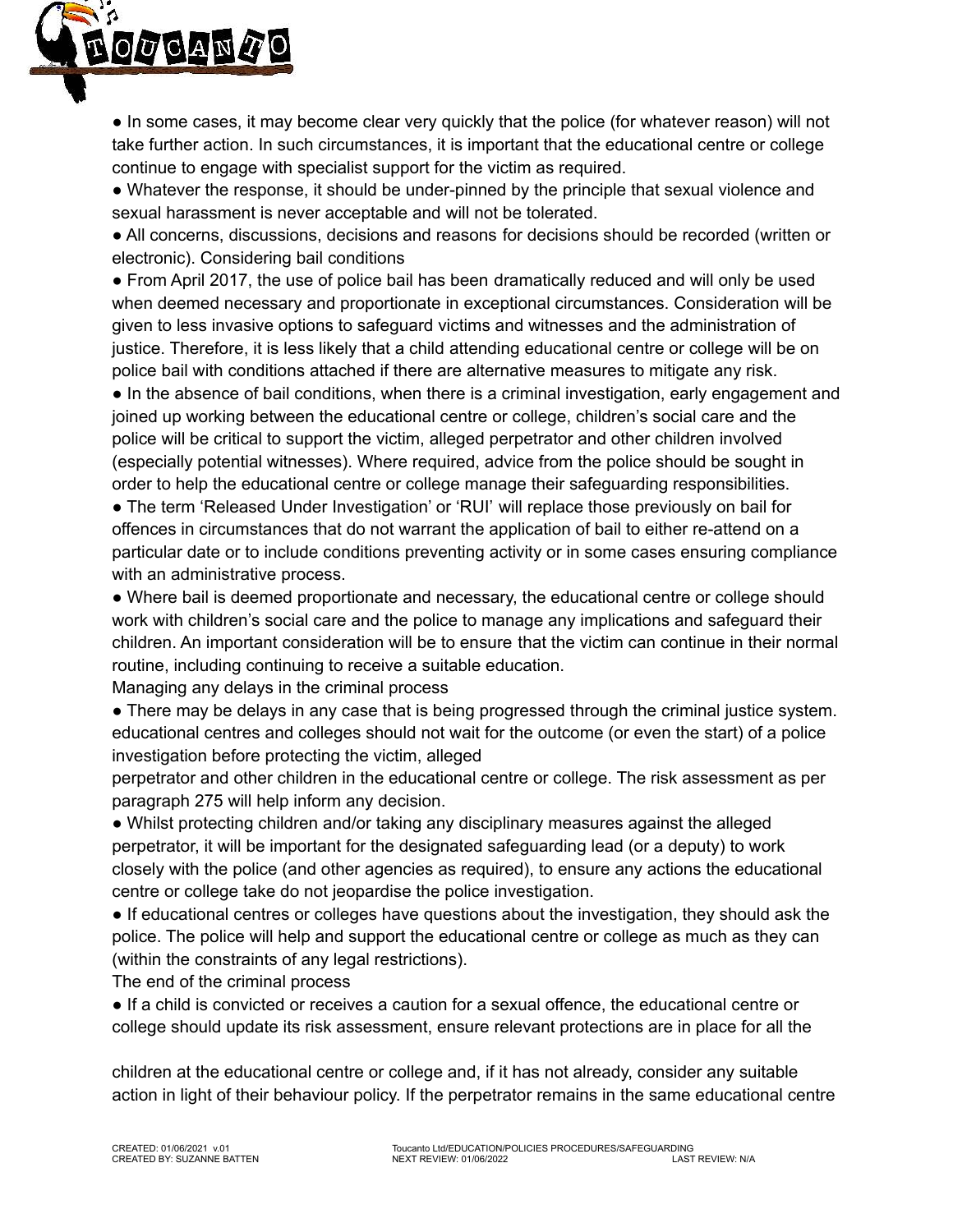- In some cases, it may become clear very quickly that the police (for whatever reason) will not take further action. In such circumstances, it is important that the educational centre or college continue to engage with specialist support for the victim as required.
- Whatever the response, it should be under-pinned by the principle that sexual violence and sexual harassment is never acceptable and will not be tolerated.
- All concerns, discussions, decisions and reasons for decisions should be recorded (written or electronic). Considering bail conditions
- From April 2017, the use of police bail has been dramatically reduced and will only be used when deemed necessary and proportionate in exceptional circumstances. Consideration will be given to less invasive options to safeguard victims and witnesses and the administration of justice. Therefore, it is less likely that a child attending educational centre or college will be on police bail with conditions attached if there are alternative measures to mitigate any risk.
- In the absence of bail conditions, when there is a criminal investigation, early engagement and joined up working between the educational centre or college, children's social care and the police will be critical to support the victim, alleged perpetrator and other children involved (especially potential witnesses). Where required, advice from the police should be sought in order to help the educational centre or college manage their safeguarding responsibilities.
- The term 'Released Under Investigation' or 'RUI' will replace those previously on bail for offences in circumstances that do not warrant the application of bail to either re-attend on a particular date or to include conditions preventing activity or in some cases ensuring compliance with an administrative process.
- Where bail is deemed proportionate and necessary, the educational centre or college should work with children's social care and the police to manage any implications and safeguard their children. An important consideration will be to ensure that the victim can continue in their normal routine, including continuing to receive a suitable education.

Managing any delays in the criminal process

- There may be delays in any case that is being progressed through the criminal justice system. educational centres and colleges should not wait for the outcome (or even the start) of a police investigation before protecting the victim, alleged perpetrator and other children in the educational centre or college. The risk assessment as per paragraph 275 will help inform any decision.
- Whilst protecting children and/or taking any disciplinary measures against the alleged perpetrator, it will be important for the designated safeguarding lead (or a deputy) to work closely with the police (and other agencies as required), to ensure any actions the educational centre or college take do not jeopardise the police investigation.
- If educational centres or colleges have questions about the investigation, they should ask the police. The police will help and support the educational centre or college as much as they can (within the constraints of any legal restrictions).

The end of the criminal process

- If a child is convicted or receives a caution for a sexual offence, the educational centre or college should update its risk assessment, ensure relevant protections are in place for all the children at the educational centre or college and, if it has not already, consider any suitable action in light of their behaviour policy. If the perpetrator remains in the same educational centre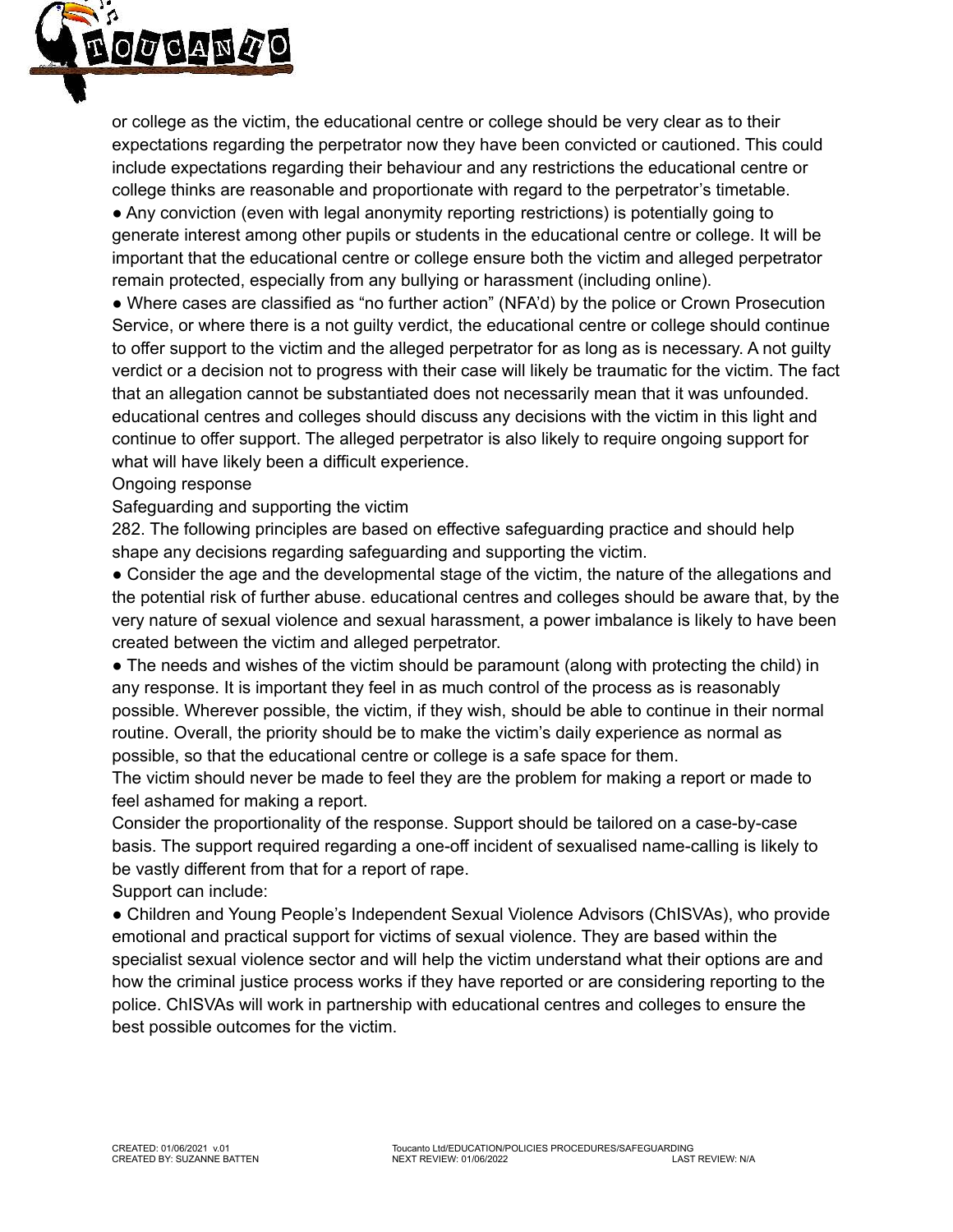or college as the victim, the educational centre or college should be very clear as to their expectations regarding the perpetrator now they have been convicted or cautioned. This could include expectations regarding their behaviour and any restrictions the educational centre or college thinks are reasonable and proportionate with regard to the perpetrator's timetable.

- Any conviction (even with legal anonymity reporting restrictions) is potentially going to generate interest among other pupils or students in the educational centre or college. It will be important that the educational centre or college ensure both the victim and alleged perpetrator remain protected, especially from any bullying or harassment (including online).
- Where cases are classified as "no further action" (NFA'd) by the police or Crown Prosecution Service, or where there is a not guilty verdict, the educational centre or college should continue to offer support to the victim and the alleged perpetrator for as long as is necessary. A not guilty verdict or a decision not to progress with their case will likely be traumatic for the victim. The fact that an allegation cannot be substantiated does not necessarily mean that it was unfounded. educational centres and colleges should discuss any decisions with the victim in this light and continue to offer support. The alleged perpetrator is also likely to require ongoing support for what will have likely been a difficult experience.

Ongoing response

Safeguarding and supporting the victim

282. The following principles are based on effective safeguarding practice and should help shape any decisions regarding safeguarding and supporting the victim.

- Consider the age and the developmental stage of the victim, the nature of the allegations and the potential risk of further abuse. educational centres and colleges should be aware that, by the very nature of sexual violence and sexual harassment, a power imbalance is likely to have been created between the victim and alleged perpetrator.
- The needs and wishes of the victim should be paramount (along with protecting the child) in any response. It is important they feel in as much control of the process as is reasonably possible. Wherever possible, the victim, if they wish, should be able to continue in their normal routine. Overall, the priority should be to make the victim's daily experience as normal as possible, so that the educational centre or college is a safe space for them.

The victim should never be made to feel they are the problem for making a report or made to feel ashamed for making a report.

Consider the proportionality of the response. Support should be tailored on a case-by-case basis. The support required regarding a one-off incident of sexualised name-calling is likely to be vastly different from that for a report of rape.

Support can include:

- Children and Young People's Independent Sexual Violence Advisors (ChISVAs), who provide emotional and practical support for victims of sexual violence. They are based within the specialist sexual violence sector and will help the victim understand what their options are and how the criminal justice process works if they have reported or are considering reporting to the police. ChISVAs will work in partnership with educational centres and colleges to ensure the best possible outcomes for the victim.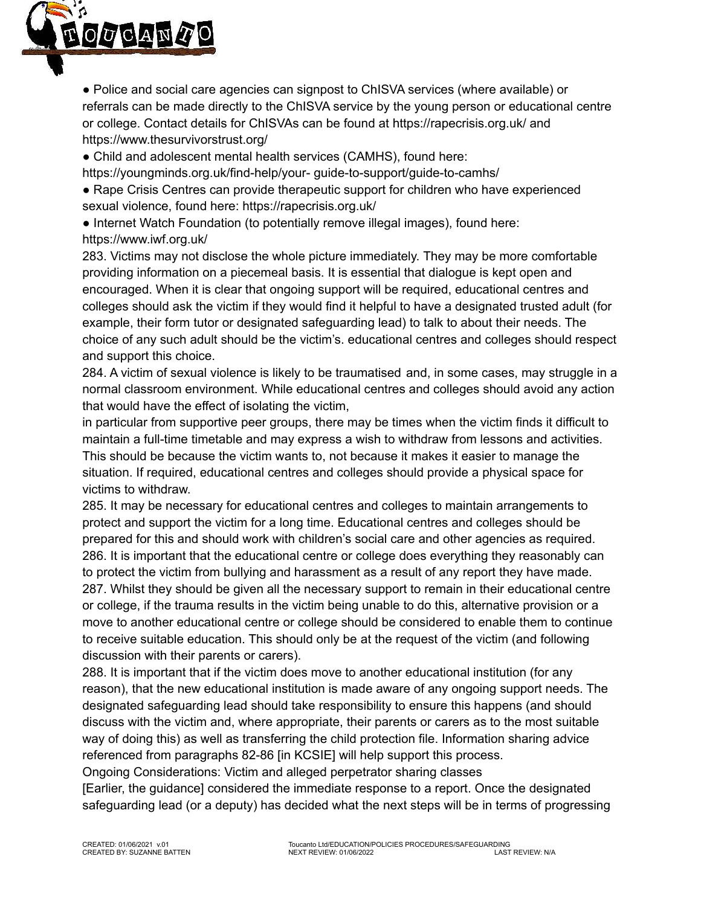- Police and social care agencies can signpost to ChISVA services (where available) or referrals can be made directly to the ChISVA service by the young person or educational centre or college. Contact details for ChISVAs can be found at https://rapecrisis.org.uk/ and https://www.thesurvivorstrust.org/
- Child and adolescent mental health services (CAMHS), found here: https://youngminds.org.uk/find-help/your- guide-to-support/guide-to-camhs/
- Rape Crisis Centres can provide therapeutic support for children who have experienced sexual violence, found here: https://rapecrisis.org.uk/
- Internet Watch Foundation (to potentially remove illegal images), found here: https://www.iwf.org.uk/

283. Victims may not disclose the whole picture immediately. They may be more comfortable providing information on a piecemeal basis. It is essential that dialogue is kept open and encouraged. When it is clear that ongoing support will be required, educational centres and colleges should ask the victim if they would find it helpful to have a designated trusted adult (for example, their form tutor or designated safeguarding lead) to talk to about their needs. The choice of any such adult should be the victim's. educational centres and colleges should respect and support this choice.

284. A victim of sexual violence is likely to be traumatised and, in some cases, may struggle in a normal classroom environment. While educational centres and colleges should avoid any action that would have the effect of isolating the victim, in particular from supportive peer groups, there may be times when the victim finds it difficult to maintain a full-time timetable and may express a wish to withdraw from lessons and activities. This should be because the victim wants to, not because it makes it easier to manage the situation. If required, educational centres and colleges should provide a physical space for victims to withdraw.

285. It may be necessary for educational centres and colleges to maintain arrangements to protect and support the victim for a long time. Educational centres and colleges should be prepared for this and should work with children's social care and other agencies as required.

286. It is important that the educational centre or college does everything they reasonably can to protect the victim from bullying and harassment as a result of any report they have made.

287. Whilst they should be given all the necessary support to remain in their educational centre or college, if the trauma results in the victim being unable to do this, alternative provision or a move to another educational centre or college should be considered to enable them to continue to receive suitable education. This should only be at the request of the victim (and following discussion with their parents or carers).

288. It is important that if the victim does move to another educational institution (for any reason), that the new educational institution is made aware of any ongoing support needs. The designated safeguarding lead should take responsibility to ensure this happens (and should discuss with the victim and, where appropriate, their parents or carers as to the most suitable way of doing this) as well as transferring the child protection file. Information sharing advice referenced from paragraphs 82-86 [in KCSIE] will help support this process.

Ongoing Considerations: Victim and alleged perpetrator sharing classes

[Earlier, the guidance] considered the immediate response to a report. Once the designated safeguarding lead (or a deputy) has decided what the next steps will be in terms of progressing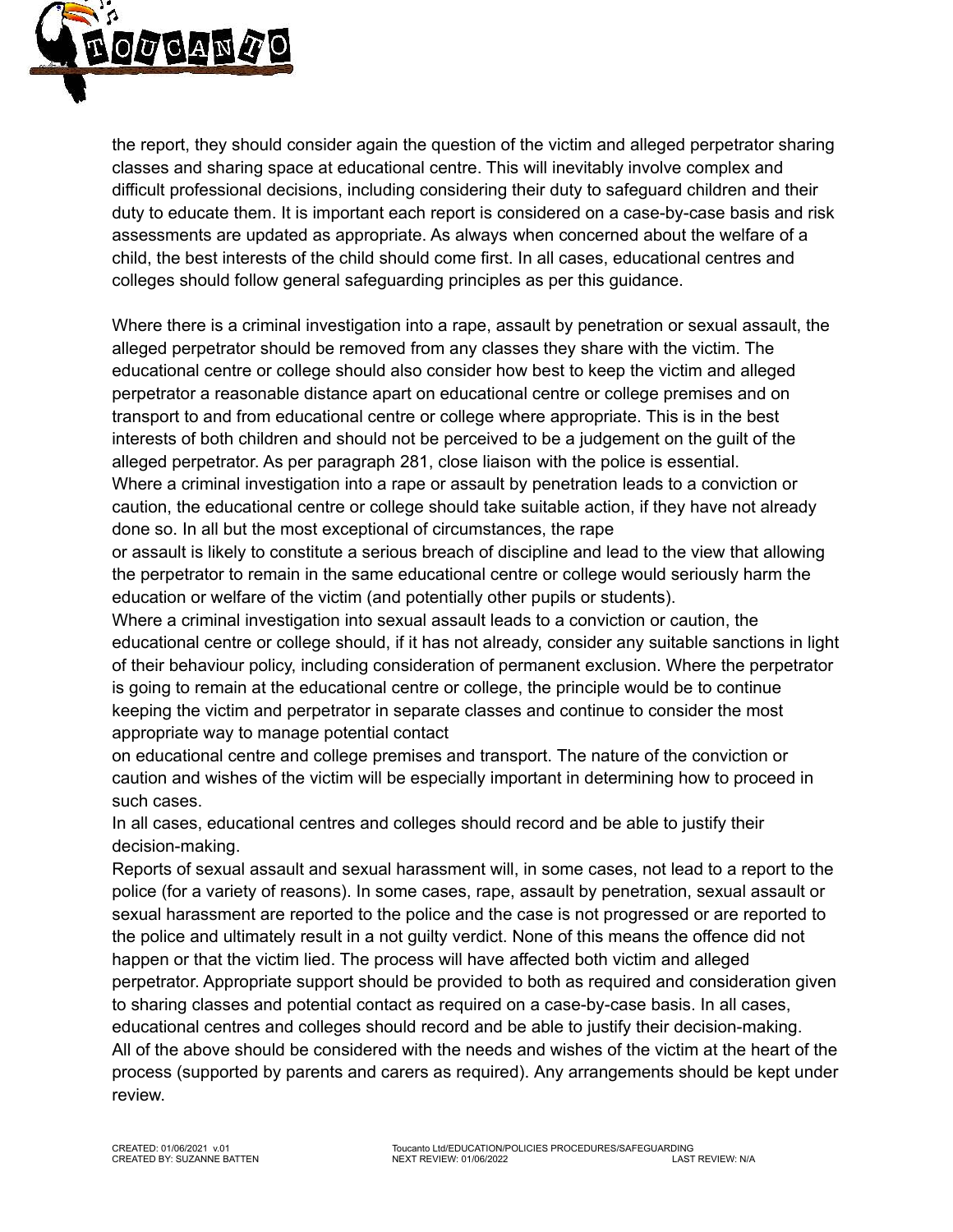the report, they should consider again the question of the victim and alleged perpetrator sharing classes and sharing space at educational centre. This will inevitably involve complex and difficult professional decisions, including considering their duty to safeguard children and their duty to educate them. It is important each report is considered on a case-by-case basis and risk assessments are updated as appropriate. As always when concerned about the welfare of a child, the best interests of the child should come first. In all cases, educational centres and colleges should follow general safeguarding principles as per this guidance.

Where there is a criminal investigation into a rape, assault by penetration or sexual assault, the alleged perpetrator should be removed from any classes they share with the victim. The educational centre or college should also consider how best to keep the victim and alleged perpetrator a reasonable distance apart on educational centre or college premises and on transport to and from educational centre or college where appropriate. This is in the best interests of both children and should not be perceived to be a judgement on the guilt of the alleged perpetrator. As per paragraph 281, close liaison with the police is essential.

Where a criminal investigation into a rape or assault by penetration leads to a conviction or caution, the educational centre or college should take suitable action, if they have not already done so. In all but the most exceptional of circumstances, the rape or assault is likely to constitute a serious breach of discipline and lead to the view that allowing the perpetrator to remain in the same educational centre or college would seriously harm the education or welfare of the victim (and potentially other pupils or students).

Where a criminal investigation into sexual assault leads to a conviction or caution, the educational centre or college should, if it has not already, consider any suitable sanctions in light of their behaviour policy, including consideration of permanent exclusion. Where the perpetrator is going to remain at the educational centre or college, the principle would be to continue keeping the victim and perpetrator in separate classes and continue to consider the most appropriate way to manage potential contact on educational centre and college premises and transport. The nature of the conviction or caution and wishes of the victim will be especially important in determining how to proceed in such cases.

In all cases, educational centres and colleges should record and be able to justify their decision-making.

Reports of sexual assault and sexual harassment will, in some cases, not lead to a report to the police (for a variety of reasons). In some cases, rape, assault by penetration, sexual assault or sexual harassment are reported to the police and the case is not progressed or are reported to the police and ultimately result in a not guilty verdict. None of this means the offence did not happen or that the victim lied. The process will have affected both victim and alleged perpetrator. Appropriate support should be provided to both as required and consideration given to sharing classes and potential contact as required on a case-by-case basis. In all cases, educational centres and colleges should record and be able to justify their decision-making.

All of the above should be considered with the needs and wishes of the victim at the heart of the process (supported by parents and carers as required). Any arrangements should be kept under review.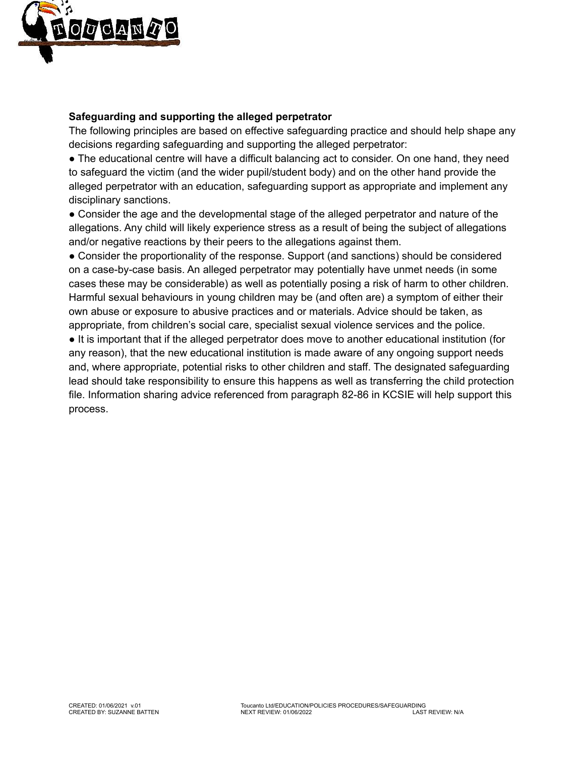**Safeguarding and supporting the alleged perpetrator**

The following principles are based on effective safeguarding practice and should help shape any decisions regarding safeguarding and supporting the alleged perpetrator:

- The educational centre will have a difficult balancing act to consider. On one hand, they need to safeguard the victim (and the wider pupil/student body) and on the other hand provide the alleged perpetrator with an education, safeguarding support as appropriate and implement any disciplinary sanctions.
- Consider the age and the developmental stage of the alleged perpetrator and nature of the allegations. Any child will likely experience stress as a result of being the subject of allegations and/or negative reactions by their peers to the allegations against them.
- Consider the proportionality of the response. Support (and sanctions) should be considered on a case-by-case basis. An alleged perpetrator may potentially have unmet needs (in some cases these may be considerable) as well as potentially posing a risk of harm to other children. Harmful sexual behaviours in young children may be (and often are) a symptom of either their own abuse or exposure to abusive practices and or materials. Advice should be taken, as appropriate, from children's social care, specialist sexual violence services and the police.
- It is important that if the alleged perpetrator does move to another educational institution (for any reason), that the new educational institution is made aware of any ongoing support needs and, where appropriate, potential risks to other children and staff. The designated safeguarding lead should take responsibility to ensure this happens as well as transferring the child protection file. Information sharing advice referenced from paragraph 82-86 in KCSIE will help support this process.